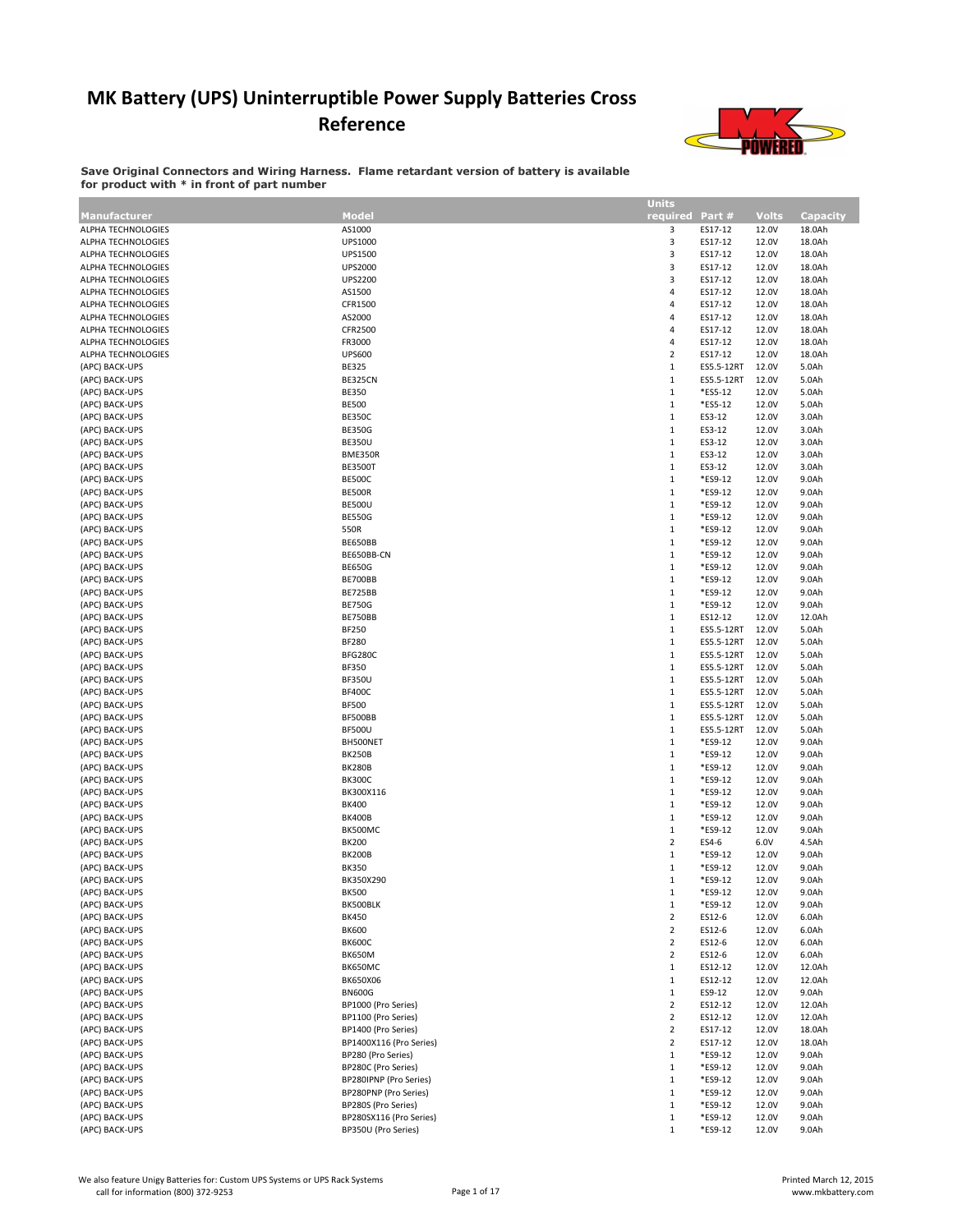# MK Battery (UPS) Uninterruptible Power Supply Batteries Cross Reference

**Save Original Connectors and Wiring Harness. Flame retardant version of battery is available for product with * in front of part number**

| Manufacturer | Model | Units required | Part # | Volts | Capacity |
|---|---|---|---|---|---|
| ALPHA TECHNOLOGIES | AS1000 | 3 | ES17-12 | 12.0V | 18.0Ah |
| ALPHA TECHNOLOGIES | UPS1000 | 3 | ES17-12 | 12.0V | 18.0Ah |
| ALPHA TECHNOLOGIES | UPS1500 | 3 | ES17-12 | 12.0V | 18.0Ah |
| ALPHA TECHNOLOGIES | UPS2000 | 3 | ES17-12 | 12.0V | 18.0Ah |
| ALPHA TECHNOLOGIES | UPS2200 | 3 | ES17-12 | 12.0V | 18.0Ah |
| ALPHA TECHNOLOGIES | AS1500 | 4 | ES17-12 | 12.0V | 18.0Ah |
| ALPHA TECHNOLOGIES | CFR1500 | 4 | ES17-12 | 12.0V | 18.0Ah |
| ALPHA TECHNOLOGIES | AS2000 | 4 | ES17-12 | 12.0V | 18.0Ah |
| ALPHA TECHNOLOGIES | CFR2500 | 4 | ES17-12 | 12.0V | 18.0Ah |
| ALPHA TECHNOLOGIES | FR3000 | 4 | ES17-12 | 12.0V | 18.0Ah |
| ALPHA TECHNOLOGIES | UPS600 | 2 | ES17-12 | 12.0V | 18.0Ah |
| (APC) BACK-UPS | BE325 | 1 | ES5.5-12RT | 12.0V | 5.0Ah |
| (APC) BACK-UPS | BE325CN | 1 | ES5.5-12RT | 12.0V | 5.0Ah |
| (APC) BACK-UPS | BE350 | 1 | *ES5-12 | 12.0V | 5.0Ah |
| (APC) BACK-UPS | BE500 | 1 | *ES5-12 | 12.0V | 5.0Ah |
| (APC) BACK-UPS | BE350C | 1 | ES3-12 | 12.0V | 3.0Ah |
| (APC) BACK-UPS | BE350G | 1 | ES3-12 | 12.0V | 3.0Ah |
| (APC) BACK-UPS | BE350U | 1 | ES3-12 | 12.0V | 3.0Ah |
| (APC) BACK-UPS | BME350R | 1 | ES3-12 | 12.0V | 3.0Ah |
| (APC) BACK-UPS | BE3500T | 1 | ES3-12 | 12.0V | 3.0Ah |
| (APC) BACK-UPS | BE500C | 1 | *ES9-12 | 12.0V | 9.0Ah |
| (APC) BACK-UPS | BE500R | 1 | *ES9-12 | 12.0V | 9.0Ah |
| (APC) BACK-UPS | BE500U | 1 | *ES9-12 | 12.0V | 9.0Ah |
| (APC) BACK-UPS | BE550G | 1 | *ES9-12 | 12.0V | 9.0Ah |
| (APC) BACK-UPS | 550R | 1 | *ES9-12 | 12.0V | 9.0Ah |
| (APC) BACK-UPS | BE650BB | 1 | *ES9-12 | 12.0V | 9.0Ah |
| (APC) BACK-UPS | BE650BB-CN | 1 | *ES9-12 | 12.0V | 9.0Ah |
| (APC) BACK-UPS | BE650G | 1 | *ES9-12 | 12.0V | 9.0Ah |
| (APC) BACK-UPS | BE700BB | 1 | *ES9-12 | 12.0V | 9.0Ah |
| (APC) BACK-UPS | BE725BB | 1 | *ES9-12 | 12.0V | 9.0Ah |
| (APC) BACK-UPS | BE750G | 1 | *ES9-12 | 12.0V | 9.0Ah |
| (APC) BACK-UPS | BE750BB | 1 | ES12-12 | 12.0V | 12.0Ah |
| (APC) BACK-UPS | BF250 | 1 | ES5.5-12RT | 12.0V | 5.0Ah |
| (APC) BACK-UPS | BF280 | 1 | ES5.5-12RT | 12.0V | 5.0Ah |
| (APC) BACK-UPS | BFG280C | 1 | ES5.5-12RT | 12.0V | 5.0Ah |
| (APC) BACK-UPS | BF350 | 1 | ES5.5-12RT | 12.0V | 5.0Ah |
| (APC) BACK-UPS | BF350U | 1 | ES5.5-12RT | 12.0V | 5.0Ah |
| (APC) BACK-UPS | BF400C | 1 | ES5.5-12RT | 12.0V | 5.0Ah |
| (APC) BACK-UPS | BF500 | 1 | ES5.5-12RT | 12.0V | 5.0Ah |
| (APC) BACK-UPS | BF500BB | 1 | ES5.5-12RT | 12.0V | 5.0Ah |
| (APC) BACK-UPS | BF500U | 1 | ES5.5-12RT | 12.0V | 5.0Ah |
| (APC) BACK-UPS | BH500NET | 1 | *ES9-12 | 12.0V | 9.0Ah |
| (APC) BACK-UPS | BK250B | 1 | *ES9-12 | 12.0V | 9.0Ah |
| (APC) BACK-UPS | BK280B | 1 | *ES9-12 | 12.0V | 9.0Ah |
| (APC) BACK-UPS | BK300C | 1 | *ES9-12 | 12.0V | 9.0Ah |
| (APC) BACK-UPS | BK300X116 | 1 | *ES9-12 | 12.0V | 9.0Ah |
| (APC) BACK-UPS | BK400 | 1 | *ES9-12 | 12.0V | 9.0Ah |
| (APC) BACK-UPS | BK400B | 1 | *ES9-12 | 12.0V | 9.0Ah |
| (APC) BACK-UPS | BK500MC | 1 | *ES9-12 | 12.0V | 9.0Ah |
| (APC) BACK-UPS | BK200 | 2 | ES4-6 | 6.0V | 4.5Ah |
| (APC) BACK-UPS | BK200B | 1 | *ES9-12 | 12.0V | 9.0Ah |
| (APC) BACK-UPS | BK350 | 1 | *ES9-12 | 12.0V | 9.0Ah |
| (APC) BACK-UPS | BK350X290 | 1 | *ES9-12 | 12.0V | 9.0Ah |
| (APC) BACK-UPS | BK500 | 1 | *ES9-12 | 12.0V | 9.0Ah |
| (APC) BACK-UPS | BK500BLK | 1 | *ES9-12 | 12.0V | 9.0Ah |
| (APC) BACK-UPS | BK450 | 2 | ES12-6 | 12.0V | 6.0Ah |
| (APC) BACK-UPS | BK600 | 2 | ES12-6 | 12.0V | 6.0Ah |
| (APC) BACK-UPS | BK600C | 2 | ES12-6 | 12.0V | 6.0Ah |
| (APC) BACK-UPS | BK650M | 2 | ES12-6 | 12.0V | 6.0Ah |
| (APC) BACK-UPS | BK650MC | 1 | ES12-12 | 12.0V | 12.0Ah |
| (APC) BACK-UPS | BK650X06 | 1 | ES12-12 | 12.0V | 12.0Ah |
| (APC) BACK-UPS | BN600G | 1 | ES9-12 | 12.0V | 9.0Ah |
| (APC) BACK-UPS | BP1000 (Pro Series) | 2 | ES12-12 | 12.0V | 12.0Ah |
| (APC) BACK-UPS | BP1100 (Pro Series) | 2 | ES12-12 | 12.0V | 12.0Ah |
| (APC) BACK-UPS | BP1400 (Pro Series) | 2 | ES17-12 | 12.0V | 18.0Ah |
| (APC) BACK-UPS | BP1400X116 (Pro Series) | 2 | ES17-12 | 12.0V | 18.0Ah |
| (APC) BACK-UPS | BP280 (Pro Series) | 1 | *ES9-12 | 12.0V | 9.0Ah |
| (APC) BACK-UPS | BP280C (Pro Series) | 1 | *ES9-12 | 12.0V | 9.0Ah |
| (APC) BACK-UPS | BP280IPNP (Pro Series) | 1 | *ES9-12 | 12.0V | 9.0Ah |
| (APC) BACK-UPS | BP280PNP (Pro Series) | 1 | *ES9-12 | 12.0V | 9.0Ah |
| (APC) BACK-UPS | BP280S (Pro Series) | 1 | *ES9-12 | 12.0V | 9.0Ah |
| (APC) BACK-UPS | BP280SX116 (Pro Series) | 1 | *ES9-12 | 12.0V | 9.0Ah |
| (APC) BACK-UPS | BP350U (Pro Series) | 1 | *ES9-12 | 12.0V | 9.0Ah |

We also feature Unigy Batteries for: Custom UPS Systems or UPS Rack Systems
call for information (800) 372-9253

Printed March 12, 2015
www.mkbattery.com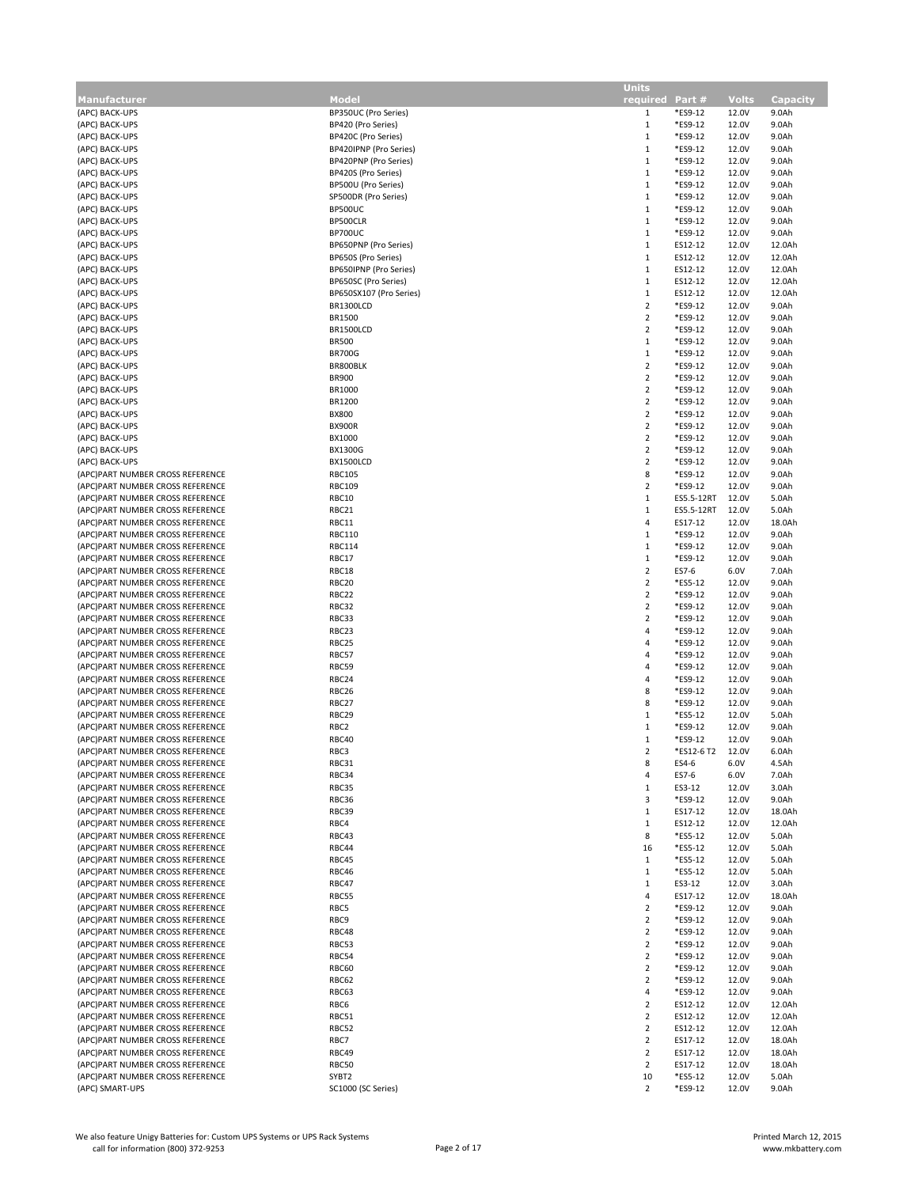| Manufacturer | Model | Units required | Part # | Volts | Capacity |
|---|---|---|---|---|---|
| (APC) BACK-UPS | BP350UC (Pro Series) | 1 | *ES9-12 | 12.0V | 9.0Ah |
| (APC) BACK-UPS | BP420 (Pro Series) | 1 | *ES9-12 | 12.0V | 9.0Ah |
| (APC) BACK-UPS | BP420C (Pro Series) | 1 | *ES9-12 | 12.0V | 9.0Ah |
| (APC) BACK-UPS | BP420IPNP (Pro Series) | 1 | *ES9-12 | 12.0V | 9.0Ah |
| (APC) BACK-UPS | BP420PNP (Pro Series) | 1 | *ES9-12 | 12.0V | 9.0Ah |
| (APC) BACK-UPS | BP420S (Pro Series) | 1 | *ES9-12 | 12.0V | 9.0Ah |
| (APC) BACK-UPS | BP500U (Pro Series) | 1 | *ES9-12 | 12.0V | 9.0Ah |
| (APC) BACK-UPS | SP500DR (Pro Series) | 1 | *ES9-12 | 12.0V | 9.0Ah |
| (APC) BACK-UPS | BP500UC | 1 | *ES9-12 | 12.0V | 9.0Ah |
| (APC) BACK-UPS | BP500CLR | 1 | *ES9-12 | 12.0V | 9.0Ah |
| (APC) BACK-UPS | BP700UC | 1 | *ES9-12 | 12.0V | 9.0Ah |
| (APC) BACK-UPS | BP650PNP (Pro Series) | 1 | ES12-12 | 12.0V | 12.0Ah |
| (APC) BACK-UPS | BP650S (Pro Series) | 1 | ES12-12 | 12.0V | 12.0Ah |
| (APC) BACK-UPS | BP650IPNP (Pro Series) | 1 | ES12-12 | 12.0V | 12.0Ah |
| (APC) BACK-UPS | BP650SC (Pro Series) | 1 | ES12-12 | 12.0V | 12.0Ah |
| (APC) BACK-UPS | BP650SX107 (Pro Series) | 1 | ES12-12 | 12.0V | 12.0Ah |
| (APC) BACK-UPS | BR1300LCD | 2 | *ES9-12 | 12.0V | 9.0Ah |
| (APC) BACK-UPS | BR1500 | 2 | *ES9-12 | 12.0V | 9.0Ah |
| (APC) BACK-UPS | BR1500LCD | 2 | *ES9-12 | 12.0V | 9.0Ah |
| (APC) BACK-UPS | BR500 | 1 | *ES9-12 | 12.0V | 9.0Ah |
| (APC) BACK-UPS | BR700G | 1 | *ES9-12 | 12.0V | 9.0Ah |
| (APC) BACK-UPS | BR800BLK | 2 | *ES9-12 | 12.0V | 9.0Ah |
| (APC) BACK-UPS | BR900 | 2 | *ES9-12 | 12.0V | 9.0Ah |
| (APC) BACK-UPS | BR1000 | 2 | *ES9-12 | 12.0V | 9.0Ah |
| (APC) BACK-UPS | BR1200 | 2 | *ES9-12 | 12.0V | 9.0Ah |
| (APC) BACK-UPS | BX800 | 2 | *ES9-12 | 12.0V | 9.0Ah |
| (APC) BACK-UPS | BX900R | 2 | *ES9-12 | 12.0V | 9.0Ah |
| (APC) BACK-UPS | BX1000 | 2 | *ES9-12 | 12.0V | 9.0Ah |
| (APC) BACK-UPS | BX1300G | 2 | *ES9-12 | 12.0V | 9.0Ah |
| (APC) BACK-UPS | BX1500LCD | 2 | *ES9-12 | 12.0V | 9.0Ah |
| (APC)PART NUMBER CROSS REFERENCE | RBC105 | 8 | *ES9-12 | 12.0V | 9.0Ah |
| (APC)PART NUMBER CROSS REFERENCE | RBC109 | 2 | *ES9-12 | 12.0V | 9.0Ah |
| (APC)PART NUMBER CROSS REFERENCE | RBC10 | 1 | ES5.5-12RT | 12.0V | 5.0Ah |
| (APC)PART NUMBER CROSS REFERENCE | RBC21 | 1 | ES5.5-12RT | 12.0V | 5.0Ah |
| (APC)PART NUMBER CROSS REFERENCE | RBC11 | 4 | ES17-12 | 12.0V | 18.0Ah |
| (APC)PART NUMBER CROSS REFERENCE | RBC110 | 1 | *ES9-12 | 12.0V | 9.0Ah |
| (APC)PART NUMBER CROSS REFERENCE | RBC114 | 1 | *ES9-12 | 12.0V | 9.0Ah |
| (APC)PART NUMBER CROSS REFERENCE | RBC17 | 1 | *ES9-12 | 12.0V | 9.0Ah |
| (APC)PART NUMBER CROSS REFERENCE | RBC18 | 2 | ES7-6 | 6.0V | 7.0Ah |
| (APC)PART NUMBER CROSS REFERENCE | RBC20 | 2 | *ES5-12 | 12.0V | 9.0Ah |
| (APC)PART NUMBER CROSS REFERENCE | RBC22 | 2 | *ES9-12 | 12.0V | 9.0Ah |
| (APC)PART NUMBER CROSS REFERENCE | RBC32 | 2 | *ES9-12 | 12.0V | 9.0Ah |
| (APC)PART NUMBER CROSS REFERENCE | RBC33 | 2 | *ES9-12 | 12.0V | 9.0Ah |
| (APC)PART NUMBER CROSS REFERENCE | RBC23 | 4 | *ES9-12 | 12.0V | 9.0Ah |
| (APC)PART NUMBER CROSS REFERENCE | RBC25 | 4 | *ES9-12 | 12.0V | 9.0Ah |
| (APC)PART NUMBER CROSS REFERENCE | RBC57 | 4 | *ES9-12 | 12.0V | 9.0Ah |
| (APC)PART NUMBER CROSS REFERENCE | RBC59 | 4 | *ES9-12 | 12.0V | 9.0Ah |
| (APC)PART NUMBER CROSS REFERENCE | RBC24 | 4 | *ES9-12 | 12.0V | 9.0Ah |
| (APC)PART NUMBER CROSS REFERENCE | RBC26 | 8 | *ES9-12 | 12.0V | 9.0Ah |
| (APC)PART NUMBER CROSS REFERENCE | RBC27 | 8 | *ES9-12 | 12.0V | 9.0Ah |
| (APC)PART NUMBER CROSS REFERENCE | RBC29 | 1 | *ES5-12 | 12.0V | 5.0Ah |
| (APC)PART NUMBER CROSS REFERENCE | RBC2 | 1 | *ES9-12 | 12.0V | 9.0Ah |
| (APC)PART NUMBER CROSS REFERENCE | RBC40 | 1 | *ES9-12 | 12.0V | 9.0Ah |
| (APC)PART NUMBER CROSS REFERENCE | RBC3 | 2 | *ES12-6 T2 | 12.0V | 6.0Ah |
| (APC)PART NUMBER CROSS REFERENCE | RBC31 | 8 | ES4-6 | 6.0V | 4.5Ah |
| (APC)PART NUMBER CROSS REFERENCE | RBC34 | 4 | ES7-6 | 6.0V | 7.0Ah |
| (APC)PART NUMBER CROSS REFERENCE | RBC35 | 1 | ES3-12 | 12.0V | 3.0Ah |
| (APC)PART NUMBER CROSS REFERENCE | RBC36 | 3 | *ES9-12 | 12.0V | 9.0Ah |
| (APC)PART NUMBER CROSS REFERENCE | RBC39 | 1 | ES17-12 | 12.0V | 18.0Ah |
| (APC)PART NUMBER CROSS REFERENCE | RBC4 | 1 | ES12-12 | 12.0V | 12.0Ah |
| (APC)PART NUMBER CROSS REFERENCE | RBC43 | 8 | *ES5-12 | 12.0V | 5.0Ah |
| (APC)PART NUMBER CROSS REFERENCE | RBC44 | 16 | *ES5-12 | 12.0V | 5.0Ah |
| (APC)PART NUMBER CROSS REFERENCE | RBC45 | 1 | *ES5-12 | 12.0V | 5.0Ah |
| (APC)PART NUMBER CROSS REFERENCE | RBC46 | 1 | *ES5-12 | 12.0V | 5.0Ah |
| (APC)PART NUMBER CROSS REFERENCE | RBC47 | 1 | ES3-12 | 12.0V | 3.0Ah |
| (APC)PART NUMBER CROSS REFERENCE | RBC55 | 4 | ES17-12 | 12.0V | 18.0Ah |
| (APC)PART NUMBER CROSS REFERENCE | RBC5 | 2 | *ES9-12 | 12.0V | 9.0Ah |
| (APC)PART NUMBER CROSS REFERENCE | RBC9 | 2 | *ES9-12 | 12.0V | 9.0Ah |
| (APC)PART NUMBER CROSS REFERENCE | RBC48 | 2 | *ES9-12 | 12.0V | 9.0Ah |
| (APC)PART NUMBER CROSS REFERENCE | RBC53 | 2 | *ES9-12 | 12.0V | 9.0Ah |
| (APC)PART NUMBER CROSS REFERENCE | RBC54 | 2 | *ES9-12 | 12.0V | 9.0Ah |
| (APC)PART NUMBER CROSS REFERENCE | RBC60 | 2 | *ES9-12 | 12.0V | 9.0Ah |
| (APC)PART NUMBER CROSS REFERENCE | RBC62 | 2 | *ES9-12 | 12.0V | 9.0Ah |
| (APC)PART NUMBER CROSS REFERENCE | RBC63 | 4 | *ES9-12 | 12.0V | 9.0Ah |
| (APC)PART NUMBER CROSS REFERENCE | RBC6 | 2 | ES12-12 | 12.0V | 12.0Ah |
| (APC)PART NUMBER CROSS REFERENCE | RBC51 | 2 | ES12-12 | 12.0V | 12.0Ah |
| (APC)PART NUMBER CROSS REFERENCE | RBC52 | 2 | ES12-12 | 12.0V | 12.0Ah |
| (APC)PART NUMBER CROSS REFERENCE | RBC7 | 2 | ES17-12 | 12.0V | 18.0Ah |
| (APC)PART NUMBER CROSS REFERENCE | RBC49 | 2 | ES17-12 | 12.0V | 18.0Ah |
| (APC)PART NUMBER CROSS REFERENCE | RBC50 | 2 | ES17-12 | 12.0V | 18.0Ah |
| (APC)PART NUMBER CROSS REFERENCE | SYBT2 | 10 | *ES5-12 | 12.0V | 5.0Ah |
| (APC) SMART-UPS | SC1000 (SC Series) | 2 | *ES9-12 | 12.0V | 9.0Ah |

We also feature Unigy Batteries for: Custom UPS Systems or UPS Rack Systems
call for information (800) 372-9253

Printed March 12, 2015
www.mkbattery.com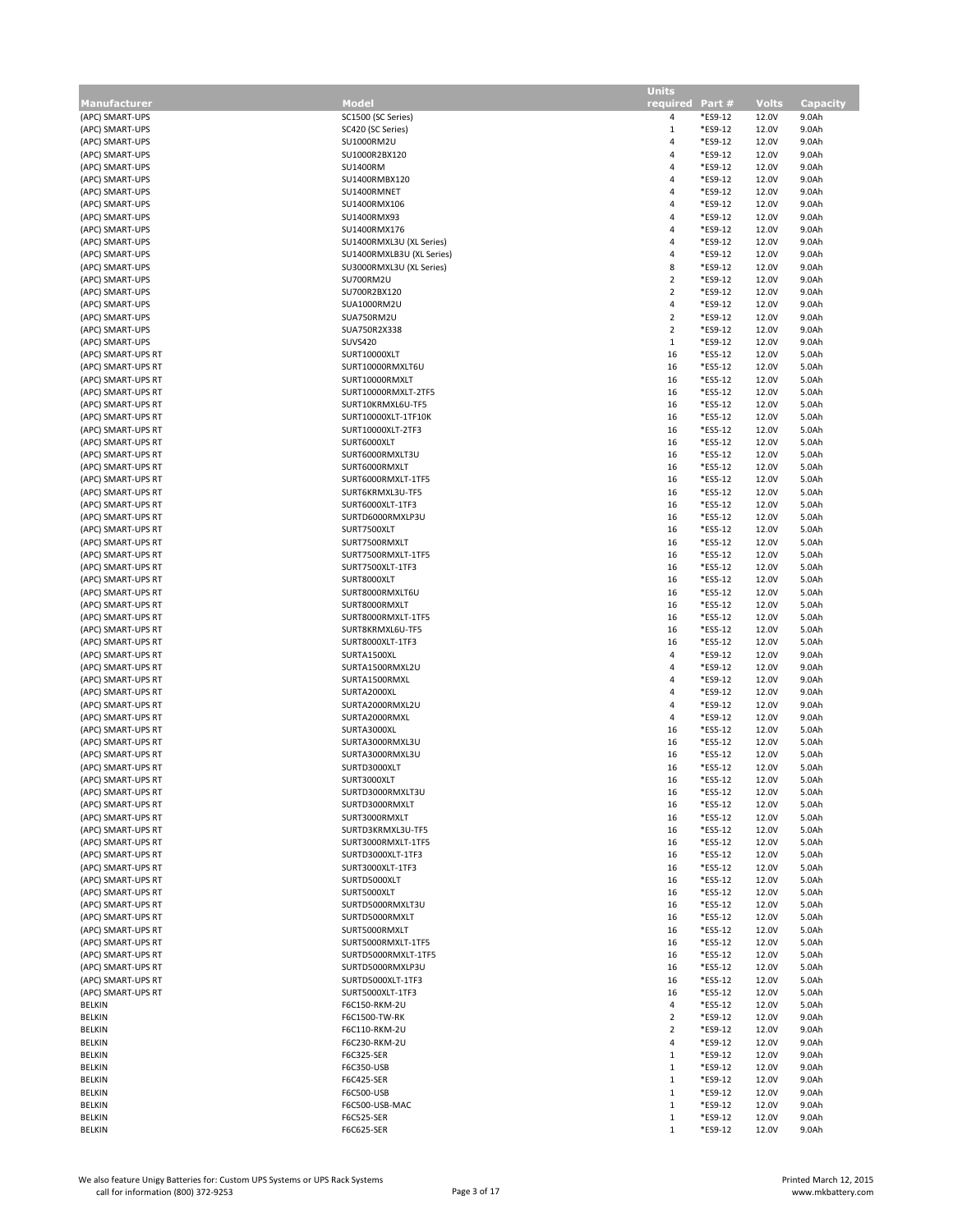| Manufacturer | Model | Units required | Part # | Volts | Capacity |
|---|---|---|---|---|---|
| (APC) SMART-UPS | SC1500 (SC Series) | 4 | *ES9-12 | 12.0V | 9.0Ah |
| (APC) SMART-UPS | SC420 (SC Series) | 1 | *ES9-12 | 12.0V | 9.0Ah |
| (APC) SMART-UPS | SU1000RM2U | 4 | *ES9-12 | 12.0V | 9.0Ah |
| (APC) SMART-UPS | SU1000R2BX120 | 4 | *ES9-12 | 12.0V | 9.0Ah |
| (APC) SMART-UPS | SU1400RM | 4 | *ES9-12 | 12.0V | 9.0Ah |
| (APC) SMART-UPS | SU1400RMBX120 | 4 | *ES9-12 | 12.0V | 9.0Ah |
| (APC) SMART-UPS | SU1400RMNET | 4 | *ES9-12 | 12.0V | 9.0Ah |
| (APC) SMART-UPS | SU1400RMX106 | 4 | *ES9-12 | 12.0V | 9.0Ah |
| (APC) SMART-UPS | SU1400RMX93 | 4 | *ES9-12 | 12.0V | 9.0Ah |
| (APC) SMART-UPS | SU1400RMX176 | 4 | *ES9-12 | 12.0V | 9.0Ah |
| (APC) SMART-UPS | SU1400RMXL3U (XL Series) | 4 | *ES9-12 | 12.0V | 9.0Ah |
| (APC) SMART-UPS | SU1400RMXLB3U (XL Series) | 4 | *ES9-12 | 12.0V | 9.0Ah |
| (APC) SMART-UPS | SU3000RMXL3U (XL Series) | 8 | *ES9-12 | 12.0V | 9.0Ah |
| (APC) SMART-UPS | SU700RM2U | 2 | *ES9-12 | 12.0V | 9.0Ah |
| (APC) SMART-UPS | SU700R2BX120 | 2 | *ES9-12 | 12.0V | 9.0Ah |
| (APC) SMART-UPS | SUA1000RM2U | 4 | *ES9-12 | 12.0V | 9.0Ah |
| (APC) SMART-UPS | SUA750RM2U | 2 | *ES9-12 | 12.0V | 9.0Ah |
| (APC) SMART-UPS | SUA750R2X338 | 2 | *ES9-12 | 12.0V | 9.0Ah |
| (APC) SMART-UPS | SUVS420 | 1 | *ES9-12 | 12.0V | 9.0Ah |
| (APC) SMART-UPS RT | SURT10000XLT | 16 | *ES5-12 | 12.0V | 5.0Ah |
| (APC) SMART-UPS RT | SURT10000RMXLT6U | 16 | *ES5-12 | 12.0V | 5.0Ah |
| (APC) SMART-UPS RT | SURT10000RMXLT | 16 | *ES5-12 | 12.0V | 5.0Ah |
| (APC) SMART-UPS RT | SURT10000RMXLT-2TF5 | 16 | *ES5-12 | 12.0V | 5.0Ah |
| (APC) SMART-UPS RT | SURT10KRMXL6U-TF5 | 16 | *ES5-12 | 12.0V | 5.0Ah |
| (APC) SMART-UPS RT | SURT10000XLT-1TF10K | 16 | *ES5-12 | 12.0V | 5.0Ah |
| (APC) SMART-UPS RT | SURT10000XLT-2TF3 | 16 | *ES5-12 | 12.0V | 5.0Ah |
| (APC) SMART-UPS RT | SURT6000XLT | 16 | *ES5-12 | 12.0V | 5.0Ah |
| (APC) SMART-UPS RT | SURT6000RMXLT3U | 16 | *ES5-12 | 12.0V | 5.0Ah |
| (APC) SMART-UPS RT | SURT6000RMXLT | 16 | *ES5-12 | 12.0V | 5.0Ah |
| (APC) SMART-UPS RT | SURT6000RMXLT-1TF5 | 16 | *ES5-12 | 12.0V | 5.0Ah |
| (APC) SMART-UPS RT | SURT6KRMXL3U-TF5 | 16 | *ES5-12 | 12.0V | 5.0Ah |
| (APC) SMART-UPS RT | SURT6000XLT-1TF3 | 16 | *ES5-12 | 12.0V | 5.0Ah |
| (APC) SMART-UPS RT | SURTD6000RMXLP3U | 16 | *ES5-12 | 12.0V | 5.0Ah |
| (APC) SMART-UPS RT | SURT7500XLT | 16 | *ES5-12 | 12.0V | 5.0Ah |
| (APC) SMART-UPS RT | SURT7500RMXLT | 16 | *ES5-12 | 12.0V | 5.0Ah |
| (APC) SMART-UPS RT | SURT7500RMXLT-1TF5 | 16 | *ES5-12 | 12.0V | 5.0Ah |
| (APC) SMART-UPS RT | SURT7500XLT-1TF3 | 16 | *ES5-12 | 12.0V | 5.0Ah |
| (APC) SMART-UPS RT | SURT8000XLT | 16 | *ES5-12 | 12.0V | 5.0Ah |
| (APC) SMART-UPS RT | SURT8000RMXLT6U | 16 | *ES5-12 | 12.0V | 5.0Ah |
| (APC) SMART-UPS RT | SURT8000RMXLT | 16 | *ES5-12 | 12.0V | 5.0Ah |
| (APC) SMART-UPS RT | SURT8000RMXLT-1TF5 | 16 | *ES5-12 | 12.0V | 5.0Ah |
| (APC) SMART-UPS RT | SURT8KRMXL6U-TF5 | 16 | *ES5-12 | 12.0V | 5.0Ah |
| (APC) SMART-UPS RT | SURT8000XLT-1TF3 | 16 | *ES5-12 | 12.0V | 5.0Ah |
| (APC) SMART-UPS RT | SURTA1500XL | 4 | *ES9-12 | 12.0V | 9.0Ah |
| (APC) SMART-UPS RT | SURTA1500RMXL2U | 4 | *ES9-12 | 12.0V | 9.0Ah |
| (APC) SMART-UPS RT | SURTA1500RMXL | 4 | *ES9-12 | 12.0V | 9.0Ah |
| (APC) SMART-UPS RT | SURTA2000XL | 4 | *ES9-12 | 12.0V | 9.0Ah |
| (APC) SMART-UPS RT | SURTA2000RMXL2U | 4 | *ES9-12 | 12.0V | 9.0Ah |
| (APC) SMART-UPS RT | SURTA2000RMXL | 4 | *ES9-12 | 12.0V | 9.0Ah |
| (APC) SMART-UPS RT | SURTA3000XL | 16 | *ES5-12 | 12.0V | 5.0Ah |
| (APC) SMART-UPS RT | SURTA3000RMXL3U | 16 | *ES5-12 | 12.0V | 5.0Ah |
| (APC) SMART-UPS RT | SURTA3000RMXL3U | 16 | *ES5-12 | 12.0V | 5.0Ah |
| (APC) SMART-UPS RT | SURTD3000XLT | 16 | *ES5-12 | 12.0V | 5.0Ah |
| (APC) SMART-UPS RT | SURT3000XLT | 16 | *ES5-12 | 12.0V | 5.0Ah |
| (APC) SMART-UPS RT | SURTD3000RMXLT3U | 16 | *ES5-12 | 12.0V | 5.0Ah |
| (APC) SMART-UPS RT | SURTD3000RMXLT | 16 | *ES5-12 | 12.0V | 5.0Ah |
| (APC) SMART-UPS RT | SURT3000RMXLT | 16 | *ES5-12 | 12.0V | 5.0Ah |
| (APC) SMART-UPS RT | SURTD3KRMXL3U-TF5 | 16 | *ES5-12 | 12.0V | 5.0Ah |
| (APC) SMART-UPS RT | SURT3000RMXLT-1TF5 | 16 | *ES5-12 | 12.0V | 5.0Ah |
| (APC) SMART-UPS RT | SURTD3000XLT-1TF3 | 16 | *ES5-12 | 12.0V | 5.0Ah |
| (APC) SMART-UPS RT | SURT3000XLT-1TF3 | 16 | *ES5-12 | 12.0V | 5.0Ah |
| (APC) SMART-UPS RT | SURTD5000XLT | 16 | *ES5-12 | 12.0V | 5.0Ah |
| (APC) SMART-UPS RT | SURT5000XLT | 16 | *ES5-12 | 12.0V | 5.0Ah |
| (APC) SMART-UPS RT | SURTD5000RMXLT3U | 16 | *ES5-12 | 12.0V | 5.0Ah |
| (APC) SMART-UPS RT | SURTD5000RMXLT | 16 | *ES5-12 | 12.0V | 5.0Ah |
| (APC) SMART-UPS RT | SURT5000RMXLT | 16 | *ES5-12 | 12.0V | 5.0Ah |
| (APC) SMART-UPS RT | SURT5000RMXLT-1TF5 | 16 | *ES5-12 | 12.0V | 5.0Ah |
| (APC) SMART-UPS RT | SURTD5000RMXLT-1TF5 | 16 | *ES5-12 | 12.0V | 5.0Ah |
| (APC) SMART-UPS RT | SURTD5000RMXLP3U | 16 | *ES5-12 | 12.0V | 5.0Ah |
| (APC) SMART-UPS RT | SURTD5000XLT-1TF3 | 16 | *ES5-12 | 12.0V | 5.0Ah |
| (APC) SMART-UPS RT | SURT5000XLT-1TF3 | 16 | *ES5-12 | 12.0V | 5.0Ah |
| BELKIN | F6C150-RKM-2U | 4 | *ES5-12 | 12.0V | 5.0Ah |
| BELKIN | F6C1500-TW-RK | 2 | *ES9-12 | 12.0V | 9.0Ah |
| BELKIN | F6C110-RKM-2U | 2 | *ES9-12 | 12.0V | 9.0Ah |
| BELKIN | F6C230-RKM-2U | 4 | *ES9-12 | 12.0V | 9.0Ah |
| BELKIN | F6C325-SER | 1 | *ES9-12 | 12.0V | 9.0Ah |
| BELKIN | F6C350-USB | 1 | *ES9-12 | 12.0V | 9.0Ah |
| BELKIN | F6C425-SER | 1 | *ES9-12 | 12.0V | 9.0Ah |
| BELKIN | F6C500-USB | 1 | *ES9-12 | 12.0V | 9.0Ah |
| BELKIN | F6C500-USB-MAC | 1 | *ES9-12 | 12.0V | 9.0Ah |
| BELKIN | F6C525-SER | 1 | *ES9-12 | 12.0V | 9.0Ah |
| BELKIN | F6C625-SER | 1 | *ES9-12 | 12.0V | 9.0Ah |

We also feature Unigy Batteries for: Custom UPS Systems or UPS Rack Systems
call for information (800) 372-9253

Printed March 12, 2015
www.mkbattery.com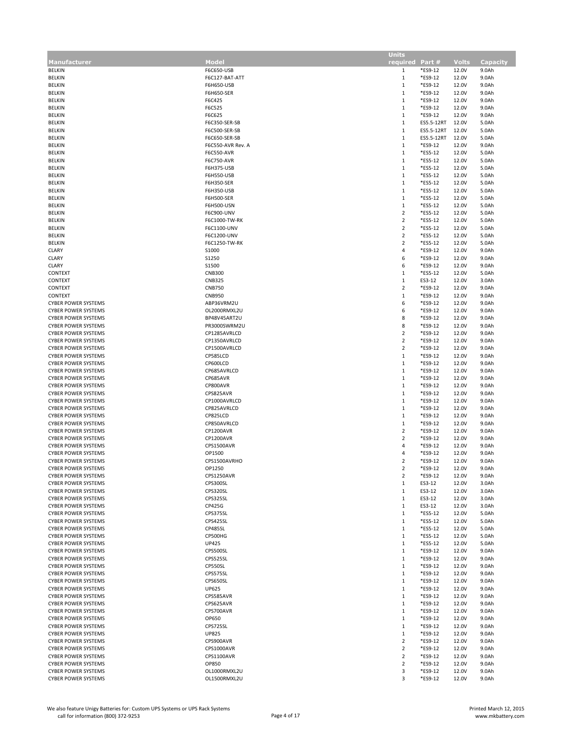| Manufacturer | Model | Units required | Part # | Volts | Capacity |
| --- | --- | --- | --- | --- | --- |
| BELKIN | F6C650-USB | 1 | *ES9-12 | 12.0V | 9.0Ah |
| BELKIN | F6C127-BAT-ATT | 1 | *ES9-12 | 12.0V | 9.0Ah |
| BELKIN | F6H650-USB | 1 | *ES9-12 | 12.0V | 9.0Ah |
| BELKIN | F6H650-SER | 1 | *ES9-12 | 12.0V | 9.0Ah |
| BELKIN | F6C425 | 1 | *ES9-12 | 12.0V | 9.0Ah |
| BELKIN | F6C525 | 1 | *ES9-12 | 12.0V | 9.0Ah |
| BELKIN | F6C625 | 1 | *ES9-12 | 12.0V | 9.0Ah |
| BELKIN | F6C350-SER-SB | 1 | ES5.5-12RT | 12.0V | 5.0Ah |
| BELKIN | F6C500-SER-SB | 1 | ES5.5-12RT | 12.0V | 5.0Ah |
| BELKIN | F6C650-SER-SB | 1 | ES5.5-12RT | 12.0V | 5.0Ah |
| BELKIN | F6C550-AVR Rev. A | 1 | *ES9-12 | 12.0V | 9.0Ah |
| BELKIN | F6C550-AVR | 1 | *ES5-12 | 12.0V | 5.0Ah |
| BELKIN | F6C750-AVR | 1 | *ES5-12 | 12.0V | 5.0Ah |
| BELKIN | F6H375-USB | 1 | *ES5-12 | 12.0V | 5.0Ah |
| BELKIN | F6H550-USB | 1 | *ES5-12 | 12.0V | 5.0Ah |
| BELKIN | F6H350-SER | 1 | *ES5-12 | 12.0V | 5.0Ah |
| BELKIN | F6H350-USB | 1 | *ES5-12 | 12.0V | 5.0Ah |
| BELKIN | F6H500-SER | 1 | *ES5-12 | 12.0V | 5.0Ah |
| BELKIN | F6H500-USN | 1 | *ES5-12 | 12.0V | 5.0Ah |
| BELKIN | F6C900-UNV | 2 | *ES5-12 | 12.0V | 5.0Ah |
| BELKIN | F6C1000-TW-RK | 2 | *ES5-12 | 12.0V | 5.0Ah |
| BELKIN | F6C1100-UNV | 2 | *ES5-12 | 12.0V | 5.0Ah |
| BELKIN | F6C1200-UNV | 2 | *ES5-12 | 12.0V | 5.0Ah |
| BELKIN | F6C1250-TW-RK | 2 | *ES5-12 | 12.0V | 5.0Ah |
| CLARY | S1000 | 4 | *ES9-12 | 12.0V | 9.0Ah |
| CLARY | S1250 | 6 | *ES9-12 | 12.0V | 9.0Ah |
| CLARY | S1500 | 6 | *ES9-12 | 12.0V | 9.0Ah |
| CONTEXT | CNB300 | 1 | *ES5-12 | 12.0V | 5.0Ah |
| CONTEXT | CNB325 | 1 | ES3-12 | 12.0V | 3.0Ah |
| CONTEXT | CNB750 | 2 | *ES9-12 | 12.0V | 9.0Ah |
| CONTEXT | CNB950 | 1 | *ES9-12 | 12.0V | 9.0Ah |
| CYBER POWER SYSTEMS | ABP36VRM2U | 6 | *ES9-12 | 12.0V | 9.0Ah |
| CYBER POWER SYSTEMS | OL2000RMXL2U | 6 | *ES9-12 | 12.0V | 9.0Ah |
| CYBER POWER SYSTEMS | BP48V45ART2U | 8 | *ES9-12 | 12.0V | 9.0Ah |
| CYBER POWER SYSTEMS | PR3000SWRM2U | 8 | *ES9-12 | 12.0V | 9.0Ah |
| CYBER POWER SYSTEMS | CP1285AVRLCD | 2 | *ES9-12 | 12.0V | 9.0Ah |
| CYBER POWER SYSTEMS | CP1350AVRLCD | 2 | *ES9-12 | 12.0V | 9.0Ah |
| CYBER POWER SYSTEMS | CP1500AVRLCD | 2 | *ES9-12 | 12.0V | 9.0Ah |
| CYBER POWER SYSTEMS | CP585LCD | 1 | *ES9-12 | 12.0V | 9.0Ah |
| CYBER POWER SYSTEMS | CP600LCD | 1 | *ES9-12 | 12.0V | 9.0Ah |
| CYBER POWER SYSTEMS | CP685AVRLCD | 1 | *ES9-12 | 12.0V | 9.0Ah |
| CYBER POWER SYSTEMS | CP685AVR | 1 | *ES9-12 | 12.0V | 9.0Ah |
| CYBER POWER SYSTEMS | CP800AVR | 1 | *ES9-12 | 12.0V | 9.0Ah |
| CYBER POWER SYSTEMS | CPS825AVR | 1 | *ES9-12 | 12.0V | 9.0Ah |
| CYBER POWER SYSTEMS | CP1000AVRLCD | 1 | *ES9-12 | 12.0V | 9.0Ah |
| CYBER POWER SYSTEMS | CP825AVRLCD | 1 | *ES9-12 | 12.0V | 9.0Ah |
| CYBER POWER SYSTEMS | CP825LCD | 1 | *ES9-12 | 12.0V | 9.0Ah |
| CYBER POWER SYSTEMS | CP850AVRLCD | 1 | *ES9-12 | 12.0V | 9.0Ah |
| CYBER POWER SYSTEMS | CP1200AVR | 2 | *ES9-12 | 12.0V | 9.0Ah |
| CYBER POWER SYSTEMS | CP1200AVR | 2 | *ES9-12 | 12.0V | 9.0Ah |
| CYBER POWER SYSTEMS | CPS1500AVR | 4 | *ES9-12 | 12.0V | 9.0Ah |
| CYBER POWER SYSTEMS | OP1500 | 4 | *ES9-12 | 12.0V | 9.0Ah |
| CYBER POWER SYSTEMS | CPS1500AVRHO | 2 | *ES9-12 | 12.0V | 9.0Ah |
| CYBER POWER SYSTEMS | OP1250 | 2 | *ES9-12 | 12.0V | 9.0Ah |
| CYBER POWER SYSTEMS | CPS1250AVR | 2 | *ES9-12 | 12.0V | 9.0Ah |
| CYBER POWER SYSTEMS | CPS300SL | 1 | ES3-12 | 12.0V | 3.0Ah |
| CYBER POWER SYSTEMS | CPS320SL | 1 | ES3-12 | 12.0V | 3.0Ah |
| CYBER POWER SYSTEMS | CPS325SL | 1 | ES3-12 | 12.0V | 3.0Ah |
| CYBER POWER SYSTEMS | CP425G | 1 | ES3-12 | 12.0V | 3.0Ah |
| CYBER POWER SYSTEMS | CPS375SL | 1 | *ES5-12 | 12.0V | 5.0Ah |
| CYBER POWER SYSTEMS | CPS425SL | 1 | *ES5-12 | 12.0V | 5.0Ah |
| CYBER POWER SYSTEMS | CP485SL | 1 | *ES5-12 | 12.0V | 5.0Ah |
| CYBER POWER SYSTEMS | CP500HG | 1 | *ES5-12 | 12.0V | 5.0Ah |
| CYBER POWER SYSTEMS | UP425 | 1 | *ES5-12 | 12.0V | 5.0Ah |
| CYBER POWER SYSTEMS | CPS500SL | 1 | *ES9-12 | 12.0V | 9.0Ah |
| CYBER POWER SYSTEMS | CPS525SL | 1 | *ES9-12 | 12.0V | 9.0Ah |
| CYBER POWER SYSTEMS | CP550SL | 1 | *ES9-12 | 12.0V | 9.0Ah |
| CYBER POWER SYSTEMS | CPS575SL | 1 | *ES9-12 | 12.0V | 9.0Ah |
| CYBER POWER SYSTEMS | CPS650SL | 1 | *ES9-12 | 12.0V | 9.0Ah |
| CYBER POWER SYSTEMS | UP625 | 1 | *ES9-12 | 12.0V | 9.0Ah |
| CYBER POWER SYSTEMS | CPS585AVR | 1 | *ES9-12 | 12.0V | 9.0Ah |
| CYBER POWER SYSTEMS | CPS625AVR | 1 | *ES9-12 | 12.0V | 9.0Ah |
| CYBER POWER SYSTEMS | CPS700AVR | 1 | *ES9-12 | 12.0V | 9.0Ah |
| CYBER POWER SYSTEMS | OP650 | 1 | *ES9-12 | 12.0V | 9.0Ah |
| CYBER POWER SYSTEMS | CPS725SL | 1 | *ES9-12 | 12.0V | 9.0Ah |
| CYBER POWER SYSTEMS | UP825 | 1 | *ES9-12 | 12.0V | 9.0Ah |
| CYBER POWER SYSTEMS | CPS900AVR | 2 | *ES9-12 | 12.0V | 9.0Ah |
| CYBER POWER SYSTEMS | CPS1000AVR | 2 | *ES9-12 | 12.0V | 9.0Ah |
| CYBER POWER SYSTEMS | CPS1100AVR | 2 | *ES9-12 | 12.0V | 9.0Ah |
| CYBER POWER SYSTEMS | OP850 | 2 | *ES9-12 | 12.0V | 9.0Ah |
| CYBER POWER SYSTEMS | OL1000RMXL2U | 3 | *ES9-12 | 12.0V | 9.0Ah |
| CYBER POWER SYSTEMS | OL1500RMXL2U | 3 | *ES9-12 | 12.0V | 9.0Ah |

We also feature Unigy Batteries for: Custom UPS Systems or UPS Rack Systems
call for information (800) 372-9253

Printed March 12, 2015
www.mkbattery.com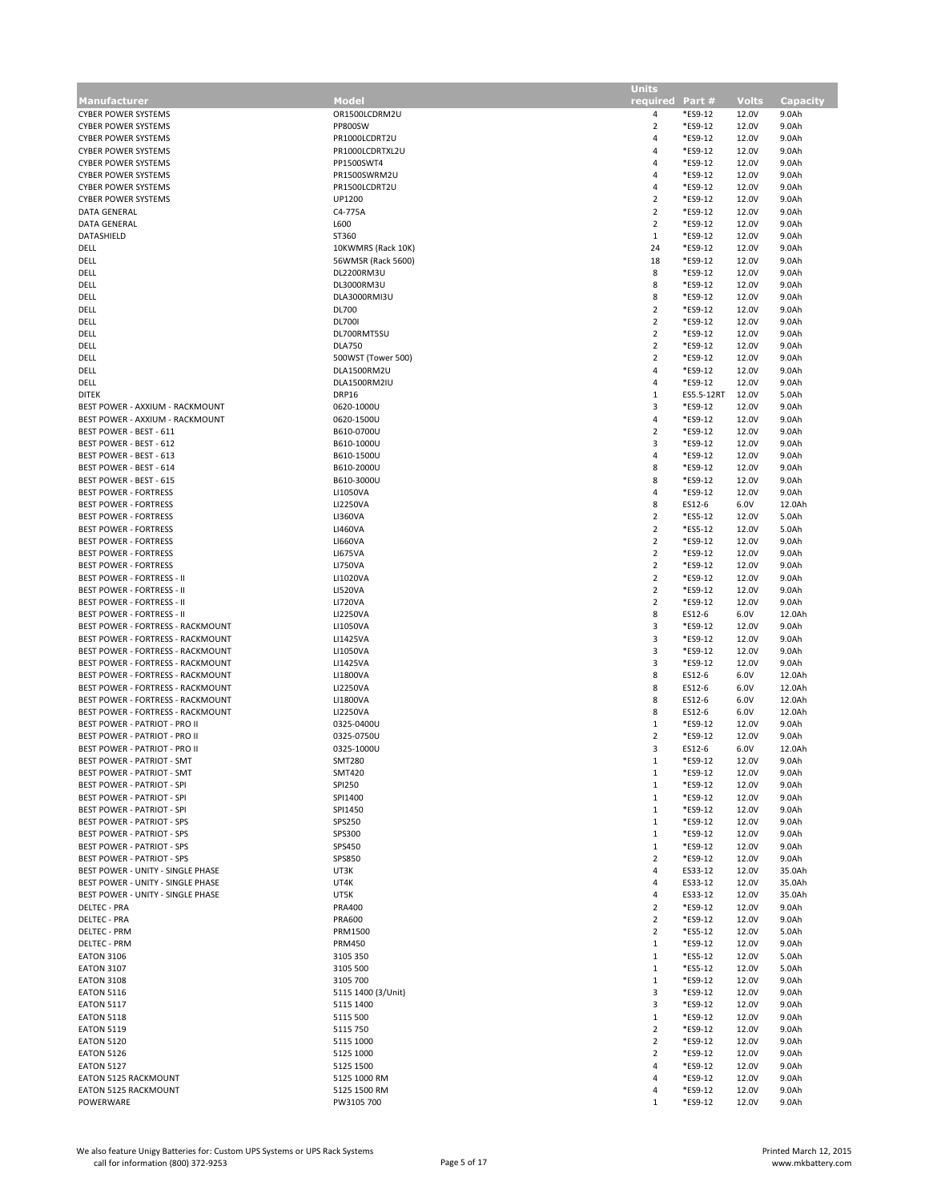| Manufacturer | Model | Units required | Part # | Volts | Capacity |
|---|---|---|---|---|---|
| CYBER POWER SYSTEMS | OR1500LCDRM2U | 4 | *ES9-12 | 12.0V | 9.0Ah |
| CYBER POWER SYSTEMS | PP800SW | 2 | *ES9-12 | 12.0V | 9.0Ah |
| CYBER POWER SYSTEMS | PR1000LCDRT2U | 4 | *ES9-12 | 12.0V | 9.0Ah |
| CYBER POWER SYSTEMS | PR1000LCDRTXL2U | 4 | *ES9-12 | 12.0V | 9.0Ah |
| CYBER POWER SYSTEMS | PP1500SWT4 | 4 | *ES9-12 | 12.0V | 9.0Ah |
| CYBER POWER SYSTEMS | PR1500SWRM2U | 4 | *ES9-12 | 12.0V | 9.0Ah |
| CYBER POWER SYSTEMS | PR1500LCDRT2U | 4 | *ES9-12 | 12.0V | 9.0Ah |
| CYBER POWER SYSTEMS | UP1200 | 2 | *ES9-12 | 12.0V | 9.0Ah |
| DATA GENERAL | C4-775A | 2 | *ES9-12 | 12.0V | 9.0Ah |
| DATA GENERAL | L600 | 2 | *ES9-12 | 12.0V | 9.0Ah |
| DATASHIELD | ST360 | 1 | *ES9-12 | 12.0V | 9.0Ah |
| DELL | 10KWMRS (Rack 10K) | 24 | *ES9-12 | 12.0V | 9.0Ah |
| DELL | 56WMSR (Rack 5600) | 18 | *ES9-12 | 12.0V | 9.0Ah |
| DELL | DL2200RM3U | 8 | *ES9-12 | 12.0V | 9.0Ah |
| DELL | DL3000RM3U | 8 | *ES9-12 | 12.0V | 9.0Ah |
| DELL | DLA3000RMI3U | 8 | *ES9-12 | 12.0V | 9.0Ah |
| DELL | DL700 | 2 | *ES9-12 | 12.0V | 9.0Ah |
| DELL | DL700I | 2 | *ES9-12 | 12.0V | 9.0Ah |
| DELL | DL700RMT5SU | 2 | *ES9-12 | 12.0V | 9.0Ah |
| DELL | DLA750 | 2 | *ES9-12 | 12.0V | 9.0Ah |
| DELL | 500WST (Tower 500) | 2 | *ES9-12 | 12.0V | 9.0Ah |
| DELL | DLA1500RM2U | 4 | *ES9-12 | 12.0V | 9.0Ah |
| DELL | DLA1500RM2IU | 4 | *ES9-12 | 12.0V | 9.0Ah |
| DITEK | DRP16 | 1 | ES5.5-12RT | 12.0V | 5.0Ah |
| BEST POWER - AXXIUM - RACKMOUNT | 0620-1000U | 3 | *ES9-12 | 12.0V | 9.0Ah |
| BEST POWER - AXXIUM - RACKMOUNT | 0620-1500U | 4 | *ES9-12 | 12.0V | 9.0Ah |
| BEST POWER - BEST - 611 | B610-0700U | 2 | *ES9-12 | 12.0V | 9.0Ah |
| BEST POWER - BEST - 612 | B610-1000U | 3 | *ES9-12 | 12.0V | 9.0Ah |
| BEST POWER - BEST - 613 | B610-1500U | 4 | *ES9-12 | 12.0V | 9.0Ah |
| BEST POWER - BEST - 614 | B610-2000U | 8 | *ES9-12 | 12.0V | 9.0Ah |
| BEST POWER - BEST - 615 | B610-3000U | 8 | *ES9-12 | 12.0V | 9.0Ah |
| BEST POWER - FORTRESS | LI1050VA | 4 | *ES9-12 | 12.0V | 9.0Ah |
| BEST POWER - FORTRESS | LI2250VA | 8 | ES12-6 | 6.0V | 12.0Ah |
| BEST POWER - FORTRESS | LI360VA | 2 | *ES5-12 | 12.0V | 5.0Ah |
| BEST POWER - FORTRESS | LI460VA | 2 | *ES5-12 | 12.0V | 5.0Ah |
| BEST POWER - FORTRESS | LI660VA | 2 | *ES9-12 | 12.0V | 9.0Ah |
| BEST POWER - FORTRESS | LI675VA | 2 | *ES9-12 | 12.0V | 9.0Ah |
| BEST POWER - FORTRESS | LI750VA | 2 | *ES9-12 | 12.0V | 9.0Ah |
| BEST POWER - FORTRESS - II | LI1020VA | 2 | *ES9-12 | 12.0V | 9.0Ah |
| BEST POWER - FORTRESS - II | LI520VA | 2 | *ES9-12 | 12.0V | 9.0Ah |
| BEST POWER - FORTRESS - II | LI720VA | 2 | *ES9-12 | 12.0V | 9.0Ah |
| BEST POWER - FORTRESS - II | LI2250VA | 8 | ES12-6 | 6.0V | 12.0Ah |
| BEST POWER - FORTRESS - RACKMOUNT | LI1050VA | 3 | *ES9-12 | 12.0V | 9.0Ah |
| BEST POWER - FORTRESS - RACKMOUNT | LI1425VA | 3 | *ES9-12 | 12.0V | 9.0Ah |
| BEST POWER - FORTRESS - RACKMOUNT | LI1050VA | 3 | *ES9-12 | 12.0V | 9.0Ah |
| BEST POWER - FORTRESS - RACKMOUNT | LI1425VA | 3 | *ES9-12 | 12.0V | 9.0Ah |
| BEST POWER - FORTRESS - RACKMOUNT | LI1800VA | 8 | ES12-6 | 6.0V | 12.0Ah |
| BEST POWER - FORTRESS - RACKMOUNT | LI2250VA | 8 | ES12-6 | 6.0V | 12.0Ah |
| BEST POWER - FORTRESS - RACKMOUNT | LI1800VA | 8 | ES12-6 | 6.0V | 12.0Ah |
| BEST POWER - FORTRESS - RACKMOUNT | LI2250VA | 8 | ES12-6 | 6.0V | 12.0Ah |
| BEST POWER - PATRIOT - PRO II | 0325-0400U | 1 | *ES9-12 | 12.0V | 9.0Ah |
| BEST POWER - PATRIOT - PRO II | 0325-0750U | 2 | *ES9-12 | 12.0V | 9.0Ah |
| BEST POWER - PATRIOT - PRO II | 0325-1000U | 3 | ES12-6 | 6.0V | 12.0Ah |
| BEST POWER - PATRIOT - SMT | SMT280 | 1 | *ES9-12 | 12.0V | 9.0Ah |
| BEST POWER - PATRIOT - SMT | SMT420 | 1 | *ES9-12 | 12.0V | 9.0Ah |
| BEST POWER - PATRIOT - SPI | SPI250 | 1 | *ES9-12 | 12.0V | 9.0Ah |
| BEST POWER - PATRIOT - SPI | SPI1400 | 1 | *ES9-12 | 12.0V | 9.0Ah |
| BEST POWER - PATRIOT - SPI | SPI1450 | 1 | *ES9-12 | 12.0V | 9.0Ah |
| BEST POWER - PATRIOT - SPS | SPS250 | 1 | *ES9-12 | 12.0V | 9.0Ah |
| BEST POWER - PATRIOT - SPS | SPS300 | 1 | *ES9-12 | 12.0V | 9.0Ah |
| BEST POWER - PATRIOT - SPS | SPS450 | 1 | *ES9-12 | 12.0V | 9.0Ah |
| BEST POWER - PATRIOT - SPS | SPS850 | 2 | *ES9-12 | 12.0V | 9.0Ah |
| BEST POWER - UNITY - SINGLE PHASE | UT3K | 4 | ES33-12 | 12.0V | 35.0Ah |
| BEST POWER - UNITY - SINGLE PHASE | UT4K | 4 | ES33-12 | 12.0V | 35.0Ah |
| BEST POWER - UNITY - SINGLE PHASE | UT5K | 4 | ES33-12 | 12.0V | 35.0Ah |
| DELTEC - PRA | PRA400 | 2 | *ES9-12 | 12.0V | 9.0Ah |
| DELTEC - PRA | PRA600 | 2 | *ES9-12 | 12.0V | 9.0Ah |
| DELTEC - PRM | PRM1500 | 2 | *ES5-12 | 12.0V | 5.0Ah |
| DELTEC - PRM | PRM450 | 1 | *ES9-12 | 12.0V | 9.0Ah |
| EATON 3106 | 3105 350 | 1 | *ES5-12 | 12.0V | 5.0Ah |
| EATON 3107 | 3105 500 | 1 | *ES5-12 | 12.0V | 5.0Ah |
| EATON 3108 | 3105 700 | 1 | *ES9-12 | 12.0V | 9.0Ah |
| EATON 5116 | 5115 1400 (3/Unit) | 3 | *ES9-12 | 12.0V | 9.0Ah |
| EATON 5117 | 5115 1400 | 3 | *ES9-12 | 12.0V | 9.0Ah |
| EATON 5118 | 5115 500 | 1 | *ES9-12 | 12.0V | 9.0Ah |
| EATON 5119 | 5115 750 | 2 | *ES9-12 | 12.0V | 9.0Ah |
| EATON 5120 | 5115 1000 | 2 | *ES9-12 | 12.0V | 9.0Ah |
| EATON 5126 | 5125 1000 | 2 | *ES9-12 | 12.0V | 9.0Ah |
| EATON 5127 | 5125 1500 | 4 | *ES9-12 | 12.0V | 9.0Ah |
| EATON 5125 RACKMOUNT | 5125 1000 RM | 4 | *ES9-12 | 12.0V | 9.0Ah |
| EATON 5125 RACKMOUNT | 5125 1500 RM | 4 | *ES9-12 | 12.0V | 9.0Ah |
| POWERWARE | PW3105 700 | 1 | *ES9-12 | 12.0V | 9.0Ah |

We also feature Unigy Batteries for: Custom UPS Systems or UPS Rack Systems
call for information (800) 372-9253

Printed March 12, 2015
www.mkbattery.com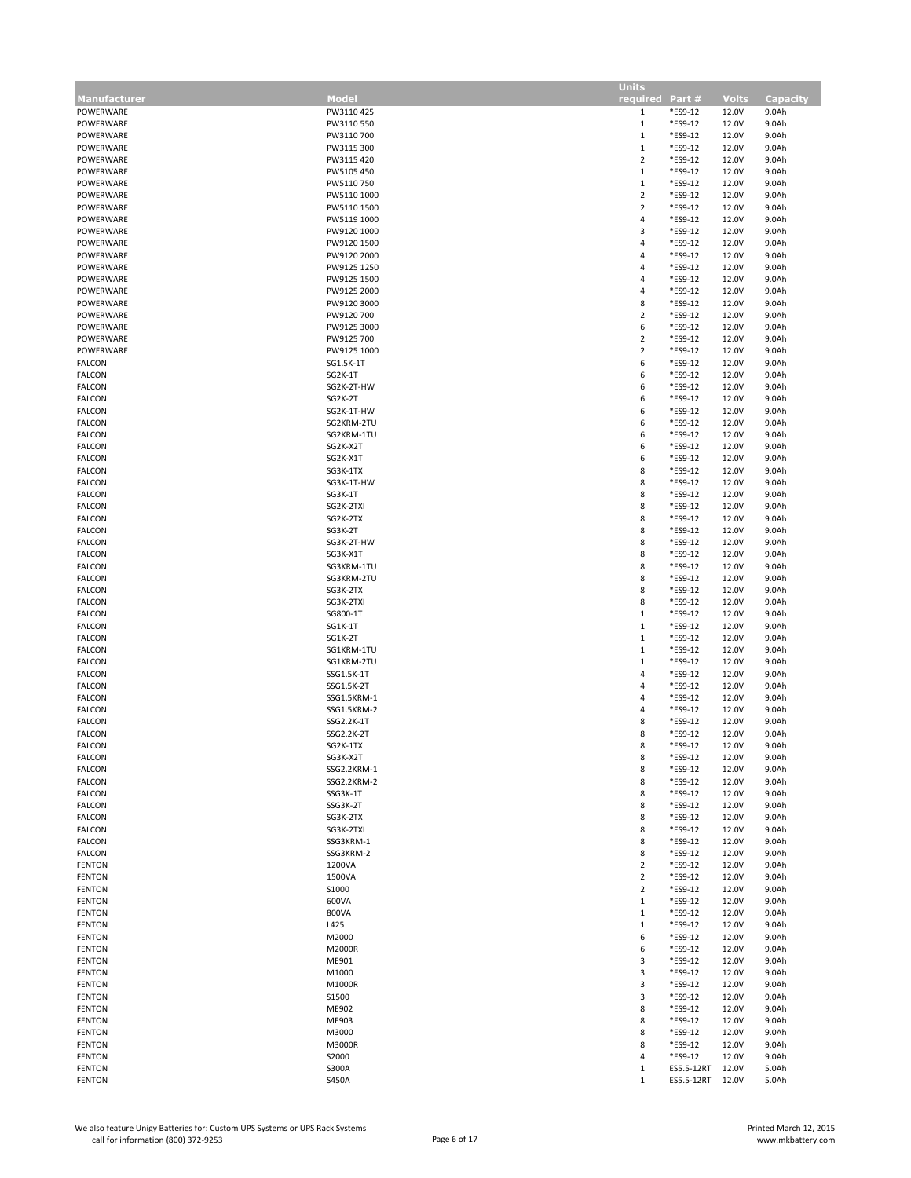| Manufacturer | Model | Units required | Part # | Volts | Capacity |
|---|---|---|---|---|---|
| POWERWARE | PW3110 425 | 1 | *ES9-12 | 12.0V | 9.0Ah |
| POWERWARE | PW3110 550 | 1 | *ES9-12 | 12.0V | 9.0Ah |
| POWERWARE | PW3110 700 | 1 | *ES9-12 | 12.0V | 9.0Ah |
| POWERWARE | PW3115 300 | 1 | *ES9-12 | 12.0V | 9.0Ah |
| POWERWARE | PW3115 420 | 2 | *ES9-12 | 12.0V | 9.0Ah |
| POWERWARE | PW5105 450 | 1 | *ES9-12 | 12.0V | 9.0Ah |
| POWERWARE | PW5110 750 | 1 | *ES9-12 | 12.0V | 9.0Ah |
| POWERWARE | PW5110 1000 | 2 | *ES9-12 | 12.0V | 9.0Ah |
| POWERWARE | PW5110 1500 | 2 | *ES9-12 | 12.0V | 9.0Ah |
| POWERWARE | PW5119 1000 | 4 | *ES9-12 | 12.0V | 9.0Ah |
| POWERWARE | PW9120 1000 | 3 | *ES9-12 | 12.0V | 9.0Ah |
| POWERWARE | PW9120 1500 | 4 | *ES9-12 | 12.0V | 9.0Ah |
| POWERWARE | PW9120 2000 | 4 | *ES9-12 | 12.0V | 9.0Ah |
| POWERWARE | PW9125 1250 | 4 | *ES9-12 | 12.0V | 9.0Ah |
| POWERWARE | PW9125 1500 | 4 | *ES9-12 | 12.0V | 9.0Ah |
| POWERWARE | PW9125 2000 | 4 | *ES9-12 | 12.0V | 9.0Ah |
| POWERWARE | PW9120 3000 | 8 | *ES9-12 | 12.0V | 9.0Ah |
| POWERWARE | PW9120 700 | 2 | *ES9-12 | 12.0V | 9.0Ah |
| POWERWARE | PW9125 3000 | 6 | *ES9-12 | 12.0V | 9.0Ah |
| POWERWARE | PW9125 700 | 2 | *ES9-12 | 12.0V | 9.0Ah |
| POWERWARE | PW9125 1000 | 2 | *ES9-12 | 12.0V | 9.0Ah |
| FALCON | SG1.5K-1T | 6 | *ES9-12 | 12.0V | 9.0Ah |
| FALCON | SG2K-1T | 6 | *ES9-12 | 12.0V | 9.0Ah |
| FALCON | SG2K-2T-HW | 6 | *ES9-12 | 12.0V | 9.0Ah |
| FALCON | SG2K-2T | 6 | *ES9-12 | 12.0V | 9.0Ah |
| FALCON | SG2K-1T-HW | 6 | *ES9-12 | 12.0V | 9.0Ah |
| FALCON | SG2KRM-2TU | 6 | *ES9-12 | 12.0V | 9.0Ah |
| FALCON | SG2KRM-1TU | 6 | *ES9-12 | 12.0V | 9.0Ah |
| FALCON | SG2K-X2T | 6 | *ES9-12 | 12.0V | 9.0Ah |
| FALCON | SG2K-X1T | 6 | *ES9-12 | 12.0V | 9.0Ah |
| FALCON | SG3K-1TX | 8 | *ES9-12 | 12.0V | 9.0Ah |
| FALCON | SG3K-1T-HW | 8 | *ES9-12 | 12.0V | 9.0Ah |
| FALCON | SG3K-1T | 8 | *ES9-12 | 12.0V | 9.0Ah |
| FALCON | SG2K-2TXI | 8 | *ES9-12 | 12.0V | 9.0Ah |
| FALCON | SG2K-2TX | 8 | *ES9-12 | 12.0V | 9.0Ah |
| FALCON | SG3K-2T | 8 | *ES9-12 | 12.0V | 9.0Ah |
| FALCON | SG3K-2T-HW | 8 | *ES9-12 | 12.0V | 9.0Ah |
| FALCON | SG3K-X1T | 8 | *ES9-12 | 12.0V | 9.0Ah |
| FALCON | SG3KRM-1TU | 8 | *ES9-12 | 12.0V | 9.0Ah |
| FALCON | SG3KRM-2TU | 8 | *ES9-12 | 12.0V | 9.0Ah |
| FALCON | SG3K-2TX | 8 | *ES9-12 | 12.0V | 9.0Ah |
| FALCON | SG3K-2TXI | 8 | *ES9-12 | 12.0V | 9.0Ah |
| FALCON | SG800-1T | 1 | *ES9-12 | 12.0V | 9.0Ah |
| FALCON | SG1K-1T | 1 | *ES9-12 | 12.0V | 9.0Ah |
| FALCON | SG1K-2T | 1 | *ES9-12 | 12.0V | 9.0Ah |
| FALCON | SG1KRM-1TU | 1 | *ES9-12 | 12.0V | 9.0Ah |
| FALCON | SG1KRM-2TU | 1 | *ES9-12 | 12.0V | 9.0Ah |
| FALCON | SSG1.5K-1T | 4 | *ES9-12 | 12.0V | 9.0Ah |
| FALCON | SSG1.5K-2T | 4 | *ES9-12 | 12.0V | 9.0Ah |
| FALCON | SSG1.5KRM-1 | 4 | *ES9-12 | 12.0V | 9.0Ah |
| FALCON | SSG1.5KRM-2 | 4 | *ES9-12 | 12.0V | 9.0Ah |
| FALCON | SSG2.2K-1T | 8 | *ES9-12 | 12.0V | 9.0Ah |
| FALCON | SSG2.2K-2T | 8 | *ES9-12 | 12.0V | 9.0Ah |
| FALCON | SG2K-1TX | 8 | *ES9-12 | 12.0V | 9.0Ah |
| FALCON | SG3K-X2T | 8 | *ES9-12 | 12.0V | 9.0Ah |
| FALCON | SSG2.2KRM-1 | 8 | *ES9-12 | 12.0V | 9.0Ah |
| FALCON | SSG2.2KRM-2 | 8 | *ES9-12 | 12.0V | 9.0Ah |
| FALCON | SSG3K-1T | 8 | *ES9-12 | 12.0V | 9.0Ah |
| FALCON | SSG3K-2T | 8 | *ES9-12 | 12.0V | 9.0Ah |
| FALCON | SG3K-2TX | 8 | *ES9-12 | 12.0V | 9.0Ah |
| FALCON | SG3K-2TXI | 8 | *ES9-12 | 12.0V | 9.0Ah |
| FALCON | SSG3KRM-1 | 8 | *ES9-12 | 12.0V | 9.0Ah |
| FALCON | SSG3KRM-2 | 8 | *ES9-12 | 12.0V | 9.0Ah |
| FENTON | 1200VA | 2 | *ES9-12 | 12.0V | 9.0Ah |
| FENTON | 1500VA | 2 | *ES9-12 | 12.0V | 9.0Ah |
| FENTON | S1000 | 2 | *ES9-12 | 12.0V | 9.0Ah |
| FENTON | 600VA | 1 | *ES9-12 | 12.0V | 9.0Ah |
| FENTON | 800VA | 1 | *ES9-12 | 12.0V | 9.0Ah |
| FENTON | L425 | 1 | *ES9-12 | 12.0V | 9.0Ah |
| FENTON | M2000 | 6 | *ES9-12 | 12.0V | 9.0Ah |
| FENTON | M2000R | 6 | *ES9-12 | 12.0V | 9.0Ah |
| FENTON | ME901 | 3 | *ES9-12 | 12.0V | 9.0Ah |
| FENTON | M1000 | 3 | *ES9-12 | 12.0V | 9.0Ah |
| FENTON | M1000R | 3 | *ES9-12 | 12.0V | 9.0Ah |
| FENTON | S1500 | 3 | *ES9-12 | 12.0V | 9.0Ah |
| FENTON | ME902 | 8 | *ES9-12 | 12.0V | 9.0Ah |
| FENTON | ME903 | 8 | *ES9-12 | 12.0V | 9.0Ah |
| FENTON | M3000 | 8 | *ES9-12 | 12.0V | 9.0Ah |
| FENTON | M3000R | 8 | *ES9-12 | 12.0V | 9.0Ah |
| FENTON | S2000 | 4 | *ES9-12 | 12.0V | 9.0Ah |
| FENTON | S300A | 1 | ES5.5-12RT | 12.0V | 5.0Ah |
| FENTON | S450A | 1 | ES5.5-12RT | 12.0V | 5.0Ah |

We also feature Unigy Batteries for: Custom UPS Systems or UPS Rack Systems
call for information (800) 372-9253

Printed March 12, 2015
www.mkbattery.com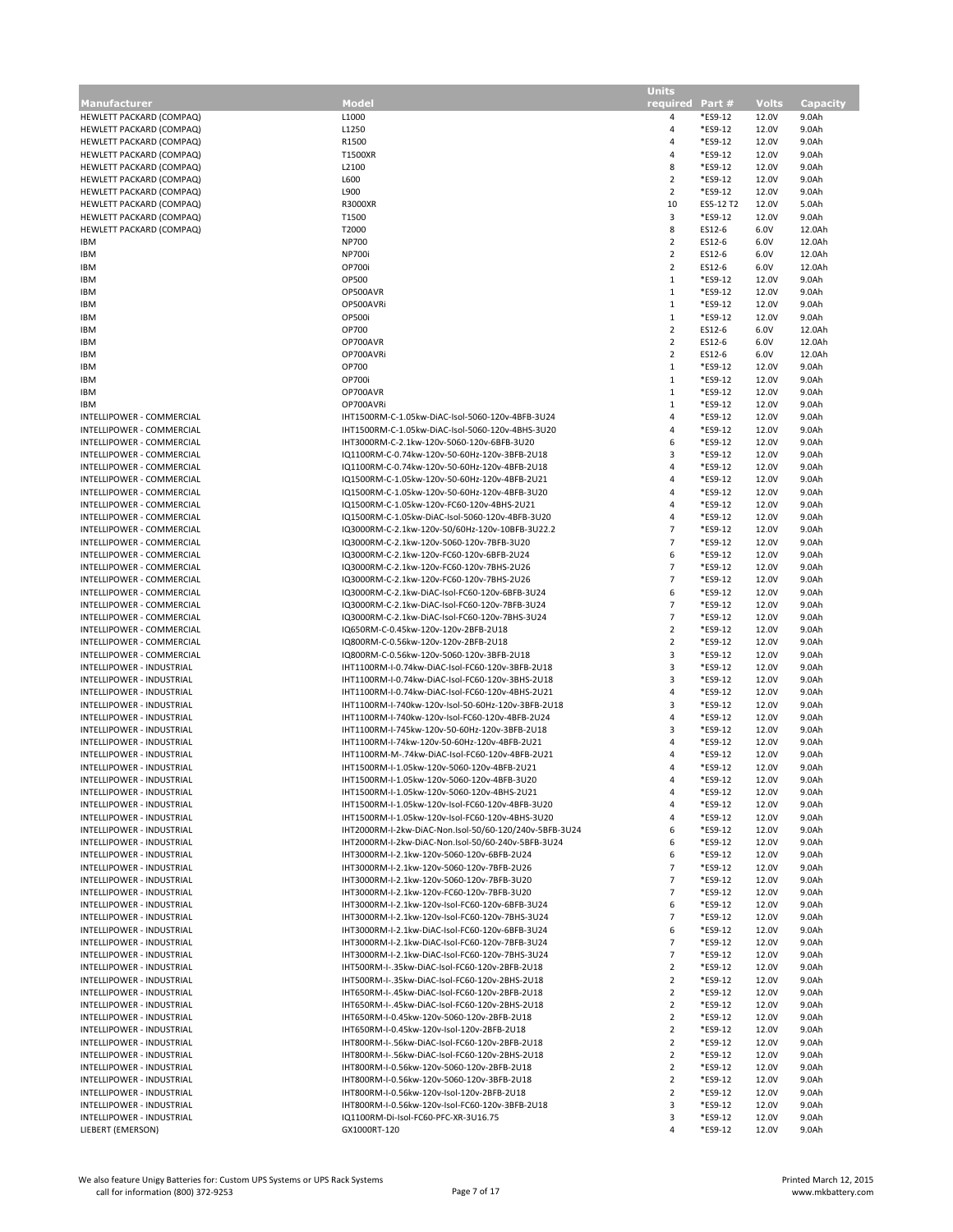| Manufacturer | Model | Units required | Part # | Volts | Capacity |
|---|---|---|---|---|---|
| HEWLETT PACKARD (COMPAQ) | L1000 | 4 | *ES9-12 | 12.0V | 9.0Ah |
| HEWLETT PACKARD (COMPAQ) | L1250 | 4 | *ES9-12 | 12.0V | 9.0Ah |
| HEWLETT PACKARD (COMPAQ) | R1500 | 4 | *ES9-12 | 12.0V | 9.0Ah |
| HEWLETT PACKARD (COMPAQ) | T1500XR | 4 | *ES9-12 | 12.0V | 9.0Ah |
| HEWLETT PACKARD (COMPAQ) | L2100 | 8 | *ES9-12 | 12.0V | 9.0Ah |
| HEWLETT PACKARD (COMPAQ) | L600 | 2 | *ES9-12 | 12.0V | 9.0Ah |
| HEWLETT PACKARD (COMPAQ) | L900 | 2 | *ES9-12 | 12.0V | 9.0Ah |
| HEWLETT PACKARD (COMPAQ) | R3000XR | 10 | ES5-12 T2 | 12.0V | 5.0Ah |
| HEWLETT PACKARD (COMPAQ) | T1500 | 3 | *ES9-12 | 12.0V | 9.0Ah |
| HEWLETT PACKARD (COMPAQ) | T2000 | 8 | ES12-6 | 6.0V | 12.0Ah |
| IBM | NP700 | 2 | ES12-6 | 6.0V | 12.0Ah |
| IBM | NP700i | 2 | ES12-6 | 6.0V | 12.0Ah |
| IBM | OP700i | 2 | ES12-6 | 6.0V | 12.0Ah |
| IBM | OP500 | 1 | *ES9-12 | 12.0V | 9.0Ah |
| IBM | OP500AVR | 1 | *ES9-12 | 12.0V | 9.0Ah |
| IBM | OP500AVRi | 1 | *ES9-12 | 12.0V | 9.0Ah |
| IBM | OP500i | 1 | *ES9-12 | 12.0V | 9.0Ah |
| IBM | OP700 | 2 | ES12-6 | 6.0V | 12.0Ah |
| IBM | OP700AVR | 2 | ES12-6 | 6.0V | 12.0Ah |
| IBM | OP700AVRi | 2 | ES12-6 | 6.0V | 12.0Ah |
| IBM | OP700 | 1 | *ES9-12 | 12.0V | 9.0Ah |
| IBM | OP700i | 1 | *ES9-12 | 12.0V | 9.0Ah |
| IBM | OP700AVR | 1 | *ES9-12 | 12.0V | 9.0Ah |
| IBM | OP700AVRi | 1 | *ES9-12 | 12.0V | 9.0Ah |
| INTELLIPOWER - COMMERCIAL | IHT1500RM-C-1.05kw-DiAC-Isol-5060-120v-4BFB-3U24 | 4 | *ES9-12 | 12.0V | 9.0Ah |
| INTELLIPOWER - COMMERCIAL | IHT1500RM-C-1.05kw-DiAC-Isol-5060-120v-4BHS-3U20 | 4 | *ES9-12 | 12.0V | 9.0Ah |
| INTELLIPOWER - COMMERCIAL | IHT3000RM-C-2.1kw-120v-5060-120v-6BFB-3U20 | 6 | *ES9-12 | 12.0V | 9.0Ah |
| INTELLIPOWER - COMMERCIAL | IQ1100RM-C-0.74kw-120v-50-60Hz-120v-3BFB-2U18 | 3 | *ES9-12 | 12.0V | 9.0Ah |
| INTELLIPOWER - COMMERCIAL | IQ1100RM-C-0.74kw-120v-50-60Hz-120v-4BFB-2U18 | 4 | *ES9-12 | 12.0V | 9.0Ah |
| INTELLIPOWER - COMMERCIAL | IQ1500RM-C-1.05kw-120v-50-60Hz-120v-4BFB-2U21 | 4 | *ES9-12 | 12.0V | 9.0Ah |
| INTELLIPOWER - COMMERCIAL | IQ1500RM-C-1.05kw-120v-50-60Hz-120v-4BFB-3U20 | 4 | *ES9-12 | 12.0V | 9.0Ah |
| INTELLIPOWER - COMMERCIAL | IQ1500RM-C-1.05kw-120v-FC60-120v-4BHS-2U21 | 4 | *ES9-12 | 12.0V | 9.0Ah |
| INTELLIPOWER - COMMERCIAL | IQ1500RM-C-1.05kw-DiAC-Isol-5060-120v-4BFB-3U20 | 4 | *ES9-12 | 12.0V | 9.0Ah |
| INTELLIPOWER - COMMERCIAL | IQ3000RM-C-2.1kw-120v-50/60Hz-120v-10BFB-3U22.2 | 7 | *ES9-12 | 12.0V | 9.0Ah |
| INTELLIPOWER - COMMERCIAL | IQ3000RM-C-2.1kw-120v-5060-120v-7BFB-3U20 | 7 | *ES9-12 | 12.0V | 9.0Ah |
| INTELLIPOWER - COMMERCIAL | IQ3000RM-C-2.1kw-120v-FC60-120v-6BFB-2U24 | 6 | *ES9-12 | 12.0V | 9.0Ah |
| INTELLIPOWER - COMMERCIAL | IQ3000RM-C-2.1kw-120v-FC60-120v-7BHS-2U26 | 7 | *ES9-12 | 12.0V | 9.0Ah |
| INTELLIPOWER - COMMERCIAL | IQ3000RM-C-2.1kw-120v-FC60-120v-7BHS-2U26 | 7 | *ES9-12 | 12.0V | 9.0Ah |
| INTELLIPOWER - COMMERCIAL | IQ3000RM-C-2.1kw-DiAC-Isol-FC60-120v-6BFB-3U24 | 6 | *ES9-12 | 12.0V | 9.0Ah |
| INTELLIPOWER - COMMERCIAL | IQ3000RM-C-2.1kw-DiAC-Isol-FC60-120v-7BFB-3U24 | 7 | *ES9-12 | 12.0V | 9.0Ah |
| INTELLIPOWER - COMMERCIAL | IQ3000RM-C-2.1kw-DiAC-Isol-FC60-120v-7BHS-3U24 | 7 | *ES9-12 | 12.0V | 9.0Ah |
| INTELLIPOWER - COMMERCIAL | IQ650RM-C-0.45kw-120v-120v-2BFB-2U18 | 2 | *ES9-12 | 12.0V | 9.0Ah |
| INTELLIPOWER - COMMERCIAL | IQ800RM-C-0.56kw-120v-120v-2BFB-2U18 | 2 | *ES9-12 | 12.0V | 9.0Ah |
| INTELLIPOWER - COMMERCIAL | IQ800RM-C-0.56kw-120v-5060-120v-3BFB-2U18 | 3 | *ES9-12 | 12.0V | 9.0Ah |
| INTELLIPOWER - INDUSTRIAL | IHT1100RM-I-0.74kw-DiAC-Isol-FC60-120v-3BFB-2U18 | 3 | *ES9-12 | 12.0V | 9.0Ah |
| INTELLIPOWER - INDUSTRIAL | IHT1100RM-I-0.74kw-DiAC-Isol-FC60-120v-3BHS-2U18 | 3 | *ES9-12 | 12.0V | 9.0Ah |
| INTELLIPOWER - INDUSTRIAL | IHT1100RM-I-0.74kw-DiAC-Isol-FC60-120v-4BHS-2U21 | 4 | *ES9-12 | 12.0V | 9.0Ah |
| INTELLIPOWER - INDUSTRIAL | IHT1100RM-I-740kw-120v-Isol-50-60Hz-120v-3BFB-2U18 | 3 | *ES9-12 | 12.0V | 9.0Ah |
| INTELLIPOWER - INDUSTRIAL | IHT1100RM-I-740kw-120v-Isol-FC60-120v-4BFB-2U24 | 4 | *ES9-12 | 12.0V | 9.0Ah |
| INTELLIPOWER - INDUSTRIAL | IHT1100RM-I-745kw-120v-50-60Hz-120v-3BFB-2U18 | 3 | *ES9-12 | 12.0V | 9.0Ah |
| INTELLIPOWER - INDUSTRIAL | IHT1100RM-I-74kw-120v-50-60Hz-120v-4BFB-2U21 | 4 | *ES9-12 | 12.0V | 9.0Ah |
| INTELLIPOWER - INDUSTRIAL | IHT1100RM-M-.74kw-DiAC-Isol-FC60-120v-4BFB-2U21 | 4 | *ES9-12 | 12.0V | 9.0Ah |
| INTELLIPOWER - INDUSTRIAL | IHT1500RM-I-1.05kw-120v-5060-120v-4BFB-2U21 | 4 | *ES9-12 | 12.0V | 9.0Ah |
| INTELLIPOWER - INDUSTRIAL | IHT1500RM-I-1.05kw-120v-5060-120v-4BFB-3U20 | 4 | *ES9-12 | 12.0V | 9.0Ah |
| INTELLIPOWER - INDUSTRIAL | IHT1500RM-I-1.05kw-120v-5060-120v-4BHS-2U21 | 4 | *ES9-12 | 12.0V | 9.0Ah |
| INTELLIPOWER - INDUSTRIAL | IHT1500RM-I-1.05kw-120v-Isol-FC60-120v-4BFB-3U20 | 4 | *ES9-12 | 12.0V | 9.0Ah |
| INTELLIPOWER - INDUSTRIAL | IHT1500RM-I-1.05kw-120v-Isol-FC60-120v-4BHS-3U20 | 4 | *ES9-12 | 12.0V | 9.0Ah |
| INTELLIPOWER - INDUSTRIAL | IHT2000RM-I-2kw-DiAC-Non.Isol-50/60-120/240v-5BFB-3U24 | 6 | *ES9-12 | 12.0V | 9.0Ah |
| INTELLIPOWER - INDUSTRIAL | IHT2000RM-I-2kw-DiAC-Non.Isol-50/60-240v-5BFB-3U24 | 6 | *ES9-12 | 12.0V | 9.0Ah |
| INTELLIPOWER - INDUSTRIAL | IHT3000RM-I-2.1kw-120v-5060-120v-6BFB-2U24 | 6 | *ES9-12 | 12.0V | 9.0Ah |
| INTELLIPOWER - INDUSTRIAL | IHT3000RM-I-2.1kw-120v-5060-120v-7BFB-2U26 | 7 | *ES9-12 | 12.0V | 9.0Ah |
| INTELLIPOWER - INDUSTRIAL | IHT3000RM-I-2.1kw-120v-5060-120v-7BFB-3U20 | 7 | *ES9-12 | 12.0V | 9.0Ah |
| INTELLIPOWER - INDUSTRIAL | IHT3000RM-I-2.1kw-120v-FC60-120v-7BFB-3U20 | 7 | *ES9-12 | 12.0V | 9.0Ah |
| INTELLIPOWER - INDUSTRIAL | IHT3000RM-I-2.1kw-120v-Isol-FC60-120v-6BFB-3U24 | 6 | *ES9-12 | 12.0V | 9.0Ah |
| INTELLIPOWER - INDUSTRIAL | IHT3000RM-I-2.1kw-120v-Isol-FC60-120v-7BHS-3U24 | 7 | *ES9-12 | 12.0V | 9.0Ah |
| INTELLIPOWER - INDUSTRIAL | IHT3000RM-I-2.1kw-DiAC-Isol-FC60-120v-6BFB-3U24 | 6 | *ES9-12 | 12.0V | 9.0Ah |
| INTELLIPOWER - INDUSTRIAL | IHT3000RM-I-2.1kw-DiAC-Isol-FC60-120v-7BFB-3U24 | 7 | *ES9-12 | 12.0V | 9.0Ah |
| INTELLIPOWER - INDUSTRIAL | IHT3000RM-I-2.1kw-DiAC-Isol-FC60-120v-7BHS-3U24 | 7 | *ES9-12 | 12.0V | 9.0Ah |
| INTELLIPOWER - INDUSTRIAL | IHT500RM-I-.35kw-DiAC-Isol-FC60-120v-2BFB-2U18 | 2 | *ES9-12 | 12.0V | 9.0Ah |
| INTELLIPOWER - INDUSTRIAL | IHT500RM-I-.35kw-DiAC-Isol-FC60-120v-2BHS-2U18 | 2 | *ES9-12 | 12.0V | 9.0Ah |
| INTELLIPOWER - INDUSTRIAL | IHT650RM-I-.45kw-DiAC-Isol-FC60-120v-2BFB-2U18 | 2 | *ES9-12 | 12.0V | 9.0Ah |
| INTELLIPOWER - INDUSTRIAL | IHT650RM-I-.45kw-DiAC-Isol-FC60-120v-2BHS-2U18 | 2 | *ES9-12 | 12.0V | 9.0Ah |
| INTELLIPOWER - INDUSTRIAL | IHT650RM-I-0.45kw-120v-5060-120v-2BFB-2U18 | 2 | *ES9-12 | 12.0V | 9.0Ah |
| INTELLIPOWER - INDUSTRIAL | IHT650RM-I-0.45kw-120v-Isol-120v-2BFB-2U18 | 2 | *ES9-12 | 12.0V | 9.0Ah |
| INTELLIPOWER - INDUSTRIAL | IHT800RM-I-.56kw-DiAC-Isol-FC60-120v-2BFB-2U18 | 2 | *ES9-12 | 12.0V | 9.0Ah |
| INTELLIPOWER - INDUSTRIAL | IHT800RM-I-.56kw-DiAC-Isol-FC60-120v-2BHS-2U18 | 2 | *ES9-12 | 12.0V | 9.0Ah |
| INTELLIPOWER - INDUSTRIAL | IHT800RM-I-0.56kw-120v-5060-120v-2BFB-2U18 | 2 | *ES9-12 | 12.0V | 9.0Ah |
| INTELLIPOWER - INDUSTRIAL | IHT800RM-I-0.56kw-120v-5060-120v-3BFB-2U18 | 2 | *ES9-12 | 12.0V | 9.0Ah |
| INTELLIPOWER - INDUSTRIAL | IHT800RM-I-0.56kw-120v-Isol-120v-2BFB-2U18 | 2 | *ES9-12 | 12.0V | 9.0Ah |
| INTELLIPOWER - INDUSTRIAL | IHT800RM-I-0.56kw-120v-Isol-FC60-120v-3BFB-2U18 | 3 | *ES9-12 | 12.0V | 9.0Ah |
| INTELLIPOWER - INDUSTRIAL | IQ1100RM-Di-Isol-FC60-PFC-XR-3U16.75 | 3 | *ES9-12 | 12.0V | 9.0Ah |
| LIEBERT (EMERSON) | GX1000RT-120 | 4 | *ES9-12 | 12.0V | 9.0Ah |

We also feature Unigy Batteries for: Custom UPS Systems or UPS Rack Systems
call for information (800) 372-9253

Printed March 12, 2015
www.mkbattery.com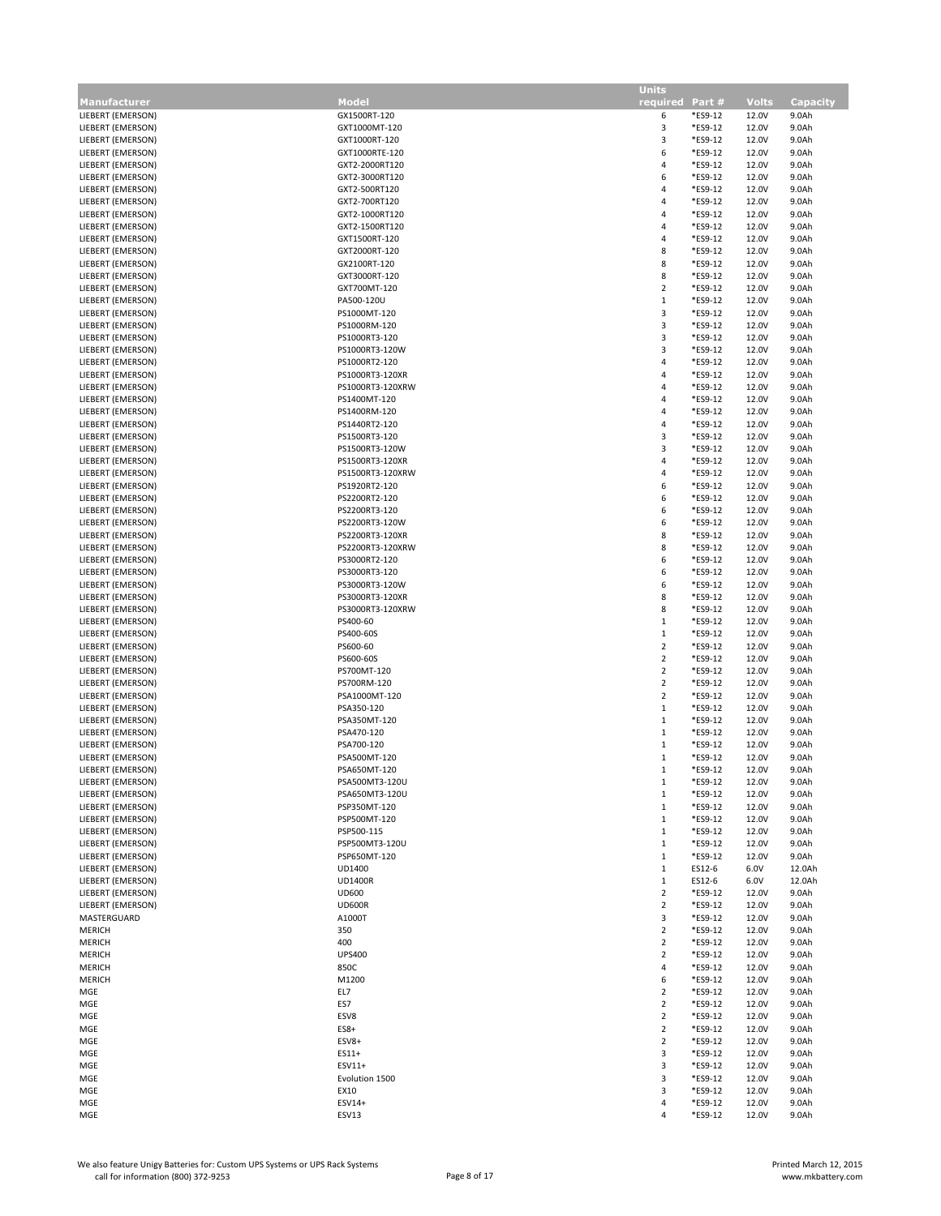| Manufacturer | Model | Units required | Part # | Volts | Capacity |
|---|---|---|---|---|---|
| LIEBERT (EMERSON) | GX1500RT-120 | 6 | *ES9-12 | 12.0V | 9.0Ah |
| LIEBERT (EMERSON) | GXT1000MT-120 | 3 | *ES9-12 | 12.0V | 9.0Ah |
| LIEBERT (EMERSON) | GXT1000RT-120 | 3 | *ES9-12 | 12.0V | 9.0Ah |
| LIEBERT (EMERSON) | GXT1000RTE-120 | 6 | *ES9-12 | 12.0V | 9.0Ah |
| LIEBERT (EMERSON) | GXT2-2000RT120 | 4 | *ES9-12 | 12.0V | 9.0Ah |
| LIEBERT (EMERSON) | GXT2-3000RT120 | 6 | *ES9-12 | 12.0V | 9.0Ah |
| LIEBERT (EMERSON) | GXT2-500RT120 | 4 | *ES9-12 | 12.0V | 9.0Ah |
| LIEBERT (EMERSON) | GXT2-700RT120 | 4 | *ES9-12 | 12.0V | 9.0Ah |
| LIEBERT (EMERSON) | GXT2-1000RT120 | 4 | *ES9-12 | 12.0V | 9.0Ah |
| LIEBERT (EMERSON) | GXT2-1500RT120 | 4 | *ES9-12 | 12.0V | 9.0Ah |
| LIEBERT (EMERSON) | GXT1500RT-120 | 4 | *ES9-12 | 12.0V | 9.0Ah |
| LIEBERT (EMERSON) | GXT2000RT-120 | 8 | *ES9-12 | 12.0V | 9.0Ah |
| LIEBERT (EMERSON) | GX2100RT-120 | 8 | *ES9-12 | 12.0V | 9.0Ah |
| LIEBERT (EMERSON) | GXT3000RT-120 | 8 | *ES9-12 | 12.0V | 9.0Ah |
| LIEBERT (EMERSON) | GXT700MT-120 | 2 | *ES9-12 | 12.0V | 9.0Ah |
| LIEBERT (EMERSON) | PA500-120U | 1 | *ES9-12 | 12.0V | 9.0Ah |
| LIEBERT (EMERSON) | PS1000MT-120 | 3 | *ES9-12 | 12.0V | 9.0Ah |
| LIEBERT (EMERSON) | PS1000RM-120 | 3 | *ES9-12 | 12.0V | 9.0Ah |
| LIEBERT (EMERSON) | PS1000RT3-120 | 3 | *ES9-12 | 12.0V | 9.0Ah |
| LIEBERT (EMERSON) | PS1000RT3-120W | 3 | *ES9-12 | 12.0V | 9.0Ah |
| LIEBERT (EMERSON) | PS1000RT2-120 | 4 | *ES9-12 | 12.0V | 9.0Ah |
| LIEBERT (EMERSON) | PS1000RT3-120XR | 4 | *ES9-12 | 12.0V | 9.0Ah |
| LIEBERT (EMERSON) | PS1000RT3-120XRW | 4 | *ES9-12 | 12.0V | 9.0Ah |
| LIEBERT (EMERSON) | PS1400MT-120 | 4 | *ES9-12 | 12.0V | 9.0Ah |
| LIEBERT (EMERSON) | PS1400RM-120 | 4 | *ES9-12 | 12.0V | 9.0Ah |
| LIEBERT (EMERSON) | PS1440RT2-120 | 4 | *ES9-12 | 12.0V | 9.0Ah |
| LIEBERT (EMERSON) | PS1500RT3-120 | 3 | *ES9-12 | 12.0V | 9.0Ah |
| LIEBERT (EMERSON) | PS1500RT3-120W | 3 | *ES9-12 | 12.0V | 9.0Ah |
| LIEBERT (EMERSON) | PS1500RT3-120XR | 4 | *ES9-12 | 12.0V | 9.0Ah |
| LIEBERT (EMERSON) | PS1500RT3-120XRW | 4 | *ES9-12 | 12.0V | 9.0Ah |
| LIEBERT (EMERSON) | PS1920RT2-120 | 6 | *ES9-12 | 12.0V | 9.0Ah |
| LIEBERT (EMERSON) | PS2200RT2-120 | 6 | *ES9-12 | 12.0V | 9.0Ah |
| LIEBERT (EMERSON) | PS2200RT3-120 | 6 | *ES9-12 | 12.0V | 9.0Ah |
| LIEBERT (EMERSON) | PS2200RT3-120W | 6 | *ES9-12 | 12.0V | 9.0Ah |
| LIEBERT (EMERSON) | PS2200RT3-120XR | 8 | *ES9-12 | 12.0V | 9.0Ah |
| LIEBERT (EMERSON) | PS2200RT3-120XRW | 8 | *ES9-12 | 12.0V | 9.0Ah |
| LIEBERT (EMERSON) | PS3000RT2-120 | 6 | *ES9-12 | 12.0V | 9.0Ah |
| LIEBERT (EMERSON) | PS3000RT3-120 | 6 | *ES9-12 | 12.0V | 9.0Ah |
| LIEBERT (EMERSON) | PS3000RT3-120W | 6 | *ES9-12 | 12.0V | 9.0Ah |
| LIEBERT (EMERSON) | PS3000RT3-120XR | 8 | *ES9-12 | 12.0V | 9.0Ah |
| LIEBERT (EMERSON) | PS3000RT3-120XRW | 8 | *ES9-12 | 12.0V | 9.0Ah |
| LIEBERT (EMERSON) | PS400-60 | 1 | *ES9-12 | 12.0V | 9.0Ah |
| LIEBERT (EMERSON) | PS400-60S | 1 | *ES9-12 | 12.0V | 9.0Ah |
| LIEBERT (EMERSON) | PS600-60 | 2 | *ES9-12 | 12.0V | 9.0Ah |
| LIEBERT (EMERSON) | PS600-60S | 2 | *ES9-12 | 12.0V | 9.0Ah |
| LIEBERT (EMERSON) | PS700MT-120 | 2 | *ES9-12 | 12.0V | 9.0Ah |
| LIEBERT (EMERSON) | PS700RM-120 | 2 | *ES9-12 | 12.0V | 9.0Ah |
| LIEBERT (EMERSON) | PSA1000MT-120 | 2 | *ES9-12 | 12.0V | 9.0Ah |
| LIEBERT (EMERSON) | PSA350-120 | 1 | *ES9-12 | 12.0V | 9.0Ah |
| LIEBERT (EMERSON) | PSA350MT-120 | 1 | *ES9-12 | 12.0V | 9.0Ah |
| LIEBERT (EMERSON) | PSA470-120 | 1 | *ES9-12 | 12.0V | 9.0Ah |
| LIEBERT (EMERSON) | PSA700-120 | 1 | *ES9-12 | 12.0V | 9.0Ah |
| LIEBERT (EMERSON) | PSA500MT-120 | 1 | *ES9-12 | 12.0V | 9.0Ah |
| LIEBERT (EMERSON) | PSA650MT-120 | 1 | *ES9-12 | 12.0V | 9.0Ah |
| LIEBERT (EMERSON) | PSA500MT3-120U | 1 | *ES9-12 | 12.0V | 9.0Ah |
| LIEBERT (EMERSON) | PSA650MT3-120U | 1 | *ES9-12 | 12.0V | 9.0Ah |
| LIEBERT (EMERSON) | PSP350MT-120 | 1 | *ES9-12 | 12.0V | 9.0Ah |
| LIEBERT (EMERSON) | PSP500MT-120 | 1 | *ES9-12 | 12.0V | 9.0Ah |
| LIEBERT (EMERSON) | PSP500-115 | 1 | *ES9-12 | 12.0V | 9.0Ah |
| LIEBERT (EMERSON) | PSP500MT3-120U | 1 | *ES9-12 | 12.0V | 9.0Ah |
| LIEBERT (EMERSON) | PSP650MT-120 | 1 | *ES9-12 | 12.0V | 9.0Ah |
| LIEBERT (EMERSON) | UD1400 | 1 | ES12-6 | 6.0V | 12.0Ah |
| LIEBERT (EMERSON) | UD1400R | 1 | ES12-6 | 6.0V | 12.0Ah |
| LIEBERT (EMERSON) | UD600 | 2 | *ES9-12 | 12.0V | 9.0Ah |
| LIEBERT (EMERSON) | UD600R | 2 | *ES9-12 | 12.0V | 9.0Ah |
| MASTERGUARD | A1000T | 3 | *ES9-12 | 12.0V | 9.0Ah |
| MERICH | 350 | 2 | *ES9-12 | 12.0V | 9.0Ah |
| MERICH | 400 | 2 | *ES9-12 | 12.0V | 9.0Ah |
| MERICH | UPS400 | 2 | *ES9-12 | 12.0V | 9.0Ah |
| MERICH | 850C | 4 | *ES9-12 | 12.0V | 9.0Ah |
| MERICH | M1200 | 6 | *ES9-12 | 12.0V | 9.0Ah |
| MGE | EL7 | 2 | *ES9-12 | 12.0V | 9.0Ah |
| MGE | ES7 | 2 | *ES9-12 | 12.0V | 9.0Ah |
| MGE | ESV8 | 2 | *ES9-12 | 12.0V | 9.0Ah |
| MGE | ES8+ | 2 | *ES9-12 | 12.0V | 9.0Ah |
| MGE | ESV8+ | 2 | *ES9-12 | 12.0V | 9.0Ah |
| MGE | ES11+ | 3 | *ES9-12 | 12.0V | 9.0Ah |
| MGE | ESV11+ | 3 | *ES9-12 | 12.0V | 9.0Ah |
| MGE | Evolution 1500 | 3 | *ES9-12 | 12.0V | 9.0Ah |
| MGE | EX10 | 3 | *ES9-12 | 12.0V | 9.0Ah |
| MGE | ESV14+ | 4 | *ES9-12 | 12.0V | 9.0Ah |
| MGE | ESV13 | 4 | *ES9-12 | 12.0V | 9.0Ah |

We also feature Unigy Batteries for: Custom UPS Systems or UPS Rack Systems
call for information (800) 372-9253

Printed March 12, 2015
www.mkbattery.com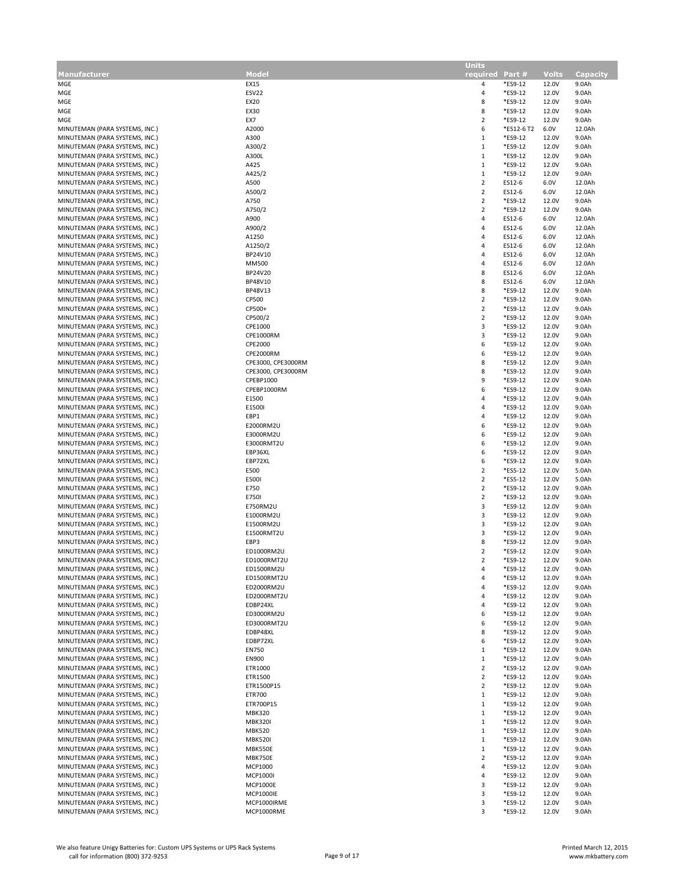| Manufacturer | Model | Units required | Part # | Volts | Capacity |
|---|---|---|---|---|---|
| MGE | EX15 | 4 | *ES9-12 | 12.0V | 9.0Ah |
| MGE | ESV22 | 4 | *ES9-12 | 12.0V | 9.0Ah |
| MGE | EX20 | 8 | *ES9-12 | 12.0V | 9.0Ah |
| MGE | EX30 | 8 | *ES9-12 | 12.0V | 9.0Ah |
| MGE | EX7 | 2 | *ES9-12 | 12.0V | 9.0Ah |
| MINUTEMAN (PARA SYSTEMS, INC.) | A2000 | 6 | *ES12-6 T2 | 6.0V | 12.0Ah |
| MINUTEMAN (PARA SYSTEMS, INC.) | A300 | 1 | *ES9-12 | 12.0V | 9.0Ah |
| MINUTEMAN (PARA SYSTEMS, INC.) | A300/2 | 1 | *ES9-12 | 12.0V | 9.0Ah |
| MINUTEMAN (PARA SYSTEMS, INC.) | A300L | 1 | *ES9-12 | 12.0V | 9.0Ah |
| MINUTEMAN (PARA SYSTEMS, INC.) | A425 | 1 | *ES9-12 | 12.0V | 9.0Ah |
| MINUTEMAN (PARA SYSTEMS, INC.) | A425/2 | 1 | *ES9-12 | 12.0V | 9.0Ah |
| MINUTEMAN (PARA SYSTEMS, INC.) | A500 | 2 | ES12-6 | 6.0V | 12.0Ah |
| MINUTEMAN (PARA SYSTEMS, INC.) | A500/2 | 2 | ES12-6 | 6.0V | 12.0Ah |
| MINUTEMAN (PARA SYSTEMS, INC.) | A750 | 2 | *ES9-12 | 12.0V | 9.0Ah |
| MINUTEMAN (PARA SYSTEMS, INC.) | A750/2 | 2 | *ES9-12 | 12.0V | 9.0Ah |
| MINUTEMAN (PARA SYSTEMS, INC.) | A900 | 4 | ES12-6 | 6.0V | 12.0Ah |
| MINUTEMAN (PARA SYSTEMS, INC.) | A900/2 | 4 | ES12-6 | 6.0V | 12.0Ah |
| MINUTEMAN (PARA SYSTEMS, INC.) | A1250 | 4 | ES12-6 | 6.0V | 12.0Ah |
| MINUTEMAN (PARA SYSTEMS, INC.) | A1250/2 | 4 | ES12-6 | 6.0V | 12.0Ah |
| MINUTEMAN (PARA SYSTEMS, INC.) | BP24V10 | 4 | ES12-6 | 6.0V | 12.0Ah |
| MINUTEMAN (PARA SYSTEMS, INC.) | MM500 | 4 | ES12-6 | 6.0V | 12.0Ah |
| MINUTEMAN (PARA SYSTEMS, INC.) | BP24V20 | 8 | ES12-6 | 6.0V | 12.0Ah |
| MINUTEMAN (PARA SYSTEMS, INC.) | BP48V10 | 8 | ES12-6 | 6.0V | 12.0Ah |
| MINUTEMAN (PARA SYSTEMS, INC.) | BP48V13 | 8 | *ES9-12 | 12.0V | 9.0Ah |
| MINUTEMAN (PARA SYSTEMS, INC.) | CP500 | 2 | *ES9-12 | 12.0V | 9.0Ah |
| MINUTEMAN (PARA SYSTEMS, INC.) | CP500+ | 2 | *ES9-12 | 12.0V | 9.0Ah |
| MINUTEMAN (PARA SYSTEMS, INC.) | CP500/2 | 2 | *ES9-12 | 12.0V | 9.0Ah |
| MINUTEMAN (PARA SYSTEMS, INC.) | CPE1000 | 3 | *ES9-12 | 12.0V | 9.0Ah |
| MINUTEMAN (PARA SYSTEMS, INC.) | CPE1000RM | 3 | *ES9-12 | 12.0V | 9.0Ah |
| MINUTEMAN (PARA SYSTEMS, INC.) | CPE2000 | 6 | *ES9-12 | 12.0V | 9.0Ah |
| MINUTEMAN (PARA SYSTEMS, INC.) | CPE2000RM | 6 | *ES9-12 | 12.0V | 9.0Ah |
| MINUTEMAN (PARA SYSTEMS, INC.) | CPE3000, CPE3000RM | 8 | *ES9-12 | 12.0V | 9.0Ah |
| MINUTEMAN (PARA SYSTEMS, INC.) | CPE3000, CPE3000RM | 8 | *ES9-12 | 12.0V | 9.0Ah |
| MINUTEMAN (PARA SYSTEMS, INC.) | CPEBP1000 | 9 | *ES9-12 | 12.0V | 9.0Ah |
| MINUTEMAN (PARA SYSTEMS, INC.) | CPEBP1000RM | 6 | *ES9-12 | 12.0V | 9.0Ah |
| MINUTEMAN (PARA SYSTEMS, INC.) | E1500 | 4 | *ES9-12 | 12.0V | 9.0Ah |
| MINUTEMAN (PARA SYSTEMS, INC.) | E1500I | 4 | *ES9-12 | 12.0V | 9.0Ah |
| MINUTEMAN (PARA SYSTEMS, INC.) | EBP1 | 4 | *ES9-12 | 12.0V | 9.0Ah |
| MINUTEMAN (PARA SYSTEMS, INC.) | E2000RM2U | 6 | *ES9-12 | 12.0V | 9.0Ah |
| MINUTEMAN (PARA SYSTEMS, INC.) | E3000RM2U | 6 | *ES9-12 | 12.0V | 9.0Ah |
| MINUTEMAN (PARA SYSTEMS, INC.) | E3000RMT2U | 6 | *ES9-12 | 12.0V | 9.0Ah |
| MINUTEMAN (PARA SYSTEMS, INC.) | EBP36XL | 6 | *ES9-12 | 12.0V | 9.0Ah |
| MINUTEMAN (PARA SYSTEMS, INC.) | EBP72XL | 6 | *ES9-12 | 12.0V | 9.0Ah |
| MINUTEMAN (PARA SYSTEMS, INC.) | E500 | 2 | *ES5-12 | 12.0V | 5.0Ah |
| MINUTEMAN (PARA SYSTEMS, INC.) | E500I | 2 | *ES5-12 | 12.0V | 5.0Ah |
| MINUTEMAN (PARA SYSTEMS, INC.) | E750 | 2 | *ES9-12 | 12.0V | 9.0Ah |
| MINUTEMAN (PARA SYSTEMS, INC.) | E750I | 2 | *ES9-12 | 12.0V | 9.0Ah |
| MINUTEMAN (PARA SYSTEMS, INC.) | E750RM2U | 3 | *ES9-12 | 12.0V | 9.0Ah |
| MINUTEMAN (PARA SYSTEMS, INC.) | E1000RM2U | 3 | *ES9-12 | 12.0V | 9.0Ah |
| MINUTEMAN (PARA SYSTEMS, INC.) | E1500RM2U | 3 | *ES9-12 | 12.0V | 9.0Ah |
| MINUTEMAN (PARA SYSTEMS, INC.) | E1500RMT2U | 3 | *ES9-12 | 12.0V | 9.0Ah |
| MINUTEMAN (PARA SYSTEMS, INC.) | EBP3 | 8 | *ES9-12 | 12.0V | 9.0Ah |
| MINUTEMAN (PARA SYSTEMS, INC.) | ED1000RM2U | 2 | *ES9-12 | 12.0V | 9.0Ah |
| MINUTEMAN (PARA SYSTEMS, INC.) | ED1000RMT2U | 2 | *ES9-12 | 12.0V | 9.0Ah |
| MINUTEMAN (PARA SYSTEMS, INC.) | ED1500RM2U | 4 | *ES9-12 | 12.0V | 9.0Ah |
| MINUTEMAN (PARA SYSTEMS, INC.) | ED1500RMT2U | 4 | *ES9-12 | 12.0V | 9.0Ah |
| MINUTEMAN (PARA SYSTEMS, INC.) | ED2000RM2U | 4 | *ES9-12 | 12.0V | 9.0Ah |
| MINUTEMAN (PARA SYSTEMS, INC.) | ED2000RMT2U | 4 | *ES9-12 | 12.0V | 9.0Ah |
| MINUTEMAN (PARA SYSTEMS, INC.) | EDBP24XL | 4 | *ES9-12 | 12.0V | 9.0Ah |
| MINUTEMAN (PARA SYSTEMS, INC.) | ED3000RM2U | 6 | *ES9-12 | 12.0V | 9.0Ah |
| MINUTEMAN (PARA SYSTEMS, INC.) | ED3000RMT2U | 6 | *ES9-12 | 12.0V | 9.0Ah |
| MINUTEMAN (PARA SYSTEMS, INC.) | EDBP48XL | 8 | *ES9-12 | 12.0V | 9.0Ah |
| MINUTEMAN (PARA SYSTEMS, INC.) | EDBP72XL | 6 | *ES9-12 | 12.0V | 9.0Ah |
| MINUTEMAN (PARA SYSTEMS, INC.) | EN750 | 1 | *ES9-12 | 12.0V | 9.0Ah |
| MINUTEMAN (PARA SYSTEMS, INC.) | EN900 | 1 | *ES9-12 | 12.0V | 9.0Ah |
| MINUTEMAN (PARA SYSTEMS, INC.) | ETR1000 | 2 | *ES9-12 | 12.0V | 9.0Ah |
| MINUTEMAN (PARA SYSTEMS, INC.) | ETR1500 | 2 | *ES9-12 | 12.0V | 9.0Ah |
| MINUTEMAN (PARA SYSTEMS, INC.) | ETR1500P15 | 2 | *ES9-12 | 12.0V | 9.0Ah |
| MINUTEMAN (PARA SYSTEMS, INC.) | ETR700 | 1 | *ES9-12 | 12.0V | 9.0Ah |
| MINUTEMAN (PARA SYSTEMS, INC.) | ETR700P15 | 1 | *ES9-12 | 12.0V | 9.0Ah |
| MINUTEMAN (PARA SYSTEMS, INC.) | MBK320 | 1 | *ES9-12 | 12.0V | 9.0Ah |
| MINUTEMAN (PARA SYSTEMS, INC.) | MBK320I | 1 | *ES9-12 | 12.0V | 9.0Ah |
| MINUTEMAN (PARA SYSTEMS, INC.) | MBK520 | 1 | *ES9-12 | 12.0V | 9.0Ah |
| MINUTEMAN (PARA SYSTEMS, INC.) | MBK520I | 1 | *ES9-12 | 12.0V | 9.0Ah |
| MINUTEMAN (PARA SYSTEMS, INC.) | MBK550E | 1 | *ES9-12 | 12.0V | 9.0Ah |
| MINUTEMAN (PARA SYSTEMS, INC.) | MBK750E | 2 | *ES9-12 | 12.0V | 9.0Ah |
| MINUTEMAN (PARA SYSTEMS, INC.) | MCP1000 | 4 | *ES9-12 | 12.0V | 9.0Ah |
| MINUTEMAN (PARA SYSTEMS, INC.) | MCP1000I | 4 | *ES9-12 | 12.0V | 9.0Ah |
| MINUTEMAN (PARA SYSTEMS, INC.) | MCP1000E | 3 | *ES9-12 | 12.0V | 9.0Ah |
| MINUTEMAN (PARA SYSTEMS, INC.) | MCP1000IE | 3 | *ES9-12 | 12.0V | 9.0Ah |
| MINUTEMAN (PARA SYSTEMS, INC.) | MCP1000IRME | 3 | *ES9-12 | 12.0V | 9.0Ah |
| MINUTEMAN (PARA SYSTEMS, INC.) | MCP1000RME | 3 | *ES9-12 | 12.0V | 9.0Ah |

We also feature Unigy Batteries for: Custom UPS Systems or UPS Rack Systems
call for information (800) 372-9253

Printed March 12, 2015
www.mkbattery.com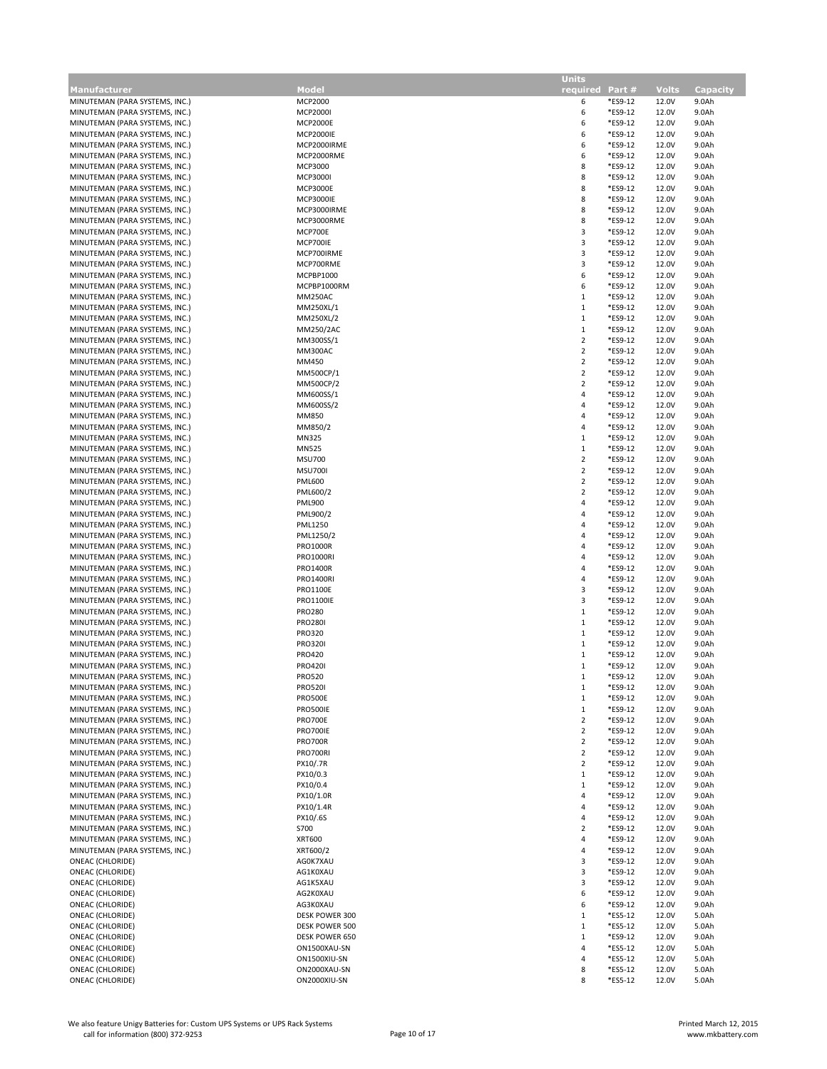| Manufacturer | Model | Units required | Part # | Volts | Capacity |
|---|---|---|---|---|---|
| MINUTEMAN (PARA SYSTEMS, INC.) | MCP2000 | 6 | *ES9-12 | 12.0V | 9.0Ah |
| MINUTEMAN (PARA SYSTEMS, INC.) | MCP2000I | 6 | *ES9-12 | 12.0V | 9.0Ah |
| MINUTEMAN (PARA SYSTEMS, INC.) | MCP2000E | 6 | *ES9-12 | 12.0V | 9.0Ah |
| MINUTEMAN (PARA SYSTEMS, INC.) | MCP2000IE | 6 | *ES9-12 | 12.0V | 9.0Ah |
| MINUTEMAN (PARA SYSTEMS, INC.) | MCP2000IRME | 6 | *ES9-12 | 12.0V | 9.0Ah |
| MINUTEMAN (PARA SYSTEMS, INC.) | MCP2000RME | 6 | *ES9-12 | 12.0V | 9.0Ah |
| MINUTEMAN (PARA SYSTEMS, INC.) | MCP3000 | 8 | *ES9-12 | 12.0V | 9.0Ah |
| MINUTEMAN (PARA SYSTEMS, INC.) | MCP3000I | 8 | *ES9-12 | 12.0V | 9.0Ah |
| MINUTEMAN (PARA SYSTEMS, INC.) | MCP3000E | 8 | *ES9-12 | 12.0V | 9.0Ah |
| MINUTEMAN (PARA SYSTEMS, INC.) | MCP3000IE | 8 | *ES9-12 | 12.0V | 9.0Ah |
| MINUTEMAN (PARA SYSTEMS, INC.) | MCP3000IRME | 8 | *ES9-12 | 12.0V | 9.0Ah |
| MINUTEMAN (PARA SYSTEMS, INC.) | MCP3000RME | 8 | *ES9-12 | 12.0V | 9.0Ah |
| MINUTEMAN (PARA SYSTEMS, INC.) | MCP700E | 3 | *ES9-12 | 12.0V | 9.0Ah |
| MINUTEMAN (PARA SYSTEMS, INC.) | MCP700IE | 3 | *ES9-12 | 12.0V | 9.0Ah |
| MINUTEMAN (PARA SYSTEMS, INC.) | MCP700IRME | 3 | *ES9-12 | 12.0V | 9.0Ah |
| MINUTEMAN (PARA SYSTEMS, INC.) | MCP700RME | 3 | *ES9-12 | 12.0V | 9.0Ah |
| MINUTEMAN (PARA SYSTEMS, INC.) | MCPBP1000 | 6 | *ES9-12 | 12.0V | 9.0Ah |
| MINUTEMAN (PARA SYSTEMS, INC.) | MCPBP1000RM | 6 | *ES9-12 | 12.0V | 9.0Ah |
| MINUTEMAN (PARA SYSTEMS, INC.) | MM250AC | 1 | *ES9-12 | 12.0V | 9.0Ah |
| MINUTEMAN (PARA SYSTEMS, INC.) | MM250XL/1 | 1 | *ES9-12 | 12.0V | 9.0Ah |
| MINUTEMAN (PARA SYSTEMS, INC.) | MM250XL/2 | 1 | *ES9-12 | 12.0V | 9.0Ah |
| MINUTEMAN (PARA SYSTEMS, INC.) | MM250/2AC | 1 | *ES9-12 | 12.0V | 9.0Ah |
| MINUTEMAN (PARA SYSTEMS, INC.) | MM300SS/1 | 2 | *ES9-12 | 12.0V | 9.0Ah |
| MINUTEMAN (PARA SYSTEMS, INC.) | MM300AC | 2 | *ES9-12 | 12.0V | 9.0Ah |
| MINUTEMAN (PARA SYSTEMS, INC.) | MM450 | 2 | *ES9-12 | 12.0V | 9.0Ah |
| MINUTEMAN (PARA SYSTEMS, INC.) | MM500CP/1 | 2 | *ES9-12 | 12.0V | 9.0Ah |
| MINUTEMAN (PARA SYSTEMS, INC.) | MM500CP/2 | 2 | *ES9-12 | 12.0V | 9.0Ah |
| MINUTEMAN (PARA SYSTEMS, INC.) | MM600SS/1 | 4 | *ES9-12 | 12.0V | 9.0Ah |
| MINUTEMAN (PARA SYSTEMS, INC.) | MM600SS/2 | 4 | *ES9-12 | 12.0V | 9.0Ah |
| MINUTEMAN (PARA SYSTEMS, INC.) | MM850 | 4 | *ES9-12 | 12.0V | 9.0Ah |
| MINUTEMAN (PARA SYSTEMS, INC.) | MM850/2 | 4 | *ES9-12 | 12.0V | 9.0Ah |
| MINUTEMAN (PARA SYSTEMS, INC.) | MN325 | 1 | *ES9-12 | 12.0V | 9.0Ah |
| MINUTEMAN (PARA SYSTEMS, INC.) | MN525 | 1 | *ES9-12 | 12.0V | 9.0Ah |
| MINUTEMAN (PARA SYSTEMS, INC.) | MSU700 | 2 | *ES9-12 | 12.0V | 9.0Ah |
| MINUTEMAN (PARA SYSTEMS, INC.) | MSU700I | 2 | *ES9-12 | 12.0V | 9.0Ah |
| MINUTEMAN (PARA SYSTEMS, INC.) | PML600 | 2 | *ES9-12 | 12.0V | 9.0Ah |
| MINUTEMAN (PARA SYSTEMS, INC.) | PML600/2 | 2 | *ES9-12 | 12.0V | 9.0Ah |
| MINUTEMAN (PARA SYSTEMS, INC.) | PML900 | 4 | *ES9-12 | 12.0V | 9.0Ah |
| MINUTEMAN (PARA SYSTEMS, INC.) | PML900/2 | 4 | *ES9-12 | 12.0V | 9.0Ah |
| MINUTEMAN (PARA SYSTEMS, INC.) | PML1250 | 4 | *ES9-12 | 12.0V | 9.0Ah |
| MINUTEMAN (PARA SYSTEMS, INC.) | PML1250/2 | 4 | *ES9-12 | 12.0V | 9.0Ah |
| MINUTEMAN (PARA SYSTEMS, INC.) | PRO1000R | 4 | *ES9-12 | 12.0V | 9.0Ah |
| MINUTEMAN (PARA SYSTEMS, INC.) | PRO1000RI | 4 | *ES9-12 | 12.0V | 9.0Ah |
| MINUTEMAN (PARA SYSTEMS, INC.) | PRO1400R | 4 | *ES9-12 | 12.0V | 9.0Ah |
| MINUTEMAN (PARA SYSTEMS, INC.) | PRO1400RI | 4 | *ES9-12 | 12.0V | 9.0Ah |
| MINUTEMAN (PARA SYSTEMS, INC.) | PRO1100E | 3 | *ES9-12 | 12.0V | 9.0Ah |
| MINUTEMAN (PARA SYSTEMS, INC.) | PRO1100IE | 3 | *ES9-12 | 12.0V | 9.0Ah |
| MINUTEMAN (PARA SYSTEMS, INC.) | PRO280 | 1 | *ES9-12 | 12.0V | 9.0Ah |
| MINUTEMAN (PARA SYSTEMS, INC.) | PRO280I | 1 | *ES9-12 | 12.0V | 9.0Ah |
| MINUTEMAN (PARA SYSTEMS, INC.) | PRO320 | 1 | *ES9-12 | 12.0V | 9.0Ah |
| MINUTEMAN (PARA SYSTEMS, INC.) | PRO320I | 1 | *ES9-12 | 12.0V | 9.0Ah |
| MINUTEMAN (PARA SYSTEMS, INC.) | PRO420 | 1 | *ES9-12 | 12.0V | 9.0Ah |
| MINUTEMAN (PARA SYSTEMS, INC.) | PRO420I | 1 | *ES9-12 | 12.0V | 9.0Ah |
| MINUTEMAN (PARA SYSTEMS, INC.) | PRO520 | 1 | *ES9-12 | 12.0V | 9.0Ah |
| MINUTEMAN (PARA SYSTEMS, INC.) | PRO520I | 1 | *ES9-12 | 12.0V | 9.0Ah |
| MINUTEMAN (PARA SYSTEMS, INC.) | PRO500E | 1 | *ES9-12 | 12.0V | 9.0Ah |
| MINUTEMAN (PARA SYSTEMS, INC.) | PRO500IE | 1 | *ES9-12 | 12.0V | 9.0Ah |
| MINUTEMAN (PARA SYSTEMS, INC.) | PRO700E | 2 | *ES9-12 | 12.0V | 9.0Ah |
| MINUTEMAN (PARA SYSTEMS, INC.) | PRO700IE | 2 | *ES9-12 | 12.0V | 9.0Ah |
| MINUTEMAN (PARA SYSTEMS, INC.) | PRO700R | 2 | *ES9-12 | 12.0V | 9.0Ah |
| MINUTEMAN (PARA SYSTEMS, INC.) | PRO700RI | 2 | *ES9-12 | 12.0V | 9.0Ah |
| MINUTEMAN (PARA SYSTEMS, INC.) | PX10/.7R | 2 | *ES9-12 | 12.0V | 9.0Ah |
| MINUTEMAN (PARA SYSTEMS, INC.) | PX10/0.3 | 1 | *ES9-12 | 12.0V | 9.0Ah |
| MINUTEMAN (PARA SYSTEMS, INC.) | PX10/0.4 | 1 | *ES9-12 | 12.0V | 9.0Ah |
| MINUTEMAN (PARA SYSTEMS, INC.) | PX10/1.0R | 4 | *ES9-12 | 12.0V | 9.0Ah |
| MINUTEMAN (PARA SYSTEMS, INC.) | PX10/1.4R | 4 | *ES9-12 | 12.0V | 9.0Ah |
| MINUTEMAN (PARA SYSTEMS, INC.) | PX10/.6S | 4 | *ES9-12 | 12.0V | 9.0Ah |
| MINUTEMAN (PARA SYSTEMS, INC.) | S700 | 2 | *ES9-12 | 12.0V | 9.0Ah |
| MINUTEMAN (PARA SYSTEMS, INC.) | XRT600 | 4 | *ES9-12 | 12.0V | 9.0Ah |
| MINUTEMAN (PARA SYSTEMS, INC.) | XRT600/2 | 4 | *ES9-12 | 12.0V | 9.0Ah |
| ONEAC (CHLORIDE) | AG0K7XAU | 3 | *ES9-12 | 12.0V | 9.0Ah |
| ONEAC (CHLORIDE) | AG1K0XAU | 3 | *ES9-12 | 12.0V | 9.0Ah |
| ONEAC (CHLORIDE) | AG1K5XAU | 3 | *ES9-12 | 12.0V | 9.0Ah |
| ONEAC (CHLORIDE) | AG2K0XAU | 6 | *ES9-12 | 12.0V | 9.0Ah |
| ONEAC (CHLORIDE) | AG3K0XAU | 6 | *ES9-12 | 12.0V | 9.0Ah |
| ONEAC (CHLORIDE) | DESK POWER 300 | 1 | *ES5-12 | 12.0V | 5.0Ah |
| ONEAC (CHLORIDE) | DESK POWER 500 | 1 | *ES5-12 | 12.0V | 5.0Ah |
| ONEAC (CHLORIDE) | DESK POWER 650 | 1 | *ES9-12 | 12.0V | 9.0Ah |
| ONEAC (CHLORIDE) | ON1500XAU-SN | 4 | *ES5-12 | 12.0V | 5.0Ah |
| ONEAC (CHLORIDE) | ON1500XIU-SN | 4 | *ES5-12 | 12.0V | 5.0Ah |
| ONEAC (CHLORIDE) | ON2000XAU-SN | 8 | *ES5-12 | 12.0V | 5.0Ah |
| ONEAC (CHLORIDE) | ON2000XIU-SN | 8 | *ES5-12 | 12.0V | 5.0Ah |

We also feature Unigy Batteries for: Custom UPS Systems or UPS Rack Systems
call for information (800) 372-9253

Printed March 12, 2015
www.mkbattery.com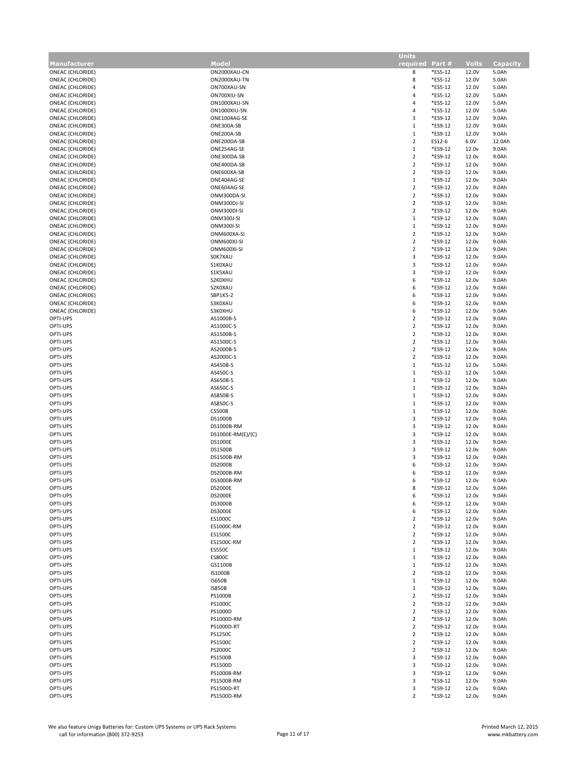| Manufacturer | Model | Units required | Part # | Volts | Capacity |
|---|---|---|---|---|---|
| ONEAC (CHLORIDE) | ON2000XAU-CN | 8 | *ES5-12 | 12.0V | 5.0Ah |
| ONEAC (CHLORIDE) | ON2000XAU-TN | 8 | *ES5-12 | 12.0V | 5.0Ah |
| ONEAC (CHLORIDE) | ON700XAU-SN | 4 | *ES5-12 | 12.0V | 5.0Ah |
| ONEAC (CHLORIDE) | ON700XIU-SN | 4 | *ES5-12 | 12.0V | 5.0Ah |
| ONEAC (CHLORIDE) | ON1000XAU-SN | 4 | *ES5-12 | 12.0V | 5.0Ah |
| ONEAC (CHLORIDE) | ON1000XIU-SN | 4 | *ES5-12 | 12.0V | 5.0Ah |
| ONEAC (CHLORIDE) | ONE1004AG-SE | 3 | *ES9-12 | 12.0V | 9.0Ah |
| ONEAC (CHLORIDE) | ONE300A-SB | 1 | *ES9-12 | 12.0V | 9.0Ah |
| ONEAC (CHLORIDE) | ONE200A-SB | 1 | *ES9-12 | 12.0V | 9.0Ah |
| ONEAC (CHLORIDE) | ONE200DA-SB | 2 | ES12-6 | 6.0V | 12.0Ah |
| ONEAC (CHLORIDE) | ONE254AG-SE | 1 | *ES9-12 | 12.0v | 9.0Ah |
| ONEAC (CHLORIDE) | ONE300DA-SB | 2 | *ES9-12 | 12.0v | 9.0Ah |
| ONEAC (CHLORIDE) | ONE400DA-SB | 2 | *ES9-12 | 12.0v | 9.0Ah |
| ONEAC (CHLORIDE) | ONE600XA-SB | 2 | *ES9-12 | 12.0v | 9.0Ah |
| ONEAC (CHLORIDE) | ONE404AG-SE | 1 | *ES9-12 | 12.0v | 9.0Ah |
| ONEAC (CHLORIDE) | ONE604AG-SE | 2 | *ES9-12 | 12.0v | 9.0Ah |
| ONEAC (CHLORIDE) | ONM300DA-SI | 2 | *ES9-12 | 12.0v | 9.0Ah |
| ONEAC (CHLORIDE) | ONM300DJ-SI | 2 | *ES9-12 | 12.0v | 9.0Ah |
| ONEAC (CHLORIDE) | ONM300DI-SI | 2 | *ES9-12 | 12.0v | 9.0Ah |
| ONEAC (CHLORIDE) | ONM300J-SI | 1 | *ES9-12 | 12.0v | 9.0Ah |
| ONEAC (CHLORIDE) | ONM300I-SI | 1 | *ES9-12 | 12.0v | 9.0Ah |
| ONEAC (CHLORIDE) | ONM600XA-SI | 2 | *ES9-12 | 12.0v | 9.0Ah |
| ONEAC (CHLORIDE) | ONM600XJ-SI | 2 | *ES9-12 | 12.0v | 9.0Ah |
| ONEAC (CHLORIDE) | ONM600XI-SI | 2 | *ES9-12 | 12.0v | 9.0Ah |
| ONEAC (CHLORIDE) | S0K7XAU | 3 | *ES9-12 | 12.0v | 9.0Ah |
| ONEAC (CHLORIDE) | S1K0XAU | 3 | *ES9-12 | 12.0v | 9.0Ah |
| ONEAC (CHLORIDE) | S1K5XAU | 3 | *ES9-12 | 12.0v | 9.0Ah |
| ONEAC (CHLORIDE) | S2K0XHU | 6 | *ES9-12 | 12.0v | 9.0Ah |
| ONEAC (CHLORIDE) | S2K0XAU | 6 | *ES9-12 | 12.0v | 9.0Ah |
| ONEAC (CHLORIDE) | SBP1K5-2 | 6 | *ES9-12 | 12.0v | 9.0Ah |
| ONEAC (CHLORIDE) | S3K0XAU | 6 | *ES9-12 | 12.0v | 9.0Ah |
| ONEAC (CHLORIDE) | S3K0XHU | 6 | *ES9-12 | 12.0v | 9.0Ah |
| OPTI-UPS | AS1000B-S | 2 | *ES9-12 | 12.0v | 9.0Ah |
| OPTI-UPS | AS1000C-S | 2 | *ES9-12 | 12.0v | 9.0Ah |
| OPTI-UPS | AS1500B-S | 2 | *ES9-12 | 12.0v | 9.0Ah |
| OPTI-UPS | AS1500C-S | 2 | *ES9-12 | 12.0v | 9.0Ah |
| OPTI-UPS | AS2000B-S | 2 | *ES9-12 | 12.0v | 9.0Ah |
| OPTI-UPS | AS2000C-S | 2 | *ES9-12 | 12.0v | 9.0Ah |
| OPTI-UPS | AS450B-S | 1 | *ES5-12 | 12.0v | 5.0Ah |
| OPTI-UPS | AS450C-S | 1 | *ES5-12 | 12.0v | 5.0Ah |
| OPTI-UPS | AS650B-S | 1 | *ES9-12 | 12.0v | 9.0Ah |
| OPTI-UPS | AS650C-S | 1 | *ES9-12 | 12.0v | 9.0Ah |
| OPTI-UPS | AS850B-S | 1 | *ES9-12 | 12.0v | 9.0Ah |
| OPTI-UPS | AS850C-S | 1 | *ES9-12 | 12.0v | 9.0Ah |
| OPTI-UPS | CS500B | 1 | *ES9-12 | 12.0v | 9.0Ah |
| OPTI-UPS | DS1000B | 3 | *ES9-12 | 12.0v | 9.0Ah |
| OPTI-UPS | DS1000B-RM | 3 | *ES9-12 | 12.0v | 9.0Ah |
| OPTI-UPS | DS1000E-RM(E)/(C) | 3 | *ES9-12 | 12.0v | 9.0Ah |
| OPTI-UPS | DS1000E | 3 | *ES9-12 | 12.0v | 9.0Ah |
| OPTI-UPS | DS1500B | 3 | *ES9-12 | 12.0v | 9.0Ah |
| OPTI-UPS | DS1500B-RM | 3 | *ES9-12 | 12.0v | 9.0Ah |
| OPTI-UPS | DS2000B | 6 | *ES9-12 | 12.0v | 9.0Ah |
| OPTI-UPS | DS2000B-RM | 6 | *ES9-12 | 12.0v | 9.0Ah |
| OPTI-UPS | DS3000B-RM | 6 | *ES9-12 | 12.0v | 9.0Ah |
| OPTI-UPS | DS2000E | 8 | *ES9-12 | 12.0v | 9.0Ah |
| OPTI-UPS | DS2000E | 6 | *ES9-12 | 12.0v | 9.0Ah |
| OPTI-UPS | DS3000B | 6 | *ES9-12 | 12.0v | 9.0Ah |
| OPTI-UPS | DS3000E | 6 | *ES9-12 | 12.0v | 9.0Ah |
| OPTI-UPS | ES1000C | 2 | *ES9-12 | 12.0v | 9.0Ah |
| OPTI-UPS | ES1000C-RM | 2 | *ES9-12 | 12.0v | 9.0Ah |
| OPTI-UPS | ES1500C | 2 | *ES9-12 | 12.0v | 9.0Ah |
| OPTI-UPS | ES1500C-RM | 2 | *ES9-12 | 12.0v | 9.0Ah |
| OPTI-UPS | ES550C | 1 | *ES9-12 | 12.0v | 9.0Ah |
| OPTI-UPS | ES800C | 1 | *ES9-12 | 12.0v | 9.0Ah |
| OPTI-UPS | GS1100B | 1 | *ES9-12 | 12.0v | 9.0Ah |
| OPTI-UPS | IS1000B | 2 | *ES9-12 | 12.0v | 9.0Ah |
| OPTI-UPS | IS650B | 1 | *ES9-12 | 12.0v | 9.0Ah |
| OPTI-UPS | IS850B | 1 | *ES9-12 | 12.0v | 9.0Ah |
| OPTI-UPS | PS1000B | 2 | *ES9-12 | 12.0v | 9.0Ah |
| OPTI-UPS | PS1000C | 2 | *ES9-12 | 12.0v | 9.0Ah |
| OPTI-UPS | PS1000D | 2 | *ES9-12 | 12.0v | 9.0Ah |
| OPTI-UPS | PS1000D-RM | 2 | *ES9-12 | 12.0v | 9.0Ah |
| OPTI-UPS | PS1000D-RT | 2 | *ES9-12 | 12.0v | 9.0Ah |
| OPTI-UPS | PS1250C | 2 | *ES9-12 | 12.0v | 9.0Ah |
| OPTI-UPS | PS1500C | 2 | *ES9-12 | 12.0v | 9.0Ah |
| OPTI-UPS | PS2000C | 2 | *ES9-12 | 12.0v | 9.0Ah |
| OPTI-UPS | PS1500B | 3 | *ES9-12 | 12.0v | 9.0Ah |
| OPTI-UPS | PS1500D | 3 | *ES9-12 | 12.0v | 9.0Ah |
| OPTI-UPS | PS1000B-RM | 3 | *ES9-12 | 12.0v | 9.0Ah |
| OPTI-UPS | PS1500B-RM | 3 | *ES9-12 | 12.0v | 9.0Ah |
| OPTI-UPS | PS1500D-RT | 3 | *ES9-12 | 12.0v | 9.0Ah |
| OPTI-UPS | PS1500D-RM | 2 | *ES9-12 | 12.0v | 9.0Ah |

We also feature Unigy Batteries for: Custom UPS Systems or UPS Rack Systems
call for information (800) 372-9253

Printed March 12, 2015
www.mkbattery.com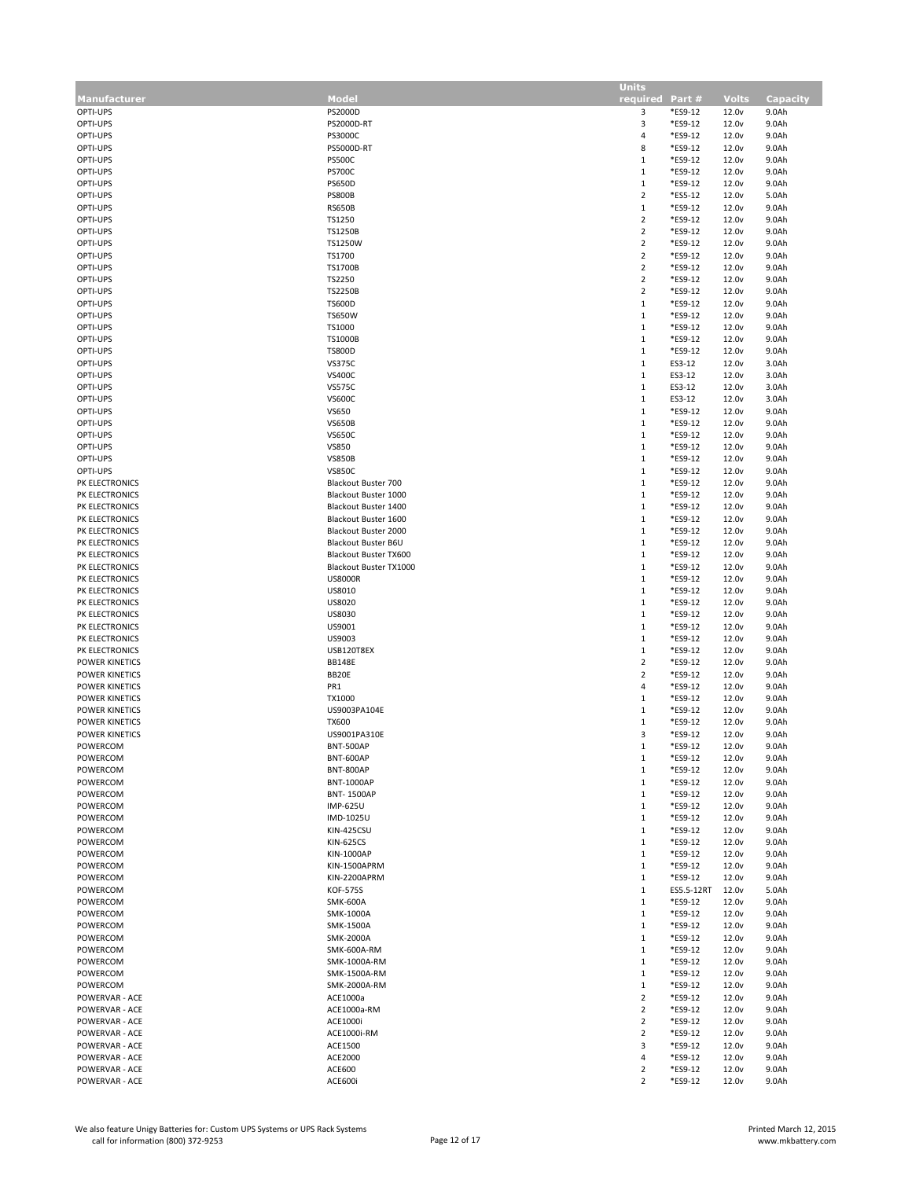| Manufacturer | Model | Units required | Part # | Volts | Capacity |
|---|---|---|---|---|---|
| OPTI-UPS | PS2000D | 3 | *ES9-12 | 12.0v | 9.0Ah |
| OPTI-UPS | PS2000D-RT | 3 | *ES9-12 | 12.0v | 9.0Ah |
| OPTI-UPS | PS3000C | 4 | *ES9-12 | 12.0v | 9.0Ah |
| OPTI-UPS | PS5000D-RT | 8 | *ES9-12 | 12.0v | 9.0Ah |
| OPTI-UPS | PS500C | 1 | *ES9-12 | 12.0v | 9.0Ah |
| OPTI-UPS | PS700C | 1 | *ES9-12 | 12.0v | 9.0Ah |
| OPTI-UPS | PS650D | 1 | *ES9-12 | 12.0v | 9.0Ah |
| OPTI-UPS | PS800B | 2 | *ES5-12 | 12.0v | 5.0Ah |
| OPTI-UPS | RS650B | 1 | *ES9-12 | 12.0v | 9.0Ah |
| OPTI-UPS | TS1250 | 2 | *ES9-12 | 12.0v | 9.0Ah |
| OPTI-UPS | TS1250B | 2 | *ES9-12 | 12.0v | 9.0Ah |
| OPTI-UPS | TS1250W | 2 | *ES9-12 | 12.0v | 9.0Ah |
| OPTI-UPS | TS1700 | 2 | *ES9-12 | 12.0v | 9.0Ah |
| OPTI-UPS | TS1700B | 2 | *ES9-12 | 12.0v | 9.0Ah |
| OPTI-UPS | TS2250 | 2 | *ES9-12 | 12.0v | 9.0Ah |
| OPTI-UPS | TS2250B | 2 | *ES9-12 | 12.0v | 9.0Ah |
| OPTI-UPS | TS600D | 1 | *ES9-12 | 12.0v | 9.0Ah |
| OPTI-UPS | TS650W | 1 | *ES9-12 | 12.0v | 9.0Ah |
| OPTI-UPS | TS1000 | 1 | *ES9-12 | 12.0v | 9.0Ah |
| OPTI-UPS | TS1000B | 1 | *ES9-12 | 12.0v | 9.0Ah |
| OPTI-UPS | TS800D | 1 | *ES9-12 | 12.0v | 9.0Ah |
| OPTI-UPS | VS375C | 1 | ES3-12 | 12.0v | 3.0Ah |
| OPTI-UPS | VS400C | 1 | ES3-12 | 12.0v | 3.0Ah |
| OPTI-UPS | VS575C | 1 | ES3-12 | 12.0v | 3.0Ah |
| OPTI-UPS | VS600C | 1 | ES3-12 | 12.0v | 3.0Ah |
| OPTI-UPS | VS650 | 1 | *ES9-12 | 12.0v | 9.0Ah |
| OPTI-UPS | VS650B | 1 | *ES9-12 | 12.0v | 9.0Ah |
| OPTI-UPS | VS650C | 1 | *ES9-12 | 12.0v | 9.0Ah |
| OPTI-UPS | VS850 | 1 | *ES9-12 | 12.0v | 9.0Ah |
| OPTI-UPS | VS850B | 1 | *ES9-12 | 12.0v | 9.0Ah |
| OPTI-UPS | VS850C | 1 | *ES9-12 | 12.0v | 9.0Ah |
| PK ELECTRONICS | Blackout Buster 700 | 1 | *ES9-12 | 12.0v | 9.0Ah |
| PK ELECTRONICS | Blackout Buster 1000 | 1 | *ES9-12 | 12.0v | 9.0Ah |
| PK ELECTRONICS | Blackout Buster 1400 | 1 | *ES9-12 | 12.0v | 9.0Ah |
| PK ELECTRONICS | Blackout Buster 1600 | 1 | *ES9-12 | 12.0v | 9.0Ah |
| PK ELECTRONICS | Blackout Buster 2000 | 1 | *ES9-12 | 12.0v | 9.0Ah |
| PK ELECTRONICS | Blackout Buster B6U | 1 | *ES9-12 | 12.0v | 9.0Ah |
| PK ELECTRONICS | Blackout Buster TX600 | 1 | *ES9-12 | 12.0v | 9.0Ah |
| PK ELECTRONICS | Blackout Buster TX1000 | 1 | *ES9-12 | 12.0v | 9.0Ah |
| PK ELECTRONICS | US8000R | 1 | *ES9-12 | 12.0v | 9.0Ah |
| PK ELECTRONICS | US8010 | 1 | *ES9-12 | 12.0v | 9.0Ah |
| PK ELECTRONICS | US8020 | 1 | *ES9-12 | 12.0v | 9.0Ah |
| PK ELECTRONICS | US8030 | 1 | *ES9-12 | 12.0v | 9.0Ah |
| PK ELECTRONICS | US9001 | 1 | *ES9-12 | 12.0v | 9.0Ah |
| PK ELECTRONICS | US9003 | 1 | *ES9-12 | 12.0v | 9.0Ah |
| PK ELECTRONICS | USB120T8EX | 1 | *ES9-12 | 12.0v | 9.0Ah |
| POWER KINETICS | BB148E | 2 | *ES9-12 | 12.0v | 9.0Ah |
| POWER KINETICS | BB20E | 2 | *ES9-12 | 12.0v | 9.0Ah |
| POWER KINETICS | PR1 | 4 | *ES9-12 | 12.0v | 9.0Ah |
| POWER KINETICS | TX1000 | 1 | *ES9-12 | 12.0v | 9.0Ah |
| POWER KINETICS | US9003PA104E | 1 | *ES9-12 | 12.0v | 9.0Ah |
| POWER KINETICS | TX600 | 1 | *ES9-12 | 12.0v | 9.0Ah |
| POWER KINETICS | US9001PA310E | 3 | *ES9-12 | 12.0v | 9.0Ah |
| POWERCOM | BNT-500AP | 1 | *ES9-12 | 12.0v | 9.0Ah |
| POWERCOM | BNT-600AP | 1 | *ES9-12 | 12.0v | 9.0Ah |
| POWERCOM | BNT-800AP | 1 | *ES9-12 | 12.0v | 9.0Ah |
| POWERCOM | BNT-1000AP | 1 | *ES9-12 | 12.0v | 9.0Ah |
| POWERCOM | BNT- 1500AP | 1 | *ES9-12 | 12.0v | 9.0Ah |
| POWERCOM | IMP-625U | 1 | *ES9-12 | 12.0v | 9.0Ah |
| POWERCOM | IMD-1025U | 1 | *ES9-12 | 12.0v | 9.0Ah |
| POWERCOM | KIN-425CSU | 1 | *ES9-12 | 12.0v | 9.0Ah |
| POWERCOM | KIN-625CS | 1 | *ES9-12 | 12.0v | 9.0Ah |
| POWERCOM | KIN-1000AP | 1 | *ES9-12 | 12.0v | 9.0Ah |
| POWERCOM | KIN-1500APRM | 1 | *ES9-12 | 12.0v | 9.0Ah |
| POWERCOM | KIN-2200APRM | 1 | *ES9-12 | 12.0v | 9.0Ah |
| POWERCOM | KOF-575S | 1 | ES5.5-12RT | 12.0v | 5.0Ah |
| POWERCOM | SMK-600A | 1 | *ES9-12 | 12.0v | 9.0Ah |
| POWERCOM | SMK-1000A | 1 | *ES9-12 | 12.0v | 9.0Ah |
| POWERCOM | SMK-1500A | 1 | *ES9-12 | 12.0v | 9.0Ah |
| POWERCOM | SMK-2000A | 1 | *ES9-12 | 12.0v | 9.0Ah |
| POWERCOM | SMK-600A-RM | 1 | *ES9-12 | 12.0v | 9.0Ah |
| POWERCOM | SMK-1000A-RM | 1 | *ES9-12 | 12.0v | 9.0Ah |
| POWERCOM | SMK-1500A-RM | 1 | *ES9-12 | 12.0v | 9.0Ah |
| POWERCOM | SMK-2000A-RM | 1 | *ES9-12 | 12.0v | 9.0Ah |
| POWERVAR - ACE | ACE1000a | 2 | *ES9-12 | 12.0v | 9.0Ah |
| POWERVAR - ACE | ACE1000a-RM | 2 | *ES9-12 | 12.0v | 9.0Ah |
| POWERVAR - ACE | ACE1000i | 2 | *ES9-12 | 12.0v | 9.0Ah |
| POWERVAR - ACE | ACE1000i-RM | 2 | *ES9-12 | 12.0v | 9.0Ah |
| POWERVAR - ACE | ACE1500 | 3 | *ES9-12 | 12.0v | 9.0Ah |
| POWERVAR - ACE | ACE2000 | 4 | *ES9-12 | 12.0v | 9.0Ah |
| POWERVAR - ACE | ACE600 | 2 | *ES9-12 | 12.0v | 9.0Ah |
| POWERVAR - ACE | ACE600i | 2 | *ES9-12 | 12.0v | 9.0Ah |

We also feature Unigy Batteries for: Custom UPS Systems or UPS Rack Systems
call for information (800) 372-9253

Printed March 12, 2015
www.mkbattery.com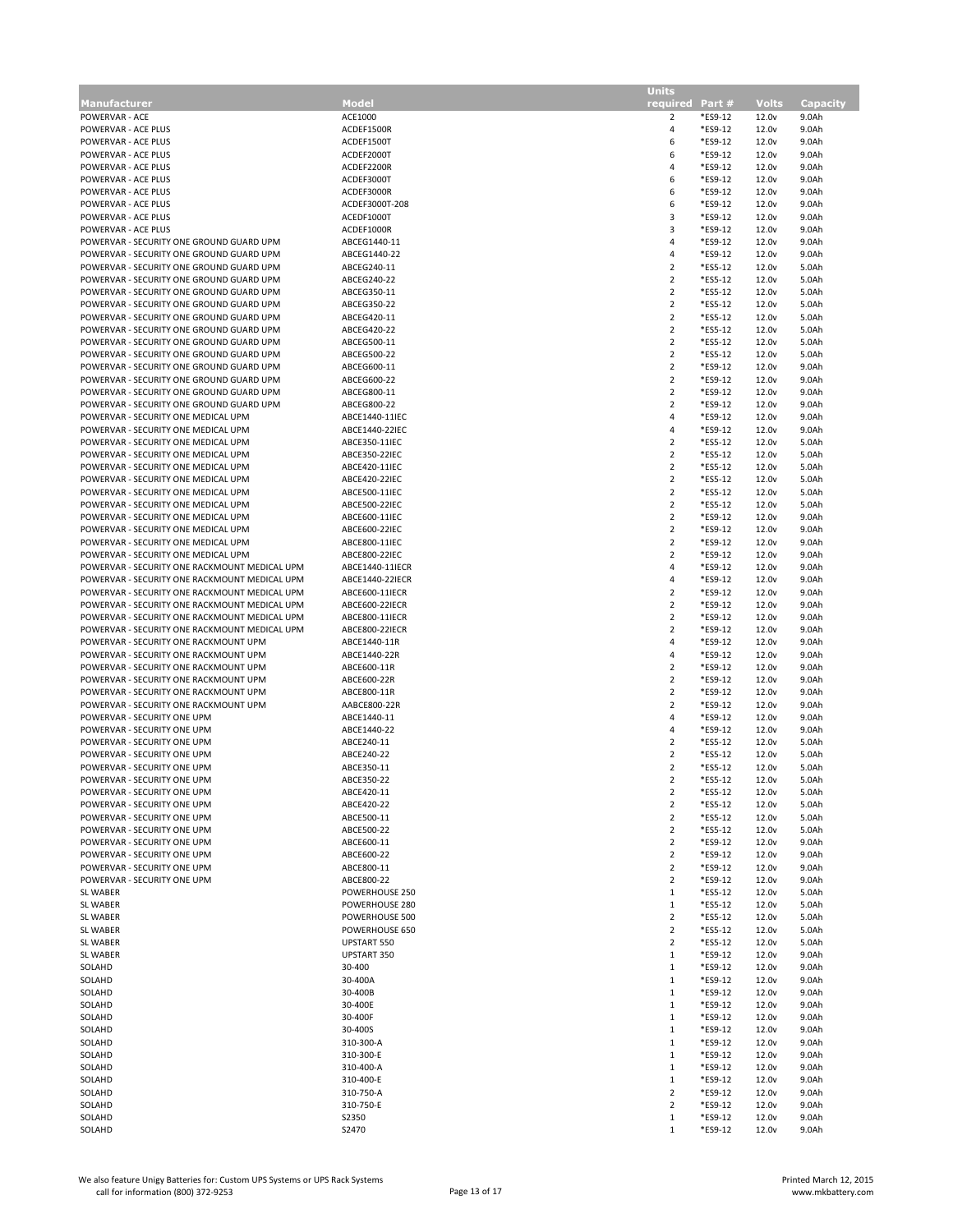| Manufacturer | Model | Units required | Part # | Volts | Capacity |
|---|---|---|---|---|---|
| POWERVAR - ACE | ACE1000 | 2 | *ES9-12 | 12.0v | 9.0Ah |
| POWERVAR - ACE PLUS | ACDEF1500R | 4 | *ES9-12 | 12.0v | 9.0Ah |
| POWERVAR - ACE PLUS | ACDEF1500T | 6 | *ES9-12 | 12.0v | 9.0Ah |
| POWERVAR - ACE PLUS | ACDEF2000T | 6 | *ES9-12 | 12.0v | 9.0Ah |
| POWERVAR - ACE PLUS | ACDEF2200R | 4 | *ES9-12 | 12.0v | 9.0Ah |
| POWERVAR - ACE PLUS | ACDEF3000T | 6 | *ES9-12 | 12.0v | 9.0Ah |
| POWERVAR - ACE PLUS | ACDEF3000R | 6 | *ES9-12 | 12.0v | 9.0Ah |
| POWERVAR - ACE PLUS | ACDEF3000T-208 | 6 | *ES9-12 | 12.0v | 9.0Ah |
| POWERVAR - ACE PLUS | ACEDF1000T | 3 | *ES9-12 | 12.0v | 9.0Ah |
| POWERVAR - ACE PLUS | ACDEF1000R | 3 | *ES9-12 | 12.0v | 9.0Ah |
| POWERVAR - SECURITY ONE GROUND GUARD UPM | ABCEG1440-11 | 4 | *ES9-12 | 12.0v | 9.0Ah |
| POWERVAR - SECURITY ONE GROUND GUARD UPM | ABCEG1440-22 | 4 | *ES9-12 | 12.0v | 9.0Ah |
| POWERVAR - SECURITY ONE GROUND GUARD UPM | ABCEG240-11 | 2 | *ES5-12 | 12.0v | 5.0Ah |
| POWERVAR - SECURITY ONE GROUND GUARD UPM | ABCEG240-22 | 2 | *ES5-12 | 12.0v | 5.0Ah |
| POWERVAR - SECURITY ONE GROUND GUARD UPM | ABCEG350-11 | 2 | *ES5-12 | 12.0v | 5.0Ah |
| POWERVAR - SECURITY ONE GROUND GUARD UPM | ABCEG350-22 | 2 | *ES5-12 | 12.0v | 5.0Ah |
| POWERVAR - SECURITY ONE GROUND GUARD UPM | ABCEG420-11 | 2 | *ES5-12 | 12.0v | 5.0Ah |
| POWERVAR - SECURITY ONE GROUND GUARD UPM | ABCEG420-22 | 2 | *ES5-12 | 12.0v | 5.0Ah |
| POWERVAR - SECURITY ONE GROUND GUARD UPM | ABCEG500-11 | 2 | *ES5-12 | 12.0v | 5.0Ah |
| POWERVAR - SECURITY ONE GROUND GUARD UPM | ABCEG500-22 | 2 | *ES5-12 | 12.0v | 5.0Ah |
| POWERVAR - SECURITY ONE GROUND GUARD UPM | ABCEG600-11 | 2 | *ES9-12 | 12.0v | 9.0Ah |
| POWERVAR - SECURITY ONE GROUND GUARD UPM | ABCEG600-22 | 2 | *ES9-12 | 12.0v | 9.0Ah |
| POWERVAR - SECURITY ONE GROUND GUARD UPM | ABCEG800-11 | 2 | *ES9-12 | 12.0v | 9.0Ah |
| POWERVAR - SECURITY ONE GROUND GUARD UPM | ABCEG800-22 | 2 | *ES9-12 | 12.0v | 9.0Ah |
| POWERVAR - SECURITY ONE MEDICAL UPM | ABCE1440-11IEC | 4 | *ES9-12 | 12.0v | 9.0Ah |
| POWERVAR - SECURITY ONE MEDICAL UPM | ABCE1440-22IEC | 4 | *ES9-12 | 12.0v | 9.0Ah |
| POWERVAR - SECURITY ONE MEDICAL UPM | ABCE350-11IEC | 2 | *ES5-12 | 12.0v | 5.0Ah |
| POWERVAR - SECURITY ONE MEDICAL UPM | ABCE350-22IEC | 2 | *ES5-12 | 12.0v | 5.0Ah |
| POWERVAR - SECURITY ONE MEDICAL UPM | ABCE420-11IEC | 2 | *ES5-12 | 12.0v | 5.0Ah |
| POWERVAR - SECURITY ONE MEDICAL UPM | ABCE420-22IEC | 2 | *ES5-12 | 12.0v | 5.0Ah |
| POWERVAR - SECURITY ONE MEDICAL UPM | ABCE500-11IEC | 2 | *ES5-12 | 12.0v | 5.0Ah |
| POWERVAR - SECURITY ONE MEDICAL UPM | ABCE500-22IEC | 2 | *ES5-12 | 12.0v | 5.0Ah |
| POWERVAR - SECURITY ONE MEDICAL UPM | ABCE600-11IEC | 2 | *ES9-12 | 12.0v | 9.0Ah |
| POWERVAR - SECURITY ONE MEDICAL UPM | ABCE600-22IEC | 2 | *ES9-12 | 12.0v | 9.0Ah |
| POWERVAR - SECURITY ONE MEDICAL UPM | ABCE800-11IEC | 2 | *ES9-12 | 12.0v | 9.0Ah |
| POWERVAR - SECURITY ONE MEDICAL UPM | ABCE800-22IEC | 2 | *ES9-12 | 12.0v | 9.0Ah |
| POWERVAR - SECURITY ONE RACKMOUNT MEDICAL UPM | ABCE1440-11IECR | 4 | *ES9-12 | 12.0v | 9.0Ah |
| POWERVAR - SECURITY ONE RACKMOUNT MEDICAL UPM | ABCE1440-22IECR | 4 | *ES9-12 | 12.0v | 9.0Ah |
| POWERVAR - SECURITY ONE RACKMOUNT MEDICAL UPM | ABCE600-11IECR | 2 | *ES9-12 | 12.0v | 9.0Ah |
| POWERVAR - SECURITY ONE RACKMOUNT MEDICAL UPM | ABCE600-22IECR | 2 | *ES9-12 | 12.0v | 9.0Ah |
| POWERVAR - SECURITY ONE RACKMOUNT MEDICAL UPM | ABCE800-11IECR | 2 | *ES9-12 | 12.0v | 9.0Ah |
| POWERVAR - SECURITY ONE RACKMOUNT MEDICAL UPM | ABCE800-22IECR | 2 | *ES9-12 | 12.0v | 9.0Ah |
| POWERVAR - SECURITY ONE RACKMOUNT UPM | ABCE1440-11R | 4 | *ES9-12 | 12.0v | 9.0Ah |
| POWERVAR - SECURITY ONE RACKMOUNT UPM | ABCE1440-22R | 4 | *ES9-12 | 12.0v | 9.0Ah |
| POWERVAR - SECURITY ONE RACKMOUNT UPM | ABCE600-11R | 2 | *ES9-12 | 12.0v | 9.0Ah |
| POWERVAR - SECURITY ONE RACKMOUNT UPM | ABCE600-22R | 2 | *ES9-12 | 12.0v | 9.0Ah |
| POWERVAR - SECURITY ONE RACKMOUNT UPM | ABCE800-11R | 2 | *ES9-12 | 12.0v | 9.0Ah |
| POWERVAR - SECURITY ONE RACKMOUNT UPM | AABCE800-22R | 2 | *ES9-12 | 12.0v | 9.0Ah |
| POWERVAR - SECURITY ONE UPM | ABCE1440-11 | 4 | *ES9-12 | 12.0v | 9.0Ah |
| POWERVAR - SECURITY ONE UPM | ABCE1440-22 | 4 | *ES9-12 | 12.0v | 9.0Ah |
| POWERVAR - SECURITY ONE UPM | ABCE240-11 | 2 | *ES5-12 | 12.0v | 5.0Ah |
| POWERVAR - SECURITY ONE UPM | ABCE240-22 | 2 | *ES5-12 | 12.0v | 5.0Ah |
| POWERVAR - SECURITY ONE UPM | ABCE350-11 | 2 | *ES5-12 | 12.0v | 5.0Ah |
| POWERVAR - SECURITY ONE UPM | ABCE350-22 | 2 | *ES5-12 | 12.0v | 5.0Ah |
| POWERVAR - SECURITY ONE UPM | ABCE420-11 | 2 | *ES5-12 | 12.0v | 5.0Ah |
| POWERVAR - SECURITY ONE UPM | ABCE420-22 | 2 | *ES5-12 | 12.0v | 5.0Ah |
| POWERVAR - SECURITY ONE UPM | ABCE500-11 | 2 | *ES5-12 | 12.0v | 5.0Ah |
| POWERVAR - SECURITY ONE UPM | ABCE500-22 | 2 | *ES5-12 | 12.0v | 5.0Ah |
| POWERVAR - SECURITY ONE UPM | ABCE600-11 | 2 | *ES9-12 | 12.0v | 9.0Ah |
| POWERVAR - SECURITY ONE UPM | ABCE600-22 | 2 | *ES9-12 | 12.0v | 9.0Ah |
| POWERVAR - SECURITY ONE UPM | ABCE800-11 | 2 | *ES9-12 | 12.0v | 9.0Ah |
| POWERVAR - SECURITY ONE UPM | ABCE800-22 | 2 | *ES9-12 | 12.0v | 9.0Ah |
| SL WABER | POWERHOUSE 250 | 1 | *ES5-12 | 12.0v | 5.0Ah |
| SL WABER | POWERHOUSE 280 | 1 | *ES5-12 | 12.0v | 5.0Ah |
| SL WABER | POWERHOUSE 500 | 2 | *ES5-12 | 12.0v | 5.0Ah |
| SL WABER | POWERHOUSE 650 | 2 | *ES5-12 | 12.0v | 5.0Ah |
| SL WABER | UPSTART 550 | 2 | *ES5-12 | 12.0v | 5.0Ah |
| SL WABER | UPSTART 350 | 1 | *ES9-12 | 12.0v | 9.0Ah |
| SOLAHD | 30-400 | 1 | *ES9-12 | 12.0v | 9.0Ah |
| SOLAHD | 30-400A | 1 | *ES9-12 | 12.0v | 9.0Ah |
| SOLAHD | 30-400B | 1 | *ES9-12 | 12.0v | 9.0Ah |
| SOLAHD | 30-400E | 1 | *ES9-12 | 12.0v | 9.0Ah |
| SOLAHD | 30-400F | 1 | *ES9-12 | 12.0v | 9.0Ah |
| SOLAHD | 30-400S | 1 | *ES9-12 | 12.0v | 9.0Ah |
| SOLAHD | 310-300-A | 1 | *ES9-12 | 12.0v | 9.0Ah |
| SOLAHD | 310-300-E | 1 | *ES9-12 | 12.0v | 9.0Ah |
| SOLAHD | 310-400-A | 1 | *ES9-12 | 12.0v | 9.0Ah |
| SOLAHD | 310-400-E | 1 | *ES9-12 | 12.0v | 9.0Ah |
| SOLAHD | 310-750-A | 2 | *ES9-12 | 12.0v | 9.0Ah |
| SOLAHD | 310-750-E | 2 | *ES9-12 | 12.0v | 9.0Ah |
| SOLAHD | S2350 | 1 | *ES9-12 | 12.0v | 9.0Ah |
| SOLAHD | S2470 | 1 | *ES9-12 | 12.0v | 9.0Ah |

We also feature Unigy Batteries for: Custom UPS Systems or UPS Rack Systems
call for information (800) 372-9253

Printed March 12, 2015
www.mkbattery.com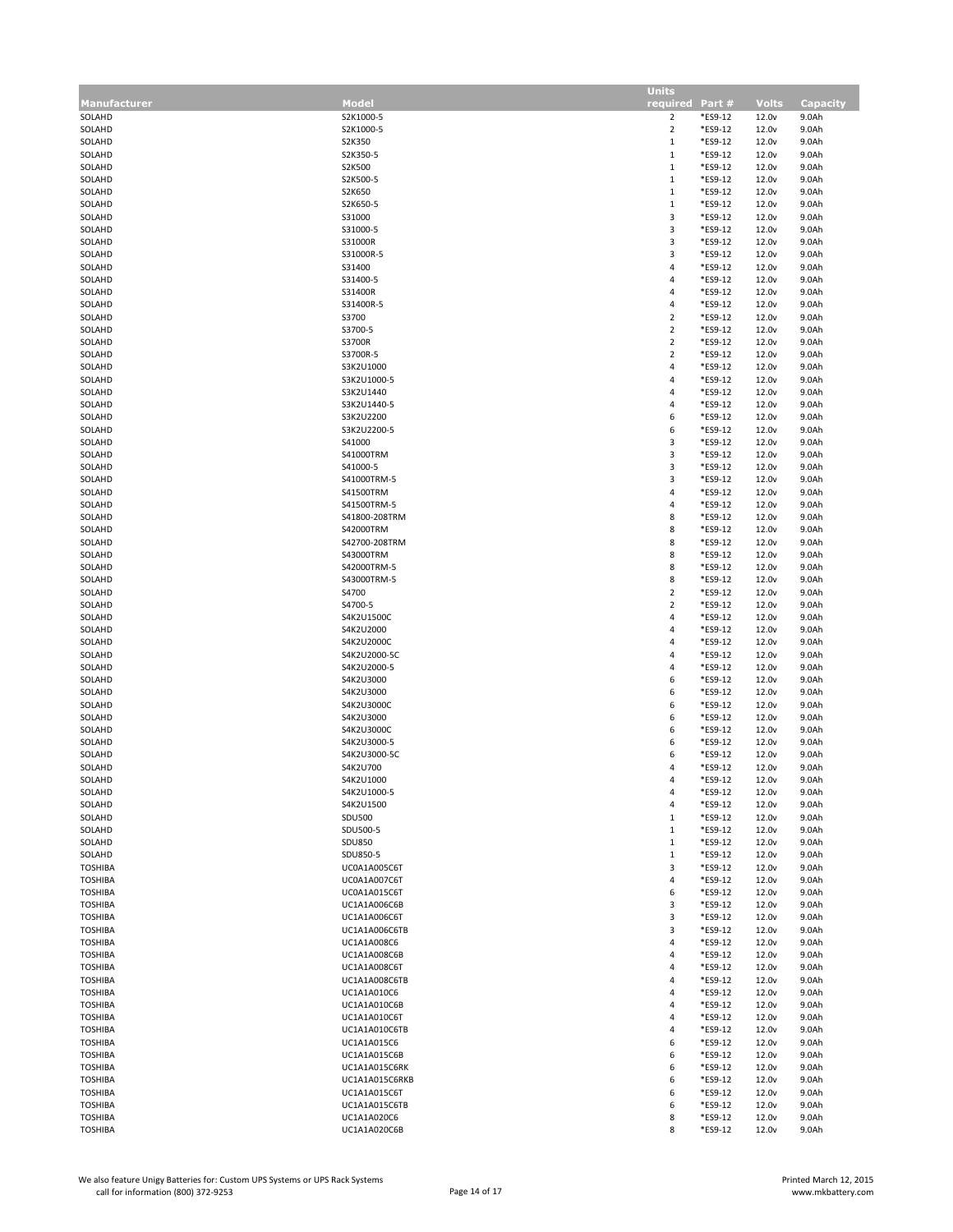| Manufacturer | Model | Units required | Part # | Volts | Capacity |
|---|---|---|---|---|---|
| SOLAHD | S2K1000-5 | 2 | *ES9-12 | 12.0v | 9.0Ah |
| SOLAHD | S2K1000-5 | 2 | *ES9-12 | 12.0v | 9.0Ah |
| SOLAHD | S2K350 | 1 | *ES9-12 | 12.0v | 9.0Ah |
| SOLAHD | S2K350-5 | 1 | *ES9-12 | 12.0v | 9.0Ah |
| SOLAHD | S2K500 | 1 | *ES9-12 | 12.0v | 9.0Ah |
| SOLAHD | S2K500-5 | 1 | *ES9-12 | 12.0v | 9.0Ah |
| SOLAHD | S2K650 | 1 | *ES9-12 | 12.0v | 9.0Ah |
| SOLAHD | S2K650-5 | 1 | *ES9-12 | 12.0v | 9.0Ah |
| SOLAHD | S31000 | 3 | *ES9-12 | 12.0v | 9.0Ah |
| SOLAHD | S31000-5 | 3 | *ES9-12 | 12.0v | 9.0Ah |
| SOLAHD | S31000R | 3 | *ES9-12 | 12.0v | 9.0Ah |
| SOLAHD | S31000R-5 | 3 | *ES9-12 | 12.0v | 9.0Ah |
| SOLAHD | S31400 | 4 | *ES9-12 | 12.0v | 9.0Ah |
| SOLAHD | S31400-5 | 4 | *ES9-12 | 12.0v | 9.0Ah |
| SOLAHD | S31400R | 4 | *ES9-12 | 12.0v | 9.0Ah |
| SOLAHD | S31400R-5 | 4 | *ES9-12 | 12.0v | 9.0Ah |
| SOLAHD | S3700 | 2 | *ES9-12 | 12.0v | 9.0Ah |
| SOLAHD | S3700-5 | 2 | *ES9-12 | 12.0v | 9.0Ah |
| SOLAHD | S3700R | 2 | *ES9-12 | 12.0v | 9.0Ah |
| SOLAHD | S3700R-5 | 2 | *ES9-12 | 12.0v | 9.0Ah |
| SOLAHD | S3K2U1000 | 4 | *ES9-12 | 12.0v | 9.0Ah |
| SOLAHD | S3K2U1000-5 | 4 | *ES9-12 | 12.0v | 9.0Ah |
| SOLAHD | S3K2U1440 | 4 | *ES9-12 | 12.0v | 9.0Ah |
| SOLAHD | S3K2U1440-5 | 4 | *ES9-12 | 12.0v | 9.0Ah |
| SOLAHD | S3K2U2200 | 6 | *ES9-12 | 12.0v | 9.0Ah |
| SOLAHD | S3K2U2200-5 | 6 | *ES9-12 | 12.0v | 9.0Ah |
| SOLAHD | S41000 | 3 | *ES9-12 | 12.0v | 9.0Ah |
| SOLAHD | S41000TRM | 3 | *ES9-12 | 12.0v | 9.0Ah |
| SOLAHD | S41000-5 | 3 | *ES9-12 | 12.0v | 9.0Ah |
| SOLAHD | S41000TRM-5 | 3 | *ES9-12 | 12.0v | 9.0Ah |
| SOLAHD | S41500TRM | 4 | *ES9-12 | 12.0v | 9.0Ah |
| SOLAHD | S41500TRM-5 | 4 | *ES9-12 | 12.0v | 9.0Ah |
| SOLAHD | S41800-208TRM | 8 | *ES9-12 | 12.0v | 9.0Ah |
| SOLAHD | S42000TRM | 8 | *ES9-12 | 12.0v | 9.0Ah |
| SOLAHD | S42700-208TRM | 8 | *ES9-12 | 12.0v | 9.0Ah |
| SOLAHD | S43000TRM | 8 | *ES9-12 | 12.0v | 9.0Ah |
| SOLAHD | S42000TRM-5 | 8 | *ES9-12 | 12.0v | 9.0Ah |
| SOLAHD | S43000TRM-5 | 8 | *ES9-12 | 12.0v | 9.0Ah |
| SOLAHD | S4700 | 2 | *ES9-12 | 12.0v | 9.0Ah |
| SOLAHD | S4700-5 | 2 | *ES9-12 | 12.0v | 9.0Ah |
| SOLAHD | S4K2U1500C | 4 | *ES9-12 | 12.0v | 9.0Ah |
| SOLAHD | S4K2U2000 | 4 | *ES9-12 | 12.0v | 9.0Ah |
| SOLAHD | S4K2U2000C | 4 | *ES9-12 | 12.0v | 9.0Ah |
| SOLAHD | S4K2U2000-5C | 4 | *ES9-12 | 12.0v | 9.0Ah |
| SOLAHD | S4K2U2000-5 | 4 | *ES9-12 | 12.0v | 9.0Ah |
| SOLAHD | S4K2U3000 | 6 | *ES9-12 | 12.0v | 9.0Ah |
| SOLAHD | S4K2U3000 | 6 | *ES9-12 | 12.0v | 9.0Ah |
| SOLAHD | S4K2U3000C | 6 | *ES9-12 | 12.0v | 9.0Ah |
| SOLAHD | S4K2U3000 | 6 | *ES9-12 | 12.0v | 9.0Ah |
| SOLAHD | S4K2U3000C | 6 | *ES9-12 | 12.0v | 9.0Ah |
| SOLAHD | S4K2U3000-5 | 6 | *ES9-12 | 12.0v | 9.0Ah |
| SOLAHD | S4K2U3000-5C | 6 | *ES9-12 | 12.0v | 9.0Ah |
| SOLAHD | S4K2U700 | 4 | *ES9-12 | 12.0v | 9.0Ah |
| SOLAHD | S4K2U1000 | 4 | *ES9-12 | 12.0v | 9.0Ah |
| SOLAHD | S4K2U1000-5 | 4 | *ES9-12 | 12.0v | 9.0Ah |
| SOLAHD | S4K2U1500 | 4 | *ES9-12 | 12.0v | 9.0Ah |
| SOLAHD | SDU500 | 1 | *ES9-12 | 12.0v | 9.0Ah |
| SOLAHD | SDU500-5 | 1 | *ES9-12 | 12.0v | 9.0Ah |
| SOLAHD | SDU850 | 1 | *ES9-12 | 12.0v | 9.0Ah |
| SOLAHD | SDU850-5 | 1 | *ES9-12 | 12.0v | 9.0Ah |
| TOSHIBA | UC0A1A005C6T | 3 | *ES9-12 | 12.0v | 9.0Ah |
| TOSHIBA | UC0A1A007C6T | 4 | *ES9-12 | 12.0v | 9.0Ah |
| TOSHIBA | UC0A1A015C6T | 6 | *ES9-12 | 12.0v | 9.0Ah |
| TOSHIBA | UC1A1A006C6B | 3 | *ES9-12 | 12.0v | 9.0Ah |
| TOSHIBA | UC1A1A006C6T | 3 | *ES9-12 | 12.0v | 9.0Ah |
| TOSHIBA | UC1A1A006C6TB | 3 | *ES9-12 | 12.0v | 9.0Ah |
| TOSHIBA | UC1A1A008C6 | 4 | *ES9-12 | 12.0v | 9.0Ah |
| TOSHIBA | UC1A1A008C6B | 4 | *ES9-12 | 12.0v | 9.0Ah |
| TOSHIBA | UC1A1A008C6T | 4 | *ES9-12 | 12.0v | 9.0Ah |
| TOSHIBA | UC1A1A008C6TB | 4 | *ES9-12 | 12.0v | 9.0Ah |
| TOSHIBA | UC1A1A010C6 | 4 | *ES9-12 | 12.0v | 9.0Ah |
| TOSHIBA | UC1A1A010C6B | 4 | *ES9-12 | 12.0v | 9.0Ah |
| TOSHIBA | UC1A1A010C6T | 4 | *ES9-12 | 12.0v | 9.0Ah |
| TOSHIBA | UC1A1A010C6TB | 4 | *ES9-12 | 12.0v | 9.0Ah |
| TOSHIBA | UC1A1A015C6 | 6 | *ES9-12 | 12.0v | 9.0Ah |
| TOSHIBA | UC1A1A015C6B | 6 | *ES9-12 | 12.0v | 9.0Ah |
| TOSHIBA | UC1A1A015C6RK | 6 | *ES9-12 | 12.0v | 9.0Ah |
| TOSHIBA | UC1A1A015C6RKB | 6 | *ES9-12 | 12.0v | 9.0Ah |
| TOSHIBA | UC1A1A015C6T | 6 | *ES9-12 | 12.0v | 9.0Ah |
| TOSHIBA | UC1A1A015C6TB | 6 | *ES9-12 | 12.0v | 9.0Ah |
| TOSHIBA | UC1A1A020C6 | 8 | *ES9-12 | 12.0v | 9.0Ah |
| TOSHIBA | UC1A1A020C6B | 8 | *ES9-12 | 12.0v | 9.0Ah |

We also feature Unigy Batteries for: Custom UPS Systems or UPS Rack Systems
call for information (800) 372-9253

Printed March 12, 2015
www.mkbattery.com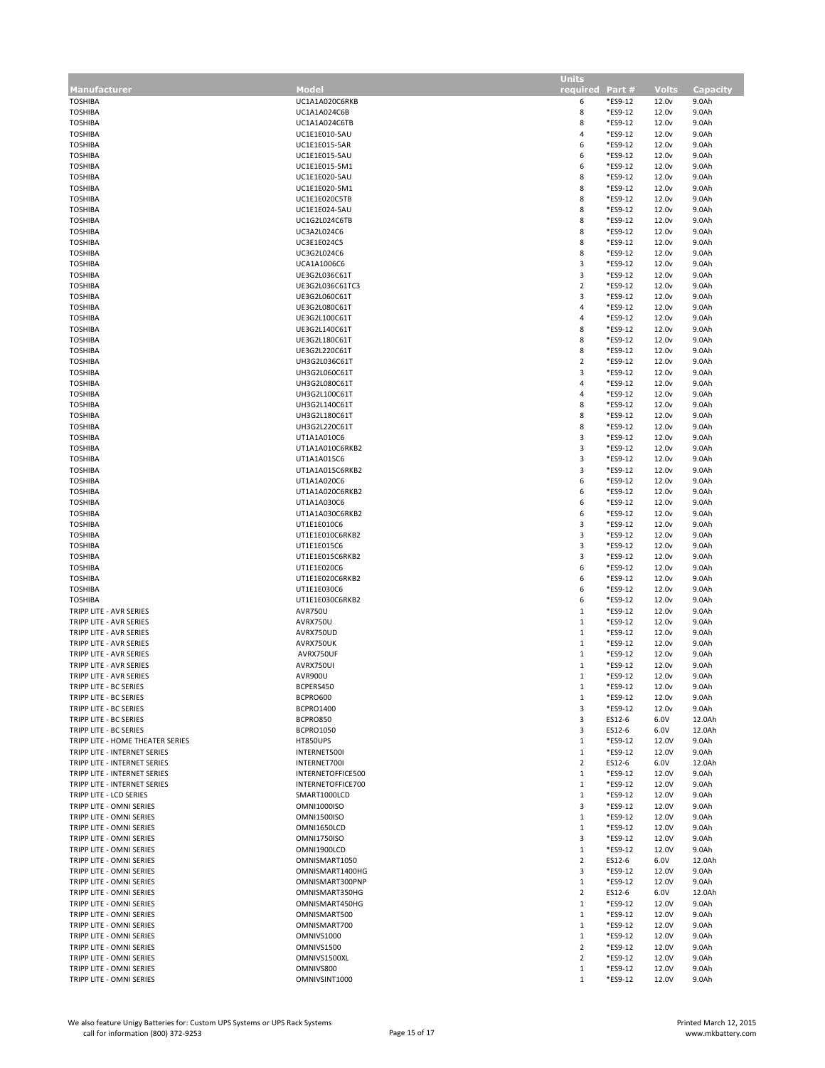| Manufacturer | Model | Units required | Part # | Volts | Capacity |
|---|---|---|---|---|---|
| TOSHIBA | UC1A1A020C6RKB | 6 | *ES9-12 | 12.0v | 9.0Ah |
| TOSHIBA | UC1A1A024C6B | 8 | *ES9-12 | 12.0v | 9.0Ah |
| TOSHIBA | UC1A1A024C6TB | 8 | *ES9-12 | 12.0v | 9.0Ah |
| TOSHIBA | UC1E1E010-5AU | 4 | *ES9-12 | 12.0v | 9.0Ah |
| TOSHIBA | UC1E1E015-5AR | 6 | *ES9-12 | 12.0v | 9.0Ah |
| TOSHIBA | UC1E1E015-5AU | 6 | *ES9-12 | 12.0v | 9.0Ah |
| TOSHIBA | UC1E1E015-5M1 | 6 | *ES9-12 | 12.0v | 9.0Ah |
| TOSHIBA | UC1E1E020-5AU | 8 | *ES9-12 | 12.0v | 9.0Ah |
| TOSHIBA | UC1E1E020-5M1 | 8 | *ES9-12 | 12.0v | 9.0Ah |
| TOSHIBA | UC1E1E020C5TB | 8 | *ES9-12 | 12.0v | 9.0Ah |
| TOSHIBA | UC1E1E024-5AU | 8 | *ES9-12 | 12.0v | 9.0Ah |
| TOSHIBA | UC1G2L024C6TB | 8 | *ES9-12 | 12.0v | 9.0Ah |
| TOSHIBA | UC3A2L024C6 | 8 | *ES9-12 | 12.0v | 9.0Ah |
| TOSHIBA | UC3E1E024C5 | 8 | *ES9-12 | 12.0v | 9.0Ah |
| TOSHIBA | UC3G2L024C6 | 8 | *ES9-12 | 12.0v | 9.0Ah |
| TOSHIBA | UCA1A1006C6 | 3 | *ES9-12 | 12.0v | 9.0Ah |
| TOSHIBA | UE3G2L036C61T | 3 | *ES9-12 | 12.0v | 9.0Ah |
| TOSHIBA | UE3G2L036C61TC3 | 2 | *ES9-12 | 12.0v | 9.0Ah |
| TOSHIBA | UE3G2L060C61T | 3 | *ES9-12 | 12.0v | 9.0Ah |
| TOSHIBA | UE3G2L080C61T | 4 | *ES9-12 | 12.0v | 9.0Ah |
| TOSHIBA | UE3G2L100C61T | 4 | *ES9-12 | 12.0v | 9.0Ah |
| TOSHIBA | UE3G2L140C61T | 8 | *ES9-12 | 12.0v | 9.0Ah |
| TOSHIBA | UE3G2L180C61T | 8 | *ES9-12 | 12.0v | 9.0Ah |
| TOSHIBA | UE3G2L220C61T | 8 | *ES9-12 | 12.0v | 9.0Ah |
| TOSHIBA | UH3G2L036C61T | 2 | *ES9-12 | 12.0v | 9.0Ah |
| TOSHIBA | UH3G2L060C61T | 3 | *ES9-12 | 12.0v | 9.0Ah |
| TOSHIBA | UH3G2L080C61T | 4 | *ES9-12 | 12.0v | 9.0Ah |
| TOSHIBA | UH3G2L100C61T | 4 | *ES9-12 | 12.0v | 9.0Ah |
| TOSHIBA | UH3G2L140C61T | 8 | *ES9-12 | 12.0v | 9.0Ah |
| TOSHIBA | UH3G2L180C61T | 8 | *ES9-12 | 12.0v | 9.0Ah |
| TOSHIBA | UH3G2L220C61T | 8 | *ES9-12 | 12.0v | 9.0Ah |
| TOSHIBA | UT1A1A010C6 | 3 | *ES9-12 | 12.0v | 9.0Ah |
| TOSHIBA | UT1A1A010C6RKB2 | 3 | *ES9-12 | 12.0v | 9.0Ah |
| TOSHIBA | UT1A1A015C6 | 3 | *ES9-12 | 12.0v | 9.0Ah |
| TOSHIBA | UT1A1A015C6RKB2 | 3 | *ES9-12 | 12.0v | 9.0Ah |
| TOSHIBA | UT1A1A020C6 | 6 | *ES9-12 | 12.0v | 9.0Ah |
| TOSHIBA | UT1A1A020C6RKB2 | 6 | *ES9-12 | 12.0v | 9.0Ah |
| TOSHIBA | UT1A1A030C6 | 6 | *ES9-12 | 12.0v | 9.0Ah |
| TOSHIBA | UT1A1A030C6RKB2 | 6 | *ES9-12 | 12.0v | 9.0Ah |
| TOSHIBA | UT1E1E010C6 | 3 | *ES9-12 | 12.0v | 9.0Ah |
| TOSHIBA | UT1E1E010C6RKB2 | 3 | *ES9-12 | 12.0v | 9.0Ah |
| TOSHIBA | UT1E1E015C6 | 3 | *ES9-12 | 12.0v | 9.0Ah |
| TOSHIBA | UT1E1E015C6RKB2 | 3 | *ES9-12 | 12.0v | 9.0Ah |
| TOSHIBA | UT1E1E020C6 | 6 | *ES9-12 | 12.0v | 9.0Ah |
| TOSHIBA | UT1E1E020C6RKB2 | 6 | *ES9-12 | 12.0v | 9.0Ah |
| TOSHIBA | UT1E1E030C6 | 6 | *ES9-12 | 12.0v | 9.0Ah |
| TOSHIBA | UT1E1E030C6RKB2 | 6 | *ES9-12 | 12.0v | 9.0Ah |
| TRIPP LITE - AVR SERIES | AVR750U | 1 | *ES9-12 | 12.0v | 9.0Ah |
| TRIPP LITE - AVR SERIES | AVRX750U | 1 | *ES9-12 | 12.0v | 9.0Ah |
| TRIPP LITE - AVR SERIES | AVRX750UD | 1 | *ES9-12 | 12.0v | 9.0Ah |
| TRIPP LITE - AVR SERIES | AVRX750UK | 1 | *ES9-12 | 12.0v | 9.0Ah |
| TRIPP LITE - AVR SERIES | AVRX750UF | 1 | *ES9-12 | 12.0v | 9.0Ah |
| TRIPP LITE - AVR SERIES | AVRX750UI | 1 | *ES9-12 | 12.0v | 9.0Ah |
| TRIPP LITE - AVR SERIES | AVR900U | 1 | *ES9-12 | 12.0v | 9.0Ah |
| TRIPP LITE - BC SERIES | BCPERS450 | 1 | *ES9-12 | 12.0v | 9.0Ah |
| TRIPP LITE - BC SERIES | BCPRO600 | 1 | *ES9-12 | 12.0v | 9.0Ah |
| TRIPP LITE - BC SERIES | BCPRO1400 | 3 | *ES9-12 | 12.0v | 9.0Ah |
| TRIPP LITE - BC SERIES | BCPRO850 | 3 | ES12-6 | 6.0V | 12.0Ah |
| TRIPP LITE - BC SERIES | BCPRO1050 | 3 | ES12-6 | 6.0V | 12.0Ah |
| TRIPP LITE - HOME THEATER SERIES | HT850UPS | 1 | *ES9-12 | 12.0V | 9.0Ah |
| TRIPP LITE - INTERNET SERIES | INTERNET500I | 1 | *ES9-12 | 12.0V | 9.0Ah |
| TRIPP LITE - INTERNET SERIES | INTERNET700I | 2 | ES12-6 | 6.0V | 12.0Ah |
| TRIPP LITE - INTERNET SERIES | INTERNETOFFICE500 | 1 | *ES9-12 | 12.0V | 9.0Ah |
| TRIPP LITE - INTERNET SERIES | INTERNETOFFICE700 | 1 | *ES9-12 | 12.0V | 9.0Ah |
| TRIPP LITE - LCD SERIES | SMART1000LCD | 1 | *ES9-12 | 12.0V | 9.0Ah |
| TRIPP LITE - OMNI SERIES | OMNI1000ISO | 3 | *ES9-12 | 12.0V | 9.0Ah |
| TRIPP LITE - OMNI SERIES | OMNI1500ISO | 1 | *ES9-12 | 12.0V | 9.0Ah |
| TRIPP LITE - OMNI SERIES | OMNI1650LCD | 1 | *ES9-12 | 12.0V | 9.0Ah |
| TRIPP LITE - OMNI SERIES | OMNI1750ISO | 3 | *ES9-12 | 12.0V | 9.0Ah |
| TRIPP LITE - OMNI SERIES | OMNI1900LCD | 1 | *ES9-12 | 12.0V | 9.0Ah |
| TRIPP LITE - OMNI SERIES | OMNISMART1050 | 2 | ES12-6 | 6.0V | 12.0Ah |
| TRIPP LITE - OMNI SERIES | OMNISMART1400HG | 3 | *ES9-12 | 12.0V | 9.0Ah |
| TRIPP LITE - OMNI SERIES | OMNISMART300PNP | 1 | *ES9-12 | 12.0V | 9.0Ah |
| TRIPP LITE - OMNI SERIES | OMNISMART350HG | 2 | ES12-6 | 6.0V | 12.0Ah |
| TRIPP LITE - OMNI SERIES | OMNISMART450HG | 1 | *ES9-12 | 12.0V | 9.0Ah |
| TRIPP LITE - OMNI SERIES | OMNISMART500 | 1 | *ES9-12 | 12.0V | 9.0Ah |
| TRIPP LITE - OMNI SERIES | OMNISMART700 | 1 | *ES9-12 | 12.0V | 9.0Ah |
| TRIPP LITE - OMNI SERIES | OMNIVS1000 | 1 | *ES9-12 | 12.0V | 9.0Ah |
| TRIPP LITE - OMNI SERIES | OMNIVS1500 | 2 | *ES9-12 | 12.0V | 9.0Ah |
| TRIPP LITE - OMNI SERIES | OMNIVS1500XL | 2 | *ES9-12 | 12.0V | 9.0Ah |
| TRIPP LITE - OMNI SERIES | OMNIVS800 | 1 | *ES9-12 | 12.0V | 9.0Ah |
| TRIPP LITE - OMNI SERIES | OMNIVSINT1000 | 1 | *ES9-12 | 12.0V | 9.0Ah |

We also feature Unigy Batteries for: Custom UPS Systems or UPS Rack Systems
call for information (800) 372-9253

Printed March 12, 2015
www.mkbattery.com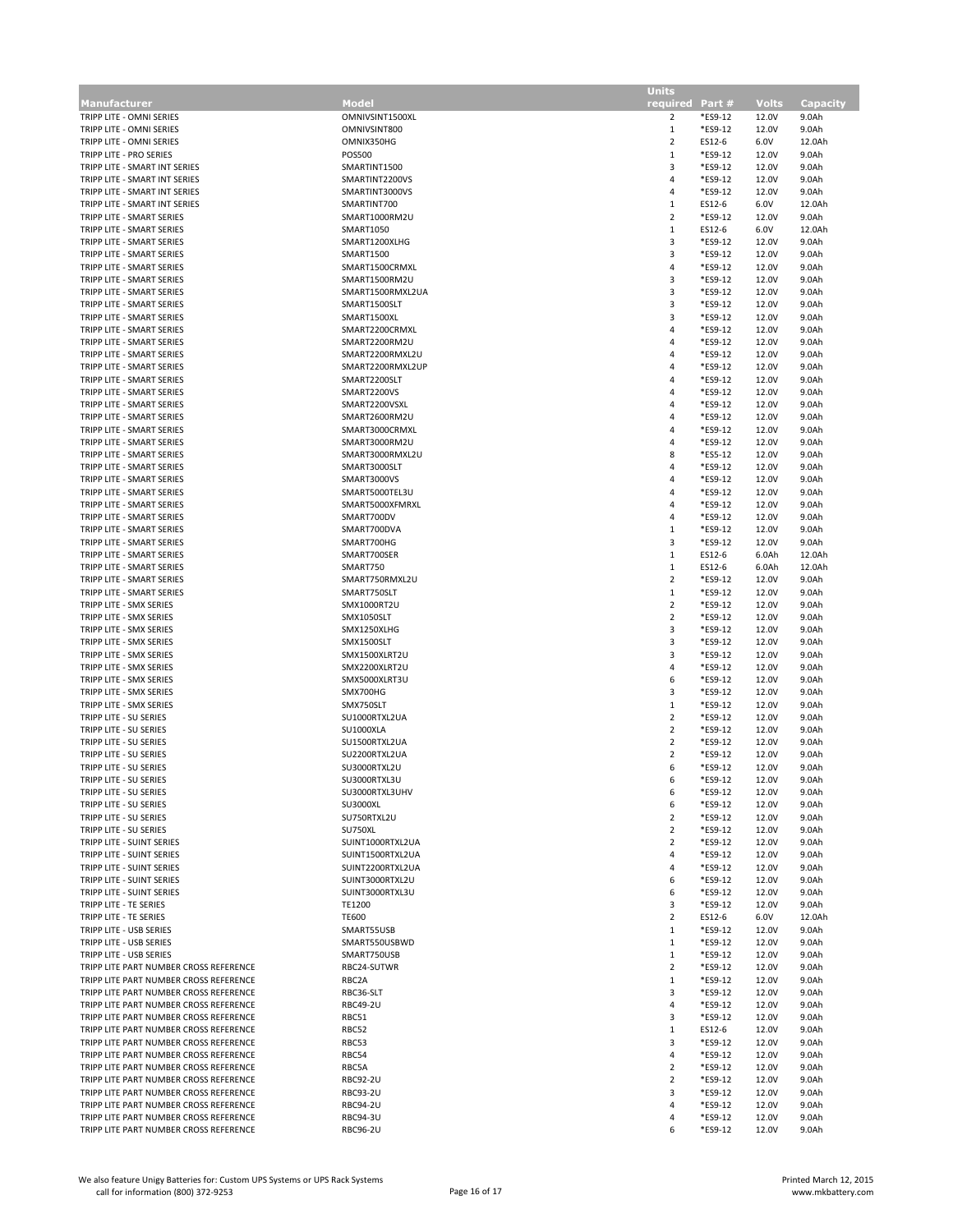| Manufacturer | Model | Units required | Part # | Volts | Capacity |
|---|---|---|---|---|---|
| TRIPP LITE - OMNI SERIES | OMNIVSINT1500XL | 2 | *ES9-12 | 12.0V | 9.0Ah |
| TRIPP LITE - OMNI SERIES | OMNIVSINT800 | 1 | *ES9-12 | 12.0V | 9.0Ah |
| TRIPP LITE - OMNI SERIES | OMNIX350HG | 2 | ES12-6 | 6.0V | 12.0Ah |
| TRIPP LITE - PRO SERIES | POS500 | 1 | *ES9-12 | 12.0V | 9.0Ah |
| TRIPP LITE - SMART INT SERIES | SMARTINT1500 | 3 | *ES9-12 | 12.0V | 9.0Ah |
| TRIPP LITE - SMART INT SERIES | SMARTINT2200VS | 4 | *ES9-12 | 12.0V | 9.0Ah |
| TRIPP LITE - SMART INT SERIES | SMARTINT3000VS | 4 | *ES9-12 | 12.0V | 9.0Ah |
| TRIPP LITE - SMART INT SERIES | SMARTINT700 | 1 | ES12-6 | 6.0V | 12.0Ah |
| TRIPP LITE - SMART SERIES | SMART1000RM2U | 2 | *ES9-12 | 12.0V | 9.0Ah |
| TRIPP LITE - SMART SERIES | SMART1050 | 1 | ES12-6 | 6.0V | 12.0Ah |
| TRIPP LITE - SMART SERIES | SMART1200XLHG | 3 | *ES9-12 | 12.0V | 9.0Ah |
| TRIPP LITE - SMART SERIES | SMART1500 | 3 | *ES9-12 | 12.0V | 9.0Ah |
| TRIPP LITE - SMART SERIES | SMART1500CRMXL | 4 | *ES9-12 | 12.0V | 9.0Ah |
| TRIPP LITE - SMART SERIES | SMART1500RM2U | 3 | *ES9-12 | 12.0V | 9.0Ah |
| TRIPP LITE - SMART SERIES | SMART1500RMXL2UA | 3 | *ES9-12 | 12.0V | 9.0Ah |
| TRIPP LITE - SMART SERIES | SMART1500SLT | 3 | *ES9-12 | 12.0V | 9.0Ah |
| TRIPP LITE - SMART SERIES | SMART1500XL | 3 | *ES9-12 | 12.0V | 9.0Ah |
| TRIPP LITE - SMART SERIES | SMART2200CRMXL | 4 | *ES9-12 | 12.0V | 9.0Ah |
| TRIPP LITE - SMART SERIES | SMART2200RM2U | 4 | *ES9-12 | 12.0V | 9.0Ah |
| TRIPP LITE - SMART SERIES | SMART2200RMXL2U | 4 | *ES9-12 | 12.0V | 9.0Ah |
| TRIPP LITE - SMART SERIES | SMART2200RMXL2UP | 4 | *ES9-12 | 12.0V | 9.0Ah |
| TRIPP LITE - SMART SERIES | SMART2200SLT | 4 | *ES9-12 | 12.0V | 9.0Ah |
| TRIPP LITE - SMART SERIES | SMART2200VS | 4 | *ES9-12 | 12.0V | 9.0Ah |
| TRIPP LITE - SMART SERIES | SMART2200VSXL | 4 | *ES9-12 | 12.0V | 9.0Ah |
| TRIPP LITE - SMART SERIES | SMART2600RM2U | 4 | *ES9-12 | 12.0V | 9.0Ah |
| TRIPP LITE - SMART SERIES | SMART3000CRMXL | 4 | *ES9-12 | 12.0V | 9.0Ah |
| TRIPP LITE - SMART SERIES | SMART3000RM2U | 4 | *ES9-12 | 12.0V | 9.0Ah |
| TRIPP LITE - SMART SERIES | SMART3000RMXL2U | 8 | *ES5-12 | 12.0V | 9.0Ah |
| TRIPP LITE - SMART SERIES | SMART3000SLT | 4 | *ES9-12 | 12.0V | 9.0Ah |
| TRIPP LITE - SMART SERIES | SMART3000VS | 4 | *ES9-12 | 12.0V | 9.0Ah |
| TRIPP LITE - SMART SERIES | SMART5000TEL3U | 4 | *ES9-12 | 12.0V | 9.0Ah |
| TRIPP LITE - SMART SERIES | SMART5000XFMRXL | 4 | *ES9-12 | 12.0V | 9.0Ah |
| TRIPP LITE - SMART SERIES | SMART700DV | 4 | *ES9-12 | 12.0V | 9.0Ah |
| TRIPP LITE - SMART SERIES | SMART700DVA | 1 | *ES9-12 | 12.0V | 9.0Ah |
| TRIPP LITE - SMART SERIES | SMART700HG | 3 | *ES9-12 | 12.0V | 9.0Ah |
| TRIPP LITE - SMART SERIES | SMART700SER | 1 | ES12-6 | 6.0Ah | 12.0Ah |
| TRIPP LITE - SMART SERIES | SMART750 | 1 | ES12-6 | 6.0Ah | 12.0Ah |
| TRIPP LITE - SMART SERIES | SMART750RMXL2U | 2 | *ES9-12 | 12.0V | 9.0Ah |
| TRIPP LITE - SMART SERIES | SMART750SLT | 1 | *ES9-12 | 12.0V | 9.0Ah |
| TRIPP LITE - SMX SERIES | SMX1000RT2U | 2 | *ES9-12 | 12.0V | 9.0Ah |
| TRIPP LITE - SMX SERIES | SMX1050SLT | 2 | *ES9-12 | 12.0V | 9.0Ah |
| TRIPP LITE - SMX SERIES | SMX1250XLHG | 3 | *ES9-12 | 12.0V | 9.0Ah |
| TRIPP LITE - SMX SERIES | SMX1500SLT | 3 | *ES9-12 | 12.0V | 9.0Ah |
| TRIPP LITE - SMX SERIES | SMX1500XLRT2U | 3 | *ES9-12 | 12.0V | 9.0Ah |
| TRIPP LITE - SMX SERIES | SMX2200XLRT2U | 4 | *ES9-12 | 12.0V | 9.0Ah |
| TRIPP LITE - SMX SERIES | SMX5000XLRT3U | 6 | *ES9-12 | 12.0V | 9.0Ah |
| TRIPP LITE - SMX SERIES | SMX700HG | 3 | *ES9-12 | 12.0V | 9.0Ah |
| TRIPP LITE - SMX SERIES | SMX750SLT | 1 | *ES9-12 | 12.0V | 9.0Ah |
| TRIPP LITE - SU SERIES | SU1000RTXL2UA | 2 | *ES9-12 | 12.0V | 9.0Ah |
| TRIPP LITE - SU SERIES | SU1000XLA | 2 | *ES9-12 | 12.0V | 9.0Ah |
| TRIPP LITE - SU SERIES | SU1500RTXL2UA | 2 | *ES9-12 | 12.0V | 9.0Ah |
| TRIPP LITE - SU SERIES | SU2200RTXL2UA | 2 | *ES9-12 | 12.0V | 9.0Ah |
| TRIPP LITE - SU SERIES | SU3000RTXL2U | 6 | *ES9-12 | 12.0V | 9.0Ah |
| TRIPP LITE - SU SERIES | SU3000RTXL3U | 6 | *ES9-12 | 12.0V | 9.0Ah |
| TRIPP LITE - SU SERIES | SU3000RTXL3UHV | 6 | *ES9-12 | 12.0V | 9.0Ah |
| TRIPP LITE - SU SERIES | SU3000XL | 6 | *ES9-12 | 12.0V | 9.0Ah |
| TRIPP LITE - SU SERIES | SU750RTXL2U | 2 | *ES9-12 | 12.0V | 9.0Ah |
| TRIPP LITE - SU SERIES | SU750XL | 2 | *ES9-12 | 12.0V | 9.0Ah |
| TRIPP LITE - SUINT SERIES | SUINT1000RTXL2UA | 2 | *ES9-12 | 12.0V | 9.0Ah |
| TRIPP LITE - SUINT SERIES | SUINT1500RTXL2UA | 4 | *ES9-12 | 12.0V | 9.0Ah |
| TRIPP LITE - SUINT SERIES | SUINT2200RTXL2UA | 4 | *ES9-12 | 12.0V | 9.0Ah |
| TRIPP LITE - SUINT SERIES | SUINT3000RTXL2U | 6 | *ES9-12 | 12.0V | 9.0Ah |
| TRIPP LITE - SUINT SERIES | SUINT3000RTXL3U | 6 | *ES9-12 | 12.0V | 9.0Ah |
| TRIPP LITE - TE SERIES | TE1200 | 3 | *ES9-12 | 12.0V | 9.0Ah |
| TRIPP LITE - TE SERIES | TE600 | 2 | ES12-6 | 6.0V | 12.0Ah |
| TRIPP LITE - USB SERIES | SMART55USB | 1 | *ES9-12 | 12.0V | 9.0Ah |
| TRIPP LITE - USB SERIES | SMART550USBWD | 1 | *ES9-12 | 12.0V | 9.0Ah |
| TRIPP LITE - USB SERIES | SMART750USB | 1 | *ES9-12 | 12.0V | 9.0Ah |
| TRIPP LITE PART NUMBER CROSS REFERENCE | RBC24-SUTWR | 2 | *ES9-12 | 12.0V | 9.0Ah |
| TRIPP LITE PART NUMBER CROSS REFERENCE | RBC2A | 1 | *ES9-12 | 12.0V | 9.0Ah |
| TRIPP LITE PART NUMBER CROSS REFERENCE | RBC36-SLT | 3 | *ES9-12 | 12.0V | 9.0Ah |
| TRIPP LITE PART NUMBER CROSS REFERENCE | RBC49-2U | 4 | *ES9-12 | 12.0V | 9.0Ah |
| TRIPP LITE PART NUMBER CROSS REFERENCE | RBC51 | 3 | *ES9-12 | 12.0V | 9.0Ah |
| TRIPP LITE PART NUMBER CROSS REFERENCE | RBC52 | 1 | ES12-6 | 12.0V | 9.0Ah |
| TRIPP LITE PART NUMBER CROSS REFERENCE | RBC53 | 3 | *ES9-12 | 12.0V | 9.0Ah |
| TRIPP LITE PART NUMBER CROSS REFERENCE | RBC54 | 4 | *ES9-12 | 12.0V | 9.0Ah |
| TRIPP LITE PART NUMBER CROSS REFERENCE | RBC5A | 2 | *ES9-12 | 12.0V | 9.0Ah |
| TRIPP LITE PART NUMBER CROSS REFERENCE | RBC92-2U | 2 | *ES9-12 | 12.0V | 9.0Ah |
| TRIPP LITE PART NUMBER CROSS REFERENCE | RBC93-2U | 3 | *ES9-12 | 12.0V | 9.0Ah |
| TRIPP LITE PART NUMBER CROSS REFERENCE | RBC94-2U | 4 | *ES9-12 | 12.0V | 9.0Ah |
| TRIPP LITE PART NUMBER CROSS REFERENCE | RBC94-3U | 4 | *ES9-12 | 12.0V | 9.0Ah |
| TRIPP LITE PART NUMBER CROSS REFERENCE | RBC96-2U | 6 | *ES9-12 | 12.0V | 9.0Ah |

We also feature Unigy Batteries for: Custom UPS Systems or UPS Rack Systems
call for information (800) 372-9253

Printed March 12, 2015
www.mkbattery.com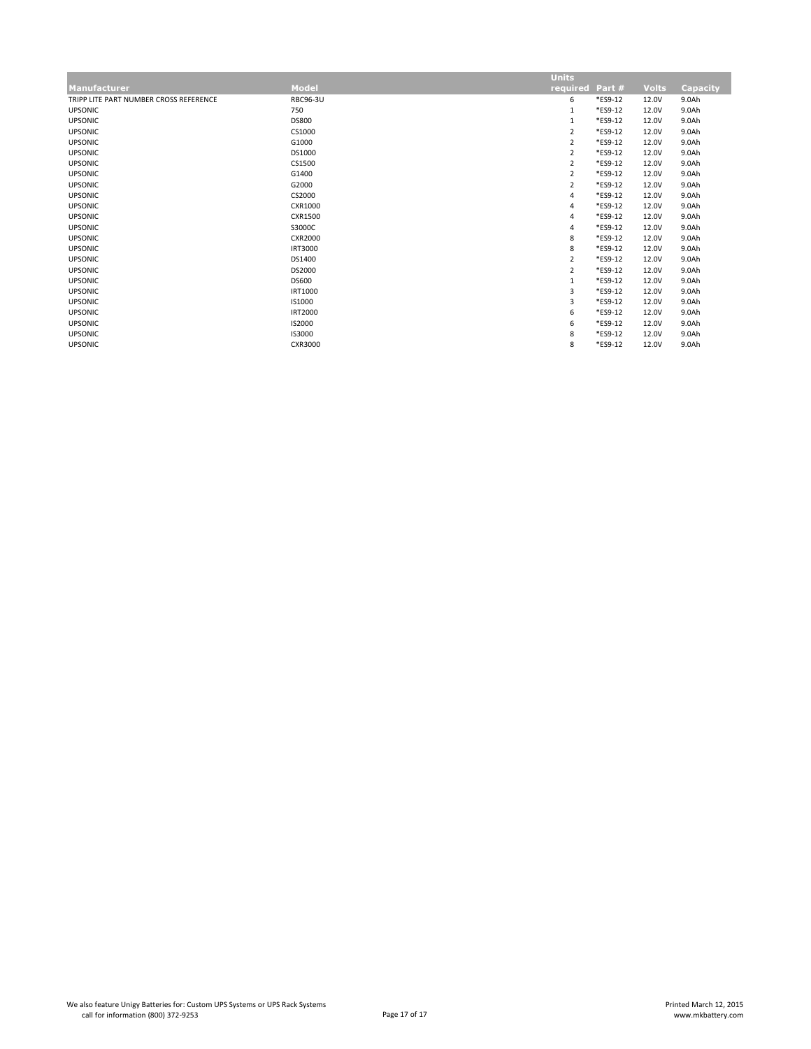| Manufacturer | Model | Units required | Part # | Volts | Capacity |
|---|---|---|---|---|---|
| TRIPP LITE PART NUMBER CROSS REFERENCE | RBC96-3U | 6 | *ES9-12 | 12.0V | 9.0Ah |
| UPSONIC | 750 | 1 | *ES9-12 | 12.0V | 9.0Ah |
| UPSONIC | DS800 | 1 | *ES9-12 | 12.0V | 9.0Ah |
| UPSONIC | CS1000 | 2 | *ES9-12 | 12.0V | 9.0Ah |
| UPSONIC | G1000 | 2 | *ES9-12 | 12.0V | 9.0Ah |
| UPSONIC | DS1000 | 2 | *ES9-12 | 12.0V | 9.0Ah |
| UPSONIC | CS1500 | 2 | *ES9-12 | 12.0V | 9.0Ah |
| UPSONIC | G1400 | 2 | *ES9-12 | 12.0V | 9.0Ah |
| UPSONIC | G2000 | 2 | *ES9-12 | 12.0V | 9.0Ah |
| UPSONIC | CS2000 | 4 | *ES9-12 | 12.0V | 9.0Ah |
| UPSONIC | CXR1000 | 4 | *ES9-12 | 12.0V | 9.0Ah |
| UPSONIC | CXR1500 | 4 | *ES9-12 | 12.0V | 9.0Ah |
| UPSONIC | S3000C | 4 | *ES9-12 | 12.0V | 9.0Ah |
| UPSONIC | CXR2000 | 8 | *ES9-12 | 12.0V | 9.0Ah |
| UPSONIC | IRT3000 | 8 | *ES9-12 | 12.0V | 9.0Ah |
| UPSONIC | DS1400 | 2 | *ES9-12 | 12.0V | 9.0Ah |
| UPSONIC | DS2000 | 2 | *ES9-12 | 12.0V | 9.0Ah |
| UPSONIC | DS600 | 1 | *ES9-12 | 12.0V | 9.0Ah |
| UPSONIC | IRT1000 | 3 | *ES9-12 | 12.0V | 9.0Ah |
| UPSONIC | IS1000 | 3 | *ES9-12 | 12.0V | 9.0Ah |
| UPSONIC | IRT2000 | 6 | *ES9-12 | 12.0V | 9.0Ah |
| UPSONIC | IS2000 | 6 | *ES9-12 | 12.0V | 9.0Ah |
| UPSONIC | IS3000 | 8 | *ES9-12 | 12.0V | 9.0Ah |
| UPSONIC | CXR3000 | 8 | *ES9-12 | 12.0V | 9.0Ah |

We also feature Unigy Batteries for: Custom UPS Systems or UPS Rack Systems
call for information (800) 372-9253

Printed March 12, 2015
www.mkbattery.com